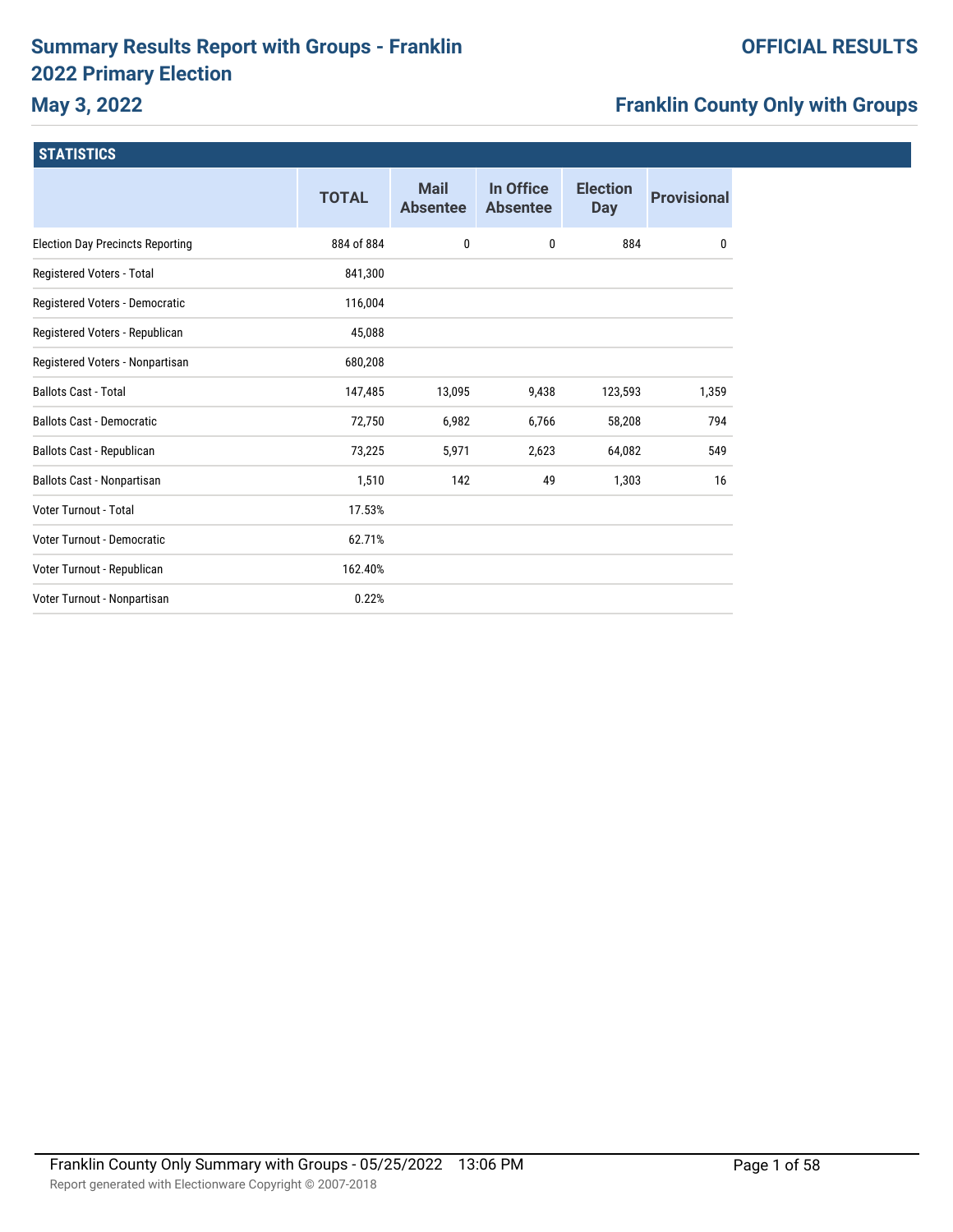# Summary Results Report with Groups - Franklin 2022 Primary Election

## May 3, 2022

**OFFICIAL RESULTS**

**Franklin County Only with Groups**

### STATISTICS

| | TOTAL | Mail Absentee | In Office Absentee | Election Day | Provisional |
|---|---|---|---|---|---|
| Election Day Precincts Reporting | 884 of 884 | 0 | 0 | 884 | 0 |
| Registered Voters - Total | 841,300 | | | | |
| Registered Voters - Democratic | 116,004 | | | | |
| Registered Voters - Republican | 45,088 | | | | |
| Registered Voters - Nonpartisan | 680,208 | | | | |
| Ballots Cast - Total | 147,485 | 13,095 | 9,438 | 123,593 | 1,359 |
| Ballots Cast - Democratic | 72,750 | 6,982 | 6,766 | 58,208 | 794 |
| Ballots Cast - Republican | 73,225 | 5,971 | 2,623 | 64,082 | 549 |
| Ballots Cast - Nonpartisan | 1,510 | 142 | 49 | 1,303 | 16 |
| Voter Turnout - Total | 17.53% | | | | |
| Voter Turnout - Democratic | 62.71% | | | | |
| Voter Turnout - Republican | 162.40% | | | | |
| Voter Turnout - Nonpartisan | 0.22% | | | | |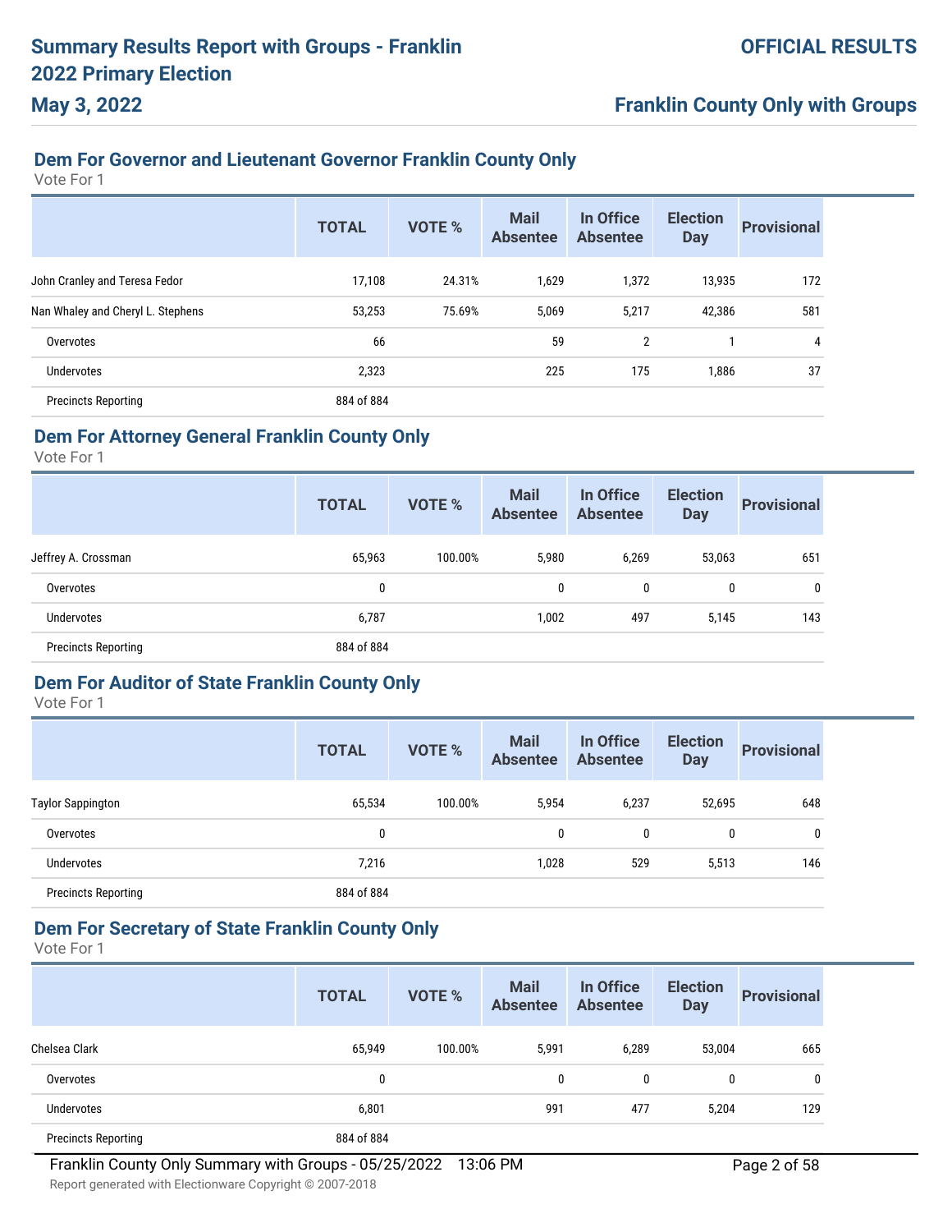# Summary Results Report with Groups - Franklin 2022 Primary Election

**May 3, 2022**

**OFFICIAL RESULTS**

**Franklin County Only with Groups**

## Dem For Governor and Lieutenant Governor Franklin County Only

Vote For 1

| | TOTAL | VOTE % | Mail Absentee | In Office Absentee | Election Day | Provisional |
|---|---|---|---|---|---|---|
| John Cranley and Teresa Fedor | 17,108 | 24.31% | 1,629 | 1,372 | 13,935 | 172 |
| Nan Whaley and Cheryl L. Stephens | 53,253 | 75.69% | 5,069 | 5,217 | 42,386 | 581 |
| Overvotes | 66 | | 59 | 2 | 1 | 4 |
| Undervotes | 2,323 | | 225 | 175 | 1,886 | 37 |
| Precincts Reporting | 884 of 884 | | | | | |

## Dem For Attorney General Franklin County Only

Vote For 1

| | TOTAL | VOTE % | Mail Absentee | In Office Absentee | Election Day | Provisional |
|---|---|---|---|---|---|---|
| Jeffrey A. Crossman | 65,963 | 100.00% | 5,980 | 6,269 | 53,063 | 651 |
| Overvotes | 0 | | 0 | 0 | 0 | 0 |
| Undervotes | 6,787 | | 1,002 | 497 | 5,145 | 143 |
| Precincts Reporting | 884 of 884 | | | | | |

## Dem For Auditor of State Franklin County Only

Vote For 1

| | TOTAL | VOTE % | Mail Absentee | In Office Absentee | Election Day | Provisional |
|---|---|---|---|---|---|---|
| Taylor Sappington | 65,534 | 100.00% | 5,954 | 6,237 | 52,695 | 648 |
| Overvotes | 0 | | 0 | 0 | 0 | 0 |
| Undervotes | 7,216 | | 1,028 | 529 | 5,513 | 146 |
| Precincts Reporting | 884 of 884 | | | | | |

## Dem For Secretary of State Franklin County Only

Vote For 1

| | TOTAL | VOTE % | Mail Absentee | In Office Absentee | Election Day | Provisional |
|---|---|---|---|---|---|---|
| Chelsea Clark | 65,949 | 100.00% | 5,991 | 6,289 | 53,004 | 665 |
| Overvotes | 0 | | 0 | 0 | 0 | 0 |
| Undervotes | 6,801 | | 991 | 477 | 5,204 | 129 |
| Precincts Reporting | 884 of 884 | | | | | |

Franklin County Only Summary with Groups - 05/25/2022 13:06 PM

Report generated with Electionware Copyright © 2007-2018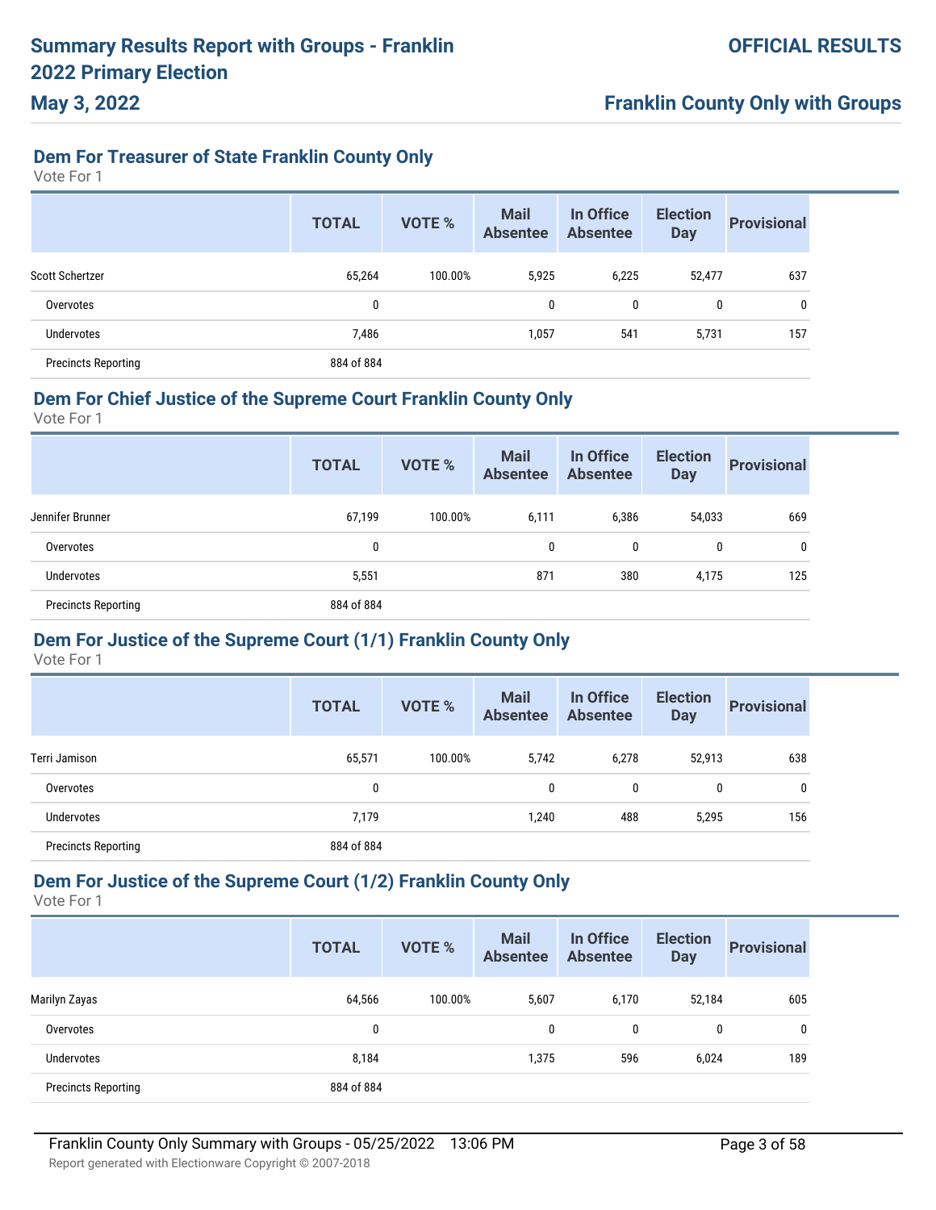## Dem For Treasurer of State Franklin County Only

Vote For 1

| | TOTAL | VOTE % | Mail Absentee | In Office Absentee | Election Day | Provisional |
|---|---|---|---|---|---|---|
| Scott Schertzer | 65,264 | 100.00% | 5,925 | 6,225 | 52,477 | 637 |
| Overvotes | 0 | | 0 | 0 | 0 | 0 |
| Undervotes | 7,486 | | 1,057 | 541 | 5,731 | 157 |
| Precincts Reporting | 884 of 884 | | | | | |

## Dem For Chief Justice of the Supreme Court Franklin County Only

Vote For 1

| | TOTAL | VOTE % | Mail Absentee | In Office Absentee | Election Day | Provisional |
|---|---|---|---|---|---|---|
| Jennifer Brunner | 67,199 | 100.00% | 6,111 | 6,386 | 54,033 | 669 |
| Overvotes | 0 | | 0 | 0 | 0 | 0 |
| Undervotes | 5,551 | | 871 | 380 | 4,175 | 125 |
| Precincts Reporting | 884 of 884 | | | | | |

## Dem For Justice of the Supreme Court (1/1) Franklin County Only

Vote For 1

| | TOTAL | VOTE % | Mail Absentee | In Office Absentee | Election Day | Provisional |
|---|---|---|---|---|---|---|
| Terri Jamison | 65,571 | 100.00% | 5,742 | 6,278 | 52,913 | 638 |
| Overvotes | 0 | | 0 | 0 | 0 | 0 |
| Undervotes | 7,179 | | 1,240 | 488 | 5,295 | 156 |
| Precincts Reporting | 884 of 884 | | | | | |

## Dem For Justice of the Supreme Court (1/2) Franklin County Only

Vote For 1

| | TOTAL | VOTE % | Mail Absentee | In Office Absentee | Election Day | Provisional |
|---|---|---|---|---|---|---|
| Marilyn Zayas | 64,566 | 100.00% | 5,607 | 6,170 | 52,184 | 605 |
| Overvotes | 0 | | 0 | 0 | 0 | 0 |
| Undervotes | 8,184 | | 1,375 | 596 | 6,024 | 189 |
| Precincts Reporting | 884 of 884 | | | | | |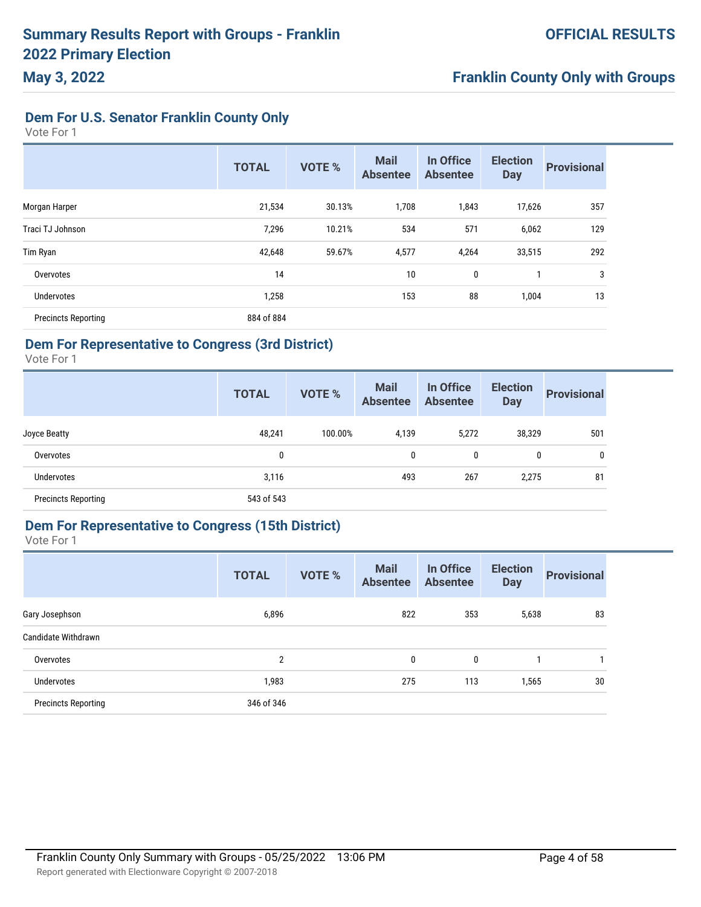# Summary Results Report with Groups - Franklin 2022 Primary Election

**May 3, 2022**

**OFFICIAL RESULTS**

**Franklin County Only with Groups**

## Dem For U.S. Senator Franklin County Only

Vote For 1

| | TOTAL | VOTE % | Mail Absentee | In Office Absentee | Election Day | Provisional |
|---|---|---|---|---|---|---|
| Morgan Harper | 21,534 | 30.13% | 1,708 | 1,843 | 17,626 | 357 |
| Traci TJ Johnson | 7,296 | 10.21% | 534 | 571 | 6,062 | 129 |
| Tim Ryan | 42,648 | 59.67% | 4,577 | 4,264 | 33,515 | 292 |
| Overvotes | 14 | | 10 | 0 | 1 | 3 |
| Undervotes | 1,258 | | 153 | 88 | 1,004 | 13 |
| Precincts Reporting | 884 of 884 | | | | | |

## Dem For Representative to Congress (3rd District)

Vote For 1

| | TOTAL | VOTE % | Mail Absentee | In Office Absentee | Election Day | Provisional |
|---|---|---|---|---|---|---|
| Joyce Beatty | 48,241 | 100.00% | 4,139 | 5,272 | 38,329 | 501 |
| Overvotes | 0 | | 0 | 0 | 0 | 0 |
| Undervotes | 3,116 | | 493 | 267 | 2,275 | 81 |
| Precincts Reporting | 543 of 543 | | | | | |

## Dem For Representative to Congress (15th District)

Vote For 1

| | TOTAL | VOTE % | Mail Absentee | In Office Absentee | Election Day | Provisional |
|---|---|---|---|---|---|---|
| Gary Josephson | 6,896 | | 822 | 353 | 5,638 | 83 |
| Candidate Withdrawn | | | | | | |
| Overvotes | 2 | | 0 | 0 | 1 | 1 |
| Undervotes | 1,983 | | 275 | 113 | 1,565 | 30 |
| Precincts Reporting | 346 of 346 | | | | | |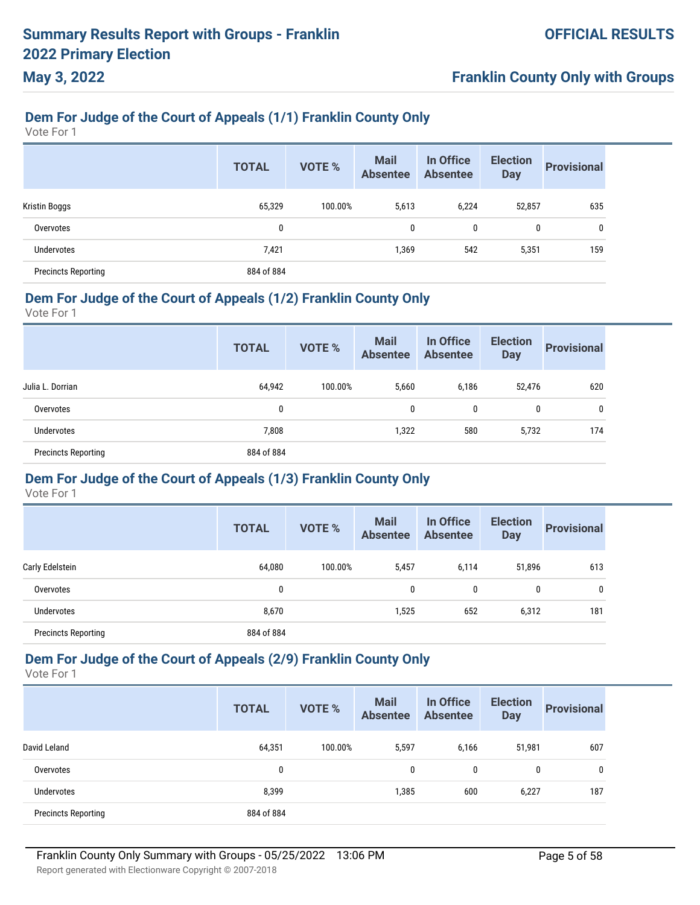# Summary Results Report with Groups - Franklin 2022 Primary Election

**May 3, 2022**

**OFFICIAL RESULTS**

**Franklin County Only with Groups**

## Dem For Judge of the Court of Appeals (1/1) Franklin County Only

Vote For 1

| | TOTAL | VOTE % | Mail Absentee | In Office Absentee | Election Day | Provisional |
|---|---|---|---|---|---|---|
| Kristin Boggs | 65,329 | 100.00% | 5,613 | 6,224 | 52,857 | 635 |
| Overvotes | 0 | | 0 | 0 | 0 | 0 |
| Undervotes | 7,421 | | 1,369 | 542 | 5,351 | 159 |
| Precincts Reporting | 884 of 884 | | | | | |

## Dem For Judge of the Court of Appeals (1/2) Franklin County Only

Vote For 1

| | TOTAL | VOTE % | Mail Absentee | In Office Absentee | Election Day | Provisional |
|---|---|---|---|---|---|---|
| Julia L. Dorrian | 64,942 | 100.00% | 5,660 | 6,186 | 52,476 | 620 |
| Overvotes | 0 | | 0 | 0 | 0 | 0 |
| Undervotes | 7,808 | | 1,322 | 580 | 5,732 | 174 |
| Precincts Reporting | 884 of 884 | | | | | |

## Dem For Judge of the Court of Appeals (1/3) Franklin County Only

Vote For 1

| | TOTAL | VOTE % | Mail Absentee | In Office Absentee | Election Day | Provisional |
|---|---|---|---|---|---|---|
| Carly Edelstein | 64,080 | 100.00% | 5,457 | 6,114 | 51,896 | 613 |
| Overvotes | 0 | | 0 | 0 | 0 | 0 |
| Undervotes | 8,670 | | 1,525 | 652 | 6,312 | 181 |
| Precincts Reporting | 884 of 884 | | | | | |

## Dem For Judge of the Court of Appeals (2/9) Franklin County Only

Vote For 1

| | TOTAL | VOTE % | Mail Absentee | In Office Absentee | Election Day | Provisional |
|---|---|---|---|---|---|---|
| David Leland | 64,351 | 100.00% | 5,597 | 6,166 | 51,981 | 607 |
| Overvotes | 0 | | 0 | 0 | 0 | 0 |
| Undervotes | 8,399 | | 1,385 | 600 | 6,227 | 187 |
| Precincts Reporting | 884 of 884 | | | | | |

Franklin County Only Summary with Groups - 05/25/2022 13:06 PM

Report generated with Electionware Copyright © 2007-2018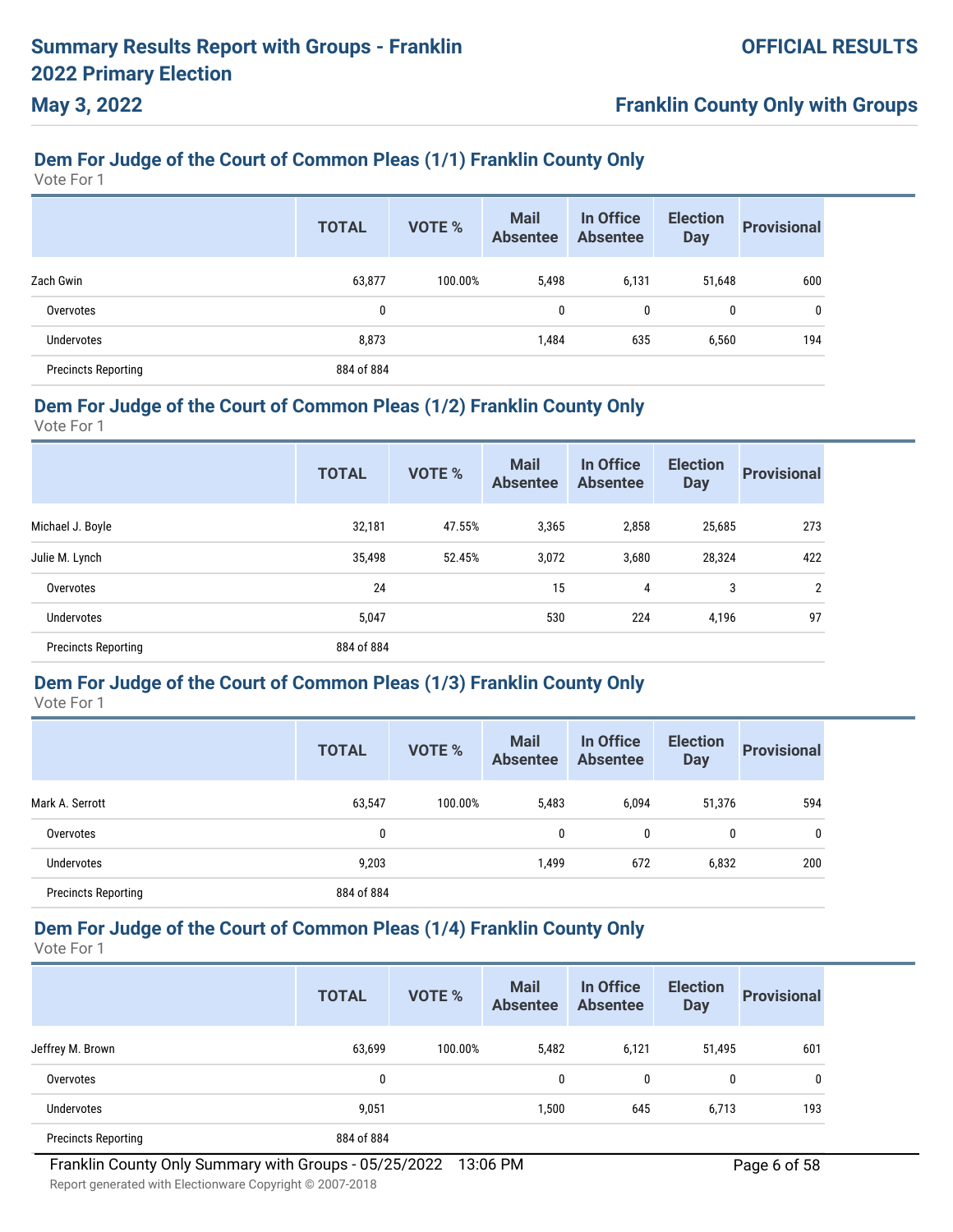# Summary Results Report with Groups - Franklin 2022 Primary Election

**May 3, 2022**

**OFFICIAL RESULTS**

**Franklin County Only with Groups**

## Dem For Judge of the Court of Common Pleas (1/1) Franklin County Only

Vote For 1

| | TOTAL | VOTE % | Mail Absentee | In Office Absentee | Election Day | Provisional |
|---|---|---|---|---|---|---|
| Zach Gwin | 63,877 | 100.00% | 5,498 | 6,131 | 51,648 | 600 |
| Overvotes | 0 | | 0 | 0 | 0 | 0 |
| Undervotes | 8,873 | | 1,484 | 635 | 6,560 | 194 |
| Precincts Reporting | 884 of 884 | | | | | |

## Dem For Judge of the Court of Common Pleas (1/2) Franklin County Only

Vote For 1

| | TOTAL | VOTE % | Mail Absentee | In Office Absentee | Election Day | Provisional |
|---|---|---|---|---|---|---|
| Michael J. Boyle | 32,181 | 47.55% | 3,365 | 2,858 | 25,685 | 273 |
| Julie M. Lynch | 35,498 | 52.45% | 3,072 | 3,680 | 28,324 | 422 |
| Overvotes | 24 | | 15 | 4 | 3 | 2 |
| Undervotes | 5,047 | | 530 | 224 | 4,196 | 97 |
| Precincts Reporting | 884 of 884 | | | | | |

## Dem For Judge of the Court of Common Pleas (1/3) Franklin County Only

Vote For 1

| | TOTAL | VOTE % | Mail Absentee | In Office Absentee | Election Day | Provisional |
|---|---|---|---|---|---|---|
| Mark A. Serrott | 63,547 | 100.00% | 5,483 | 6,094 | 51,376 | 594 |
| Overvotes | 0 | | 0 | 0 | 0 | 0 |
| Undervotes | 9,203 | | 1,499 | 672 | 6,832 | 200 |
| Precincts Reporting | 884 of 884 | | | | | |

## Dem For Judge of the Court of Common Pleas (1/4) Franklin County Only

Vote For 1

| | TOTAL | VOTE % | Mail Absentee | In Office Absentee | Election Day | Provisional |
|---|---|---|---|---|---|---|
| Jeffrey M. Brown | 63,699 | 100.00% | 5,482 | 6,121 | 51,495 | 601 |
| Overvotes | 0 | | 0 | 0 | 0 | 0 |
| Undervotes | 9,051 | | 1,500 | 645 | 6,713 | 193 |
| Precincts Reporting | 884 of 884 | | | | | |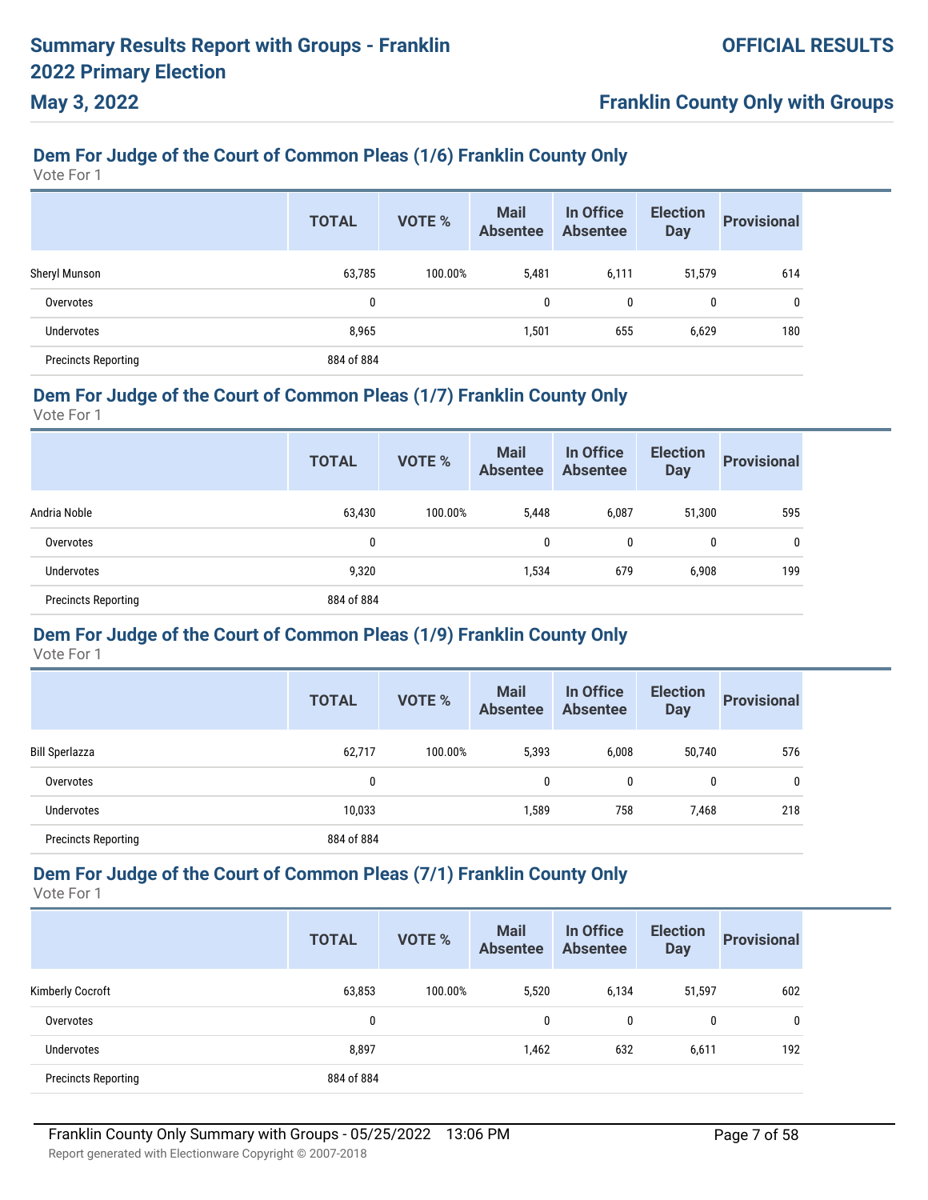## Dem For Judge of the Court of Common Pleas (1/6) Franklin County Only

Vote For 1

| | TOTAL | VOTE % | Mail Absentee | In Office Absentee | Election Day | Provisional |
|---|---|---|---|---|---|---|
| Sheryl Munson | 63,785 | 100.00% | 5,481 | 6,111 | 51,579 | 614 |
| Overvotes | 0 | | 0 | 0 | 0 | 0 |
| Undervotes | 8,965 | | 1,501 | 655 | 6,629 | 180 |
| Precincts Reporting | 884 of 884 | | | | | |

## Dem For Judge of the Court of Common Pleas (1/7) Franklin County Only

Vote For 1

| | TOTAL | VOTE % | Mail Absentee | In Office Absentee | Election Day | Provisional |
|---|---|---|---|---|---|---|
| Andria Noble | 63,430 | 100.00% | 5,448 | 6,087 | 51,300 | 595 |
| Overvotes | 0 | | 0 | 0 | 0 | 0 |
| Undervotes | 9,320 | | 1,534 | 679 | 6,908 | 199 |
| Precincts Reporting | 884 of 884 | | | | | |

## Dem For Judge of the Court of Common Pleas (1/9) Franklin County Only

Vote For 1

| | TOTAL | VOTE % | Mail Absentee | In Office Absentee | Election Day | Provisional |
|---|---|---|---|---|---|---|
| Bill Sperlazza | 62,717 | 100.00% | 5,393 | 6,008 | 50,740 | 576 |
| Overvotes | 0 | | 0 | 0 | 0 | 0 |
| Undervotes | 10,033 | | 1,589 | 758 | 7,468 | 218 |
| Precincts Reporting | 884 of 884 | | | | | |

## Dem For Judge of the Court of Common Pleas (7/1) Franklin County Only

Vote For 1

| | TOTAL | VOTE % | Mail Absentee | In Office Absentee | Election Day | Provisional |
|---|---|---|---|---|---|---|
| Kimberly Cocroft | 63,853 | 100.00% | 5,520 | 6,134 | 51,597 | 602 |
| Overvotes | 0 | | 0 | 0 | 0 | 0 |
| Undervotes | 8,897 | | 1,462 | 632 | 6,611 | 192 |
| Precincts Reporting | 884 of 884 | | | | | |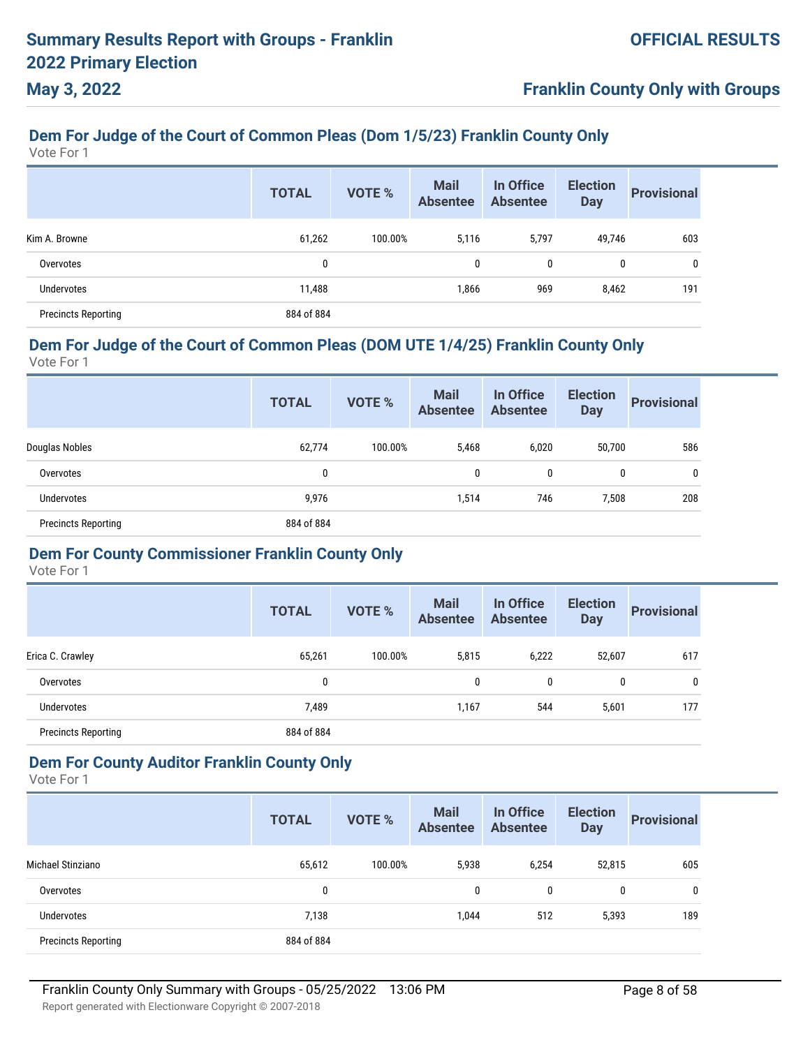### Dem For Judge of the Court of Common Pleas (Dom 1/5/23) Franklin County Only

Vote For 1

| | TOTAL | VOTE % | Mail Absentee | In Office Absentee | Election Day | Provisional |
|---|---|---|---|---|---|---|
| Kim A. Browne | 61,262 | 100.00% | 5,116 | 5,797 | 49,746 | 603 |
| Overvotes | 0 | | 0 | 0 | 0 | 0 |
| Undervotes | 11,488 | | 1,866 | 969 | 8,462 | 191 |
| Precincts Reporting | 884 of 884 | | | | | |

### Dem For Judge of the Court of Common Pleas (DOM UTE 1/4/25) Franklin County Only

Vote For 1

| | TOTAL | VOTE % | Mail Absentee | In Office Absentee | Election Day | Provisional |
|---|---|---|---|---|---|---|
| Douglas Nobles | 62,774 | 100.00% | 5,468 | 6,020 | 50,700 | 586 |
| Overvotes | 0 | | 0 | 0 | 0 | 0 |
| Undervotes | 9,976 | | 1,514 | 746 | 7,508 | 208 |
| Precincts Reporting | 884 of 884 | | | | | |

### Dem For County Commissioner Franklin County Only

Vote For 1

| | TOTAL | VOTE % | Mail Absentee | In Office Absentee | Election Day | Provisional |
|---|---|---|---|---|---|---|
| Erica C. Crawley | 65,261 | 100.00% | 5,815 | 6,222 | 52,607 | 617 |
| Overvotes | 0 | | 0 | 0 | 0 | 0 |
| Undervotes | 7,489 | | 1,167 | 544 | 5,601 | 177 |
| Precincts Reporting | 884 of 884 | | | | | |

### Dem For County Auditor Franklin County Only

Vote For 1

| | TOTAL | VOTE % | Mail Absentee | In Office Absentee | Election Day | Provisional |
|---|---|---|---|---|---|---|
| Michael Stinziano | 65,612 | 100.00% | 5,938 | 6,254 | 52,815 | 605 |
| Overvotes | 0 | | 0 | 0 | 0 | 0 |
| Undervotes | 7,138 | | 1,044 | 512 | 5,393 | 189 |
| Precincts Reporting | 884 of 884 | | | | | |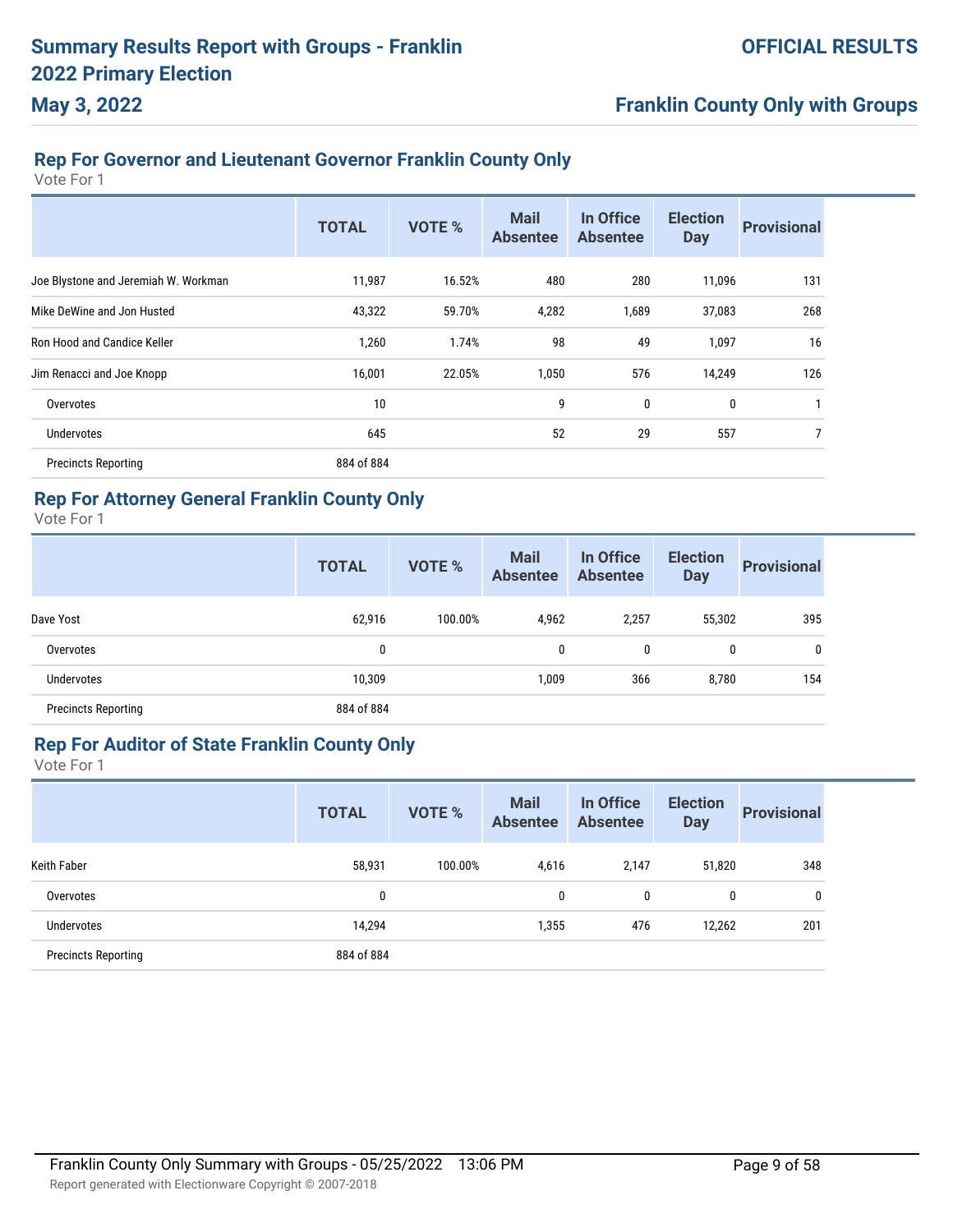## Rep For Governor and Lieutenant Governor Franklin County Only

Vote For 1

| | TOTAL | VOTE % | Mail Absentee | In Office Absentee | Election Day | Provisional |
|---|---|---|---|---|---|---|
| Joe Blystone and Jeremiah W. Workman | 11,987 | 16.52% | 480 | 280 | 11,096 | 131 |
| Mike DeWine and Jon Husted | 43,322 | 59.70% | 4,282 | 1,689 | 37,083 | 268 |
| Ron Hood and Candice Keller | 1,260 | 1.74% | 98 | 49 | 1,097 | 16 |
| Jim Renacci and Joe Knopp | 16,001 | 22.05% | 1,050 | 576 | 14,249 | 126 |
| Overvotes | 10 | | 9 | 0 | 0 | 1 |
| Undervotes | 645 | | 52 | 29 | 557 | 7 |
| Precincts Reporting | 884 of 884 | | | | | |

## Rep For Attorney General Franklin County Only

Vote For 1

| | TOTAL | VOTE % | Mail Absentee | In Office Absentee | Election Day | Provisional |
|---|---|---|---|---|---|---|
| Dave Yost | 62,916 | 100.00% | 4,962 | 2,257 | 55,302 | 395 |
| Overvotes | 0 | | 0 | 0 | 0 | 0 |
| Undervotes | 10,309 | | 1,009 | 366 | 8,780 | 154 |
| Precincts Reporting | 884 of 884 | | | | | |

## Rep For Auditor of State Franklin County Only

Vote For 1

| | TOTAL | VOTE % | Mail Absentee | In Office Absentee | Election Day | Provisional |
|---|---|---|---|---|---|---|
| Keith Faber | 58,931 | 100.00% | 4,616 | 2,147 | 51,820 | 348 |
| Overvotes | 0 | | 0 | 0 | 0 | 0 |
| Undervotes | 14,294 | | 1,355 | 476 | 12,262 | 201 |
| Precincts Reporting | 884 of 884 | | | | | |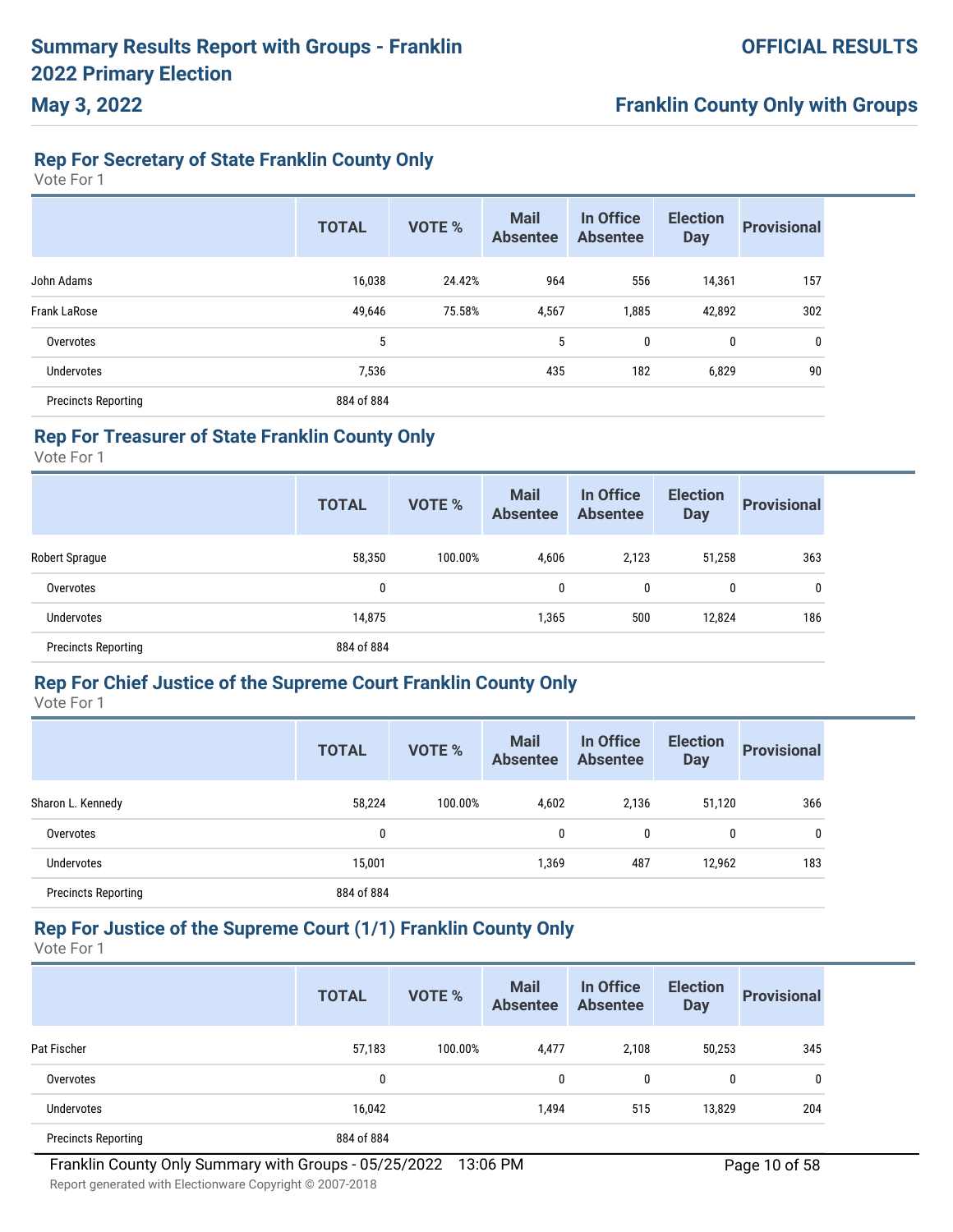# Summary Results Report with Groups - Franklin 2022 Primary Election

**May 3, 2022**

**OFFICIAL RESULTS**

**Franklin County Only with Groups**

## Rep For Secretary of State Franklin County Only

Vote For 1

| | TOTAL | VOTE % | Mail Absentee | In Office Absentee | Election Day | Provisional |
|---|---|---|---|---|---|---|
| John Adams | 16,038 | 24.42% | 964 | 556 | 14,361 | 157 |
| Frank LaRose | 49,646 | 75.58% | 4,567 | 1,885 | 42,892 | 302 |
| Overvotes | 5 | | 5 | 0 | 0 | 0 |
| Undervotes | 7,536 | | 435 | 182 | 6,829 | 90 |
| Precincts Reporting | 884 of 884 | | | | | |

## Rep For Treasurer of State Franklin County Only

Vote For 1

| | TOTAL | VOTE % | Mail Absentee | In Office Absentee | Election Day | Provisional |
|---|---|---|---|---|---|---|
| Robert Sprague | 58,350 | 100.00% | 4,606 | 2,123 | 51,258 | 363 |
| Overvotes | 0 | | 0 | 0 | 0 | 0 |
| Undervotes | 14,875 | | 1,365 | 500 | 12,824 | 186 |
| Precincts Reporting | 884 of 884 | | | | | |

## Rep For Chief Justice of the Supreme Court Franklin County Only

Vote For 1

| | TOTAL | VOTE % | Mail Absentee | In Office Absentee | Election Day | Provisional |
|---|---|---|---|---|---|---|
| Sharon L. Kennedy | 58,224 | 100.00% | 4,602 | 2,136 | 51,120 | 366 |
| Overvotes | 0 | | 0 | 0 | 0 | 0 |
| Undervotes | 15,001 | | 1,369 | 487 | 12,962 | 183 |
| Precincts Reporting | 884 of 884 | | | | | |

## Rep For Justice of the Supreme Court (1/1) Franklin County Only

Vote For 1

| | TOTAL | VOTE % | Mail Absentee | In Office Absentee | Election Day | Provisional |
|---|---|---|---|---|---|---|
| Pat Fischer | 57,183 | 100.00% | 4,477 | 2,108 | 50,253 | 345 |
| Overvotes | 0 | | 0 | 0 | 0 | 0 |
| Undervotes | 16,042 | | 1,494 | 515 | 13,829 | 204 |
| Precincts Reporting | 884 of 884 | | | | | |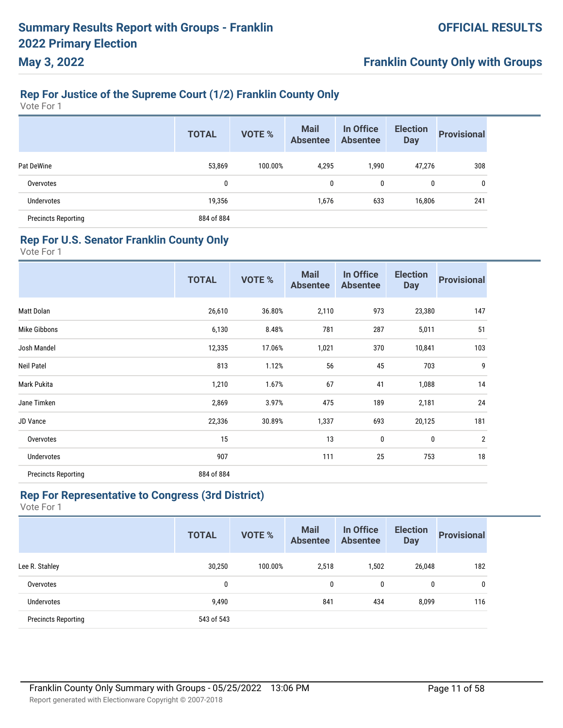# Summary Results Report with Groups - Franklin 2022 Primary Election

**May 3, 2022**

**OFFICIAL RESULTS**

**Franklin County Only with Groups**

## Rep For Justice of the Supreme Court (1/2) Franklin County Only

Vote For 1

| | TOTAL | VOTE % | Mail Absentee | In Office Absentee | Election Day | Provisional |
|---|---|---|---|---|---|---|
| Pat DeWine | 53,869 | 100.00% | 4,295 | 1,990 | 47,276 | 308 |
| Overvotes | 0 | | 0 | 0 | 0 | 0 |
| Undervotes | 19,356 | | 1,676 | 633 | 16,806 | 241 |
| Precincts Reporting | 884 of 884 | | | | | |

## Rep For U.S. Senator Franklin County Only

Vote For 1

| | TOTAL | VOTE % | Mail Absentee | In Office Absentee | Election Day | Provisional |
|---|---|---|---|---|---|---|
| Matt Dolan | 26,610 | 36.80% | 2,110 | 973 | 23,380 | 147 |
| Mike Gibbons | 6,130 | 8.48% | 781 | 287 | 5,011 | 51 |
| Josh Mandel | 12,335 | 17.06% | 1,021 | 370 | 10,841 | 103 |
| Neil Patel | 813 | 1.12% | 56 | 45 | 703 | 9 |
| Mark Pukita | 1,210 | 1.67% | 67 | 41 | 1,088 | 14 |
| Jane Timken | 2,869 | 3.97% | 475 | 189 | 2,181 | 24 |
| JD Vance | 22,336 | 30.89% | 1,337 | 693 | 20,125 | 181 |
| Overvotes | 15 | | 13 | 0 | 0 | 2 |
| Undervotes | 907 | | 111 | 25 | 753 | 18 |
| Precincts Reporting | 884 of 884 | | | | | |

## Rep For Representative to Congress (3rd District)

Vote For 1

| | TOTAL | VOTE % | Mail Absentee | In Office Absentee | Election Day | Provisional |
|---|---|---|---|---|---|---|
| Lee R. Stahley | 30,250 | 100.00% | 2,518 | 1,502 | 26,048 | 182 |
| Overvotes | 0 | | 0 | 0 | 0 | 0 |
| Undervotes | 9,490 | | 841 | 434 | 8,099 | 116 |
| Precincts Reporting | 543 of 543 | | | | | |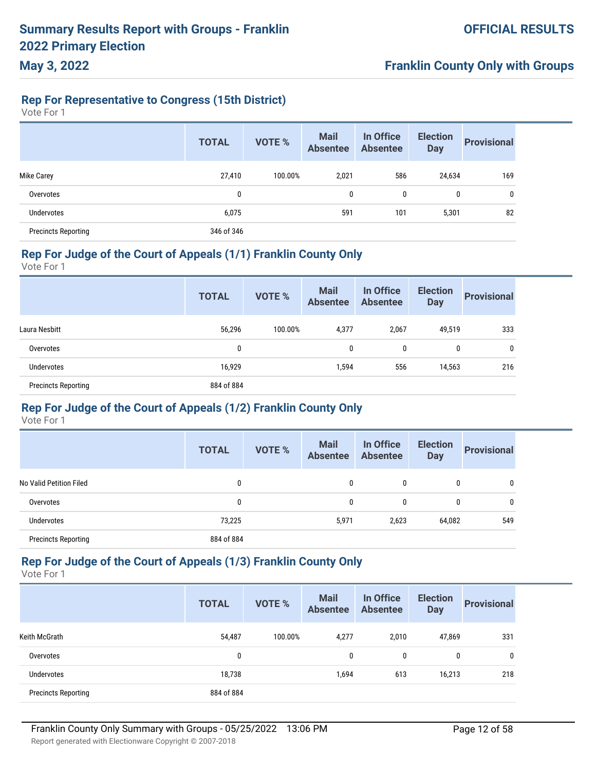# Summary Results Report with Groups - Franklin 2022 Primary Election

**May 3, 2022**

**OFFICIAL RESULTS**

**Franklin County Only with Groups**

## Rep For Representative to Congress (15th District)

Vote For 1

| | TOTAL | VOTE % | Mail Absentee | In Office Absentee | Election Day | Provisional |
|---|---|---|---|---|---|---|
| Mike Carey | 27,410 | 100.00% | 2,021 | 586 | 24,634 | 169 |
| Overvotes | 0 | | 0 | 0 | 0 | 0 |
| Undervotes | 6,075 | | 591 | 101 | 5,301 | 82 |
| Precincts Reporting | 346 of 346 | | | | | |

## Rep For Judge of the Court of Appeals (1/1) Franklin County Only

Vote For 1

| | TOTAL | VOTE % | Mail Absentee | In Office Absentee | Election Day | Provisional |
|---|---|---|---|---|---|---|
| Laura Nesbitt | 56,296 | 100.00% | 4,377 | 2,067 | 49,519 | 333 |
| Overvotes | 0 | | 0 | 0 | 0 | 0 |
| Undervotes | 16,929 | | 1,594 | 556 | 14,563 | 216 |
| Precincts Reporting | 884 of 884 | | | | | |

## Rep For Judge of the Court of Appeals (1/2) Franklin County Only

Vote For 1

| | TOTAL | VOTE % | Mail Absentee | In Office Absentee | Election Day | Provisional |
|---|---|---|---|---|---|---|
| No Valid Petition Filed | 0 | | 0 | 0 | 0 | 0 |
| Overvotes | 0 | | 0 | 0 | 0 | 0 |
| Undervotes | 73,225 | | 5,971 | 2,623 | 64,082 | 549 |
| Precincts Reporting | 884 of 884 | | | | | |

## Rep For Judge of the Court of Appeals (1/3) Franklin County Only

Vote For 1

| | TOTAL | VOTE % | Mail Absentee | In Office Absentee | Election Day | Provisional |
|---|---|---|---|---|---|---|
| Keith McGrath | 54,487 | 100.00% | 4,277 | 2,010 | 47,869 | 331 |
| Overvotes | 0 | | 0 | 0 | 0 | 0 |
| Undervotes | 18,738 | | 1,694 | 613 | 16,213 | 218 |
| Precincts Reporting | 884 of 884 | | | | | |

Franklin County Only Summary with Groups - 05/25/2022 13:06 PM

Report generated with Electionware Copyright © 2007-2018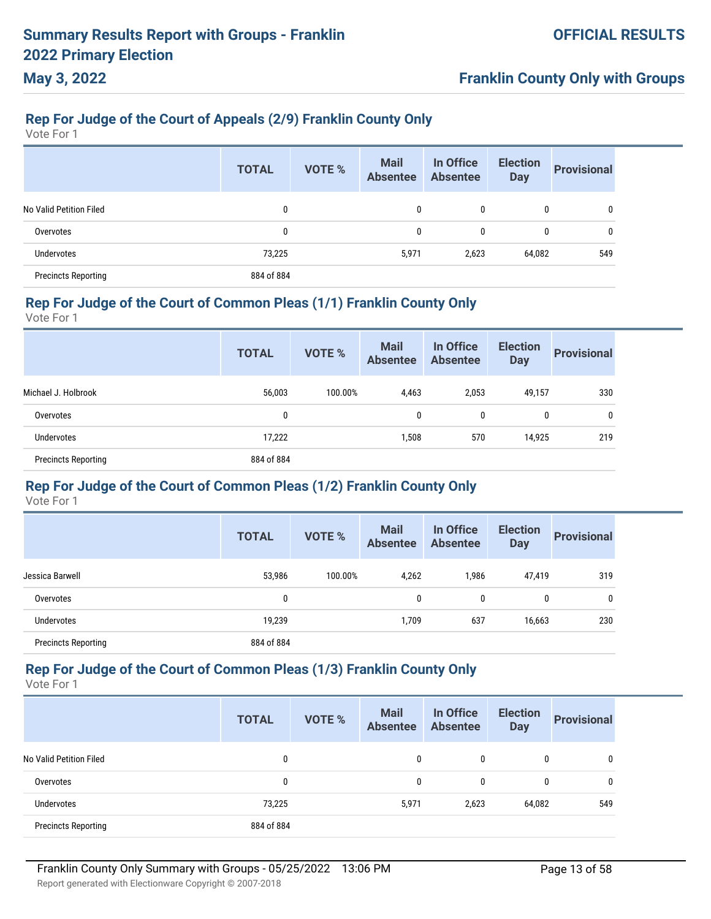## Rep For Judge of the Court of Appeals (2/9) Franklin County Only

Vote For 1

| | TOTAL | VOTE % | Mail Absentee | In Office Absentee | Election Day | Provisional |
|---|---|---|---|---|---|---|
| No Valid Petition Filed | 0 | | 0 | 0 | 0 | 0 |
| Overvotes | 0 | | 0 | 0 | 0 | 0 |
| Undervotes | 73,225 | | 5,971 | 2,623 | 64,082 | 549 |
| Precincts Reporting | 884 of 884 | | | | | |

## Rep For Judge of the Court of Common Pleas (1/1) Franklin County Only

Vote For 1

| | TOTAL | VOTE % | Mail Absentee | In Office Absentee | Election Day | Provisional |
|---|---|---|---|---|---|---|
| Michael J. Holbrook | 56,003 | 100.00% | 4,463 | 2,053 | 49,157 | 330 |
| Overvotes | 0 | | 0 | 0 | 0 | 0 |
| Undervotes | 17,222 | | 1,508 | 570 | 14,925 | 219 |
| Precincts Reporting | 884 of 884 | | | | | |

## Rep For Judge of the Court of Common Pleas (1/2) Franklin County Only

Vote For 1

| | TOTAL | VOTE % | Mail Absentee | In Office Absentee | Election Day | Provisional |
|---|---|---|---|---|---|---|
| Jessica Barwell | 53,986 | 100.00% | 4,262 | 1,986 | 47,419 | 319 |
| Overvotes | 0 | | 0 | 0 | 0 | 0 |
| Undervotes | 19,239 | | 1,709 | 637 | 16,663 | 230 |
| Precincts Reporting | 884 of 884 | | | | | |

## Rep For Judge of the Court of Common Pleas (1/3) Franklin County Only

Vote For 1

| | TOTAL | VOTE % | Mail Absentee | In Office Absentee | Election Day | Provisional |
|---|---|---|---|---|---|---|
| No Valid Petition Filed | 0 | | 0 | 0 | 0 | 0 |
| Overvotes | 0 | | 0 | 0 | 0 | 0 |
| Undervotes | 73,225 | | 5,971 | 2,623 | 64,082 | 549 |
| Precincts Reporting | 884 of 884 | | | | | |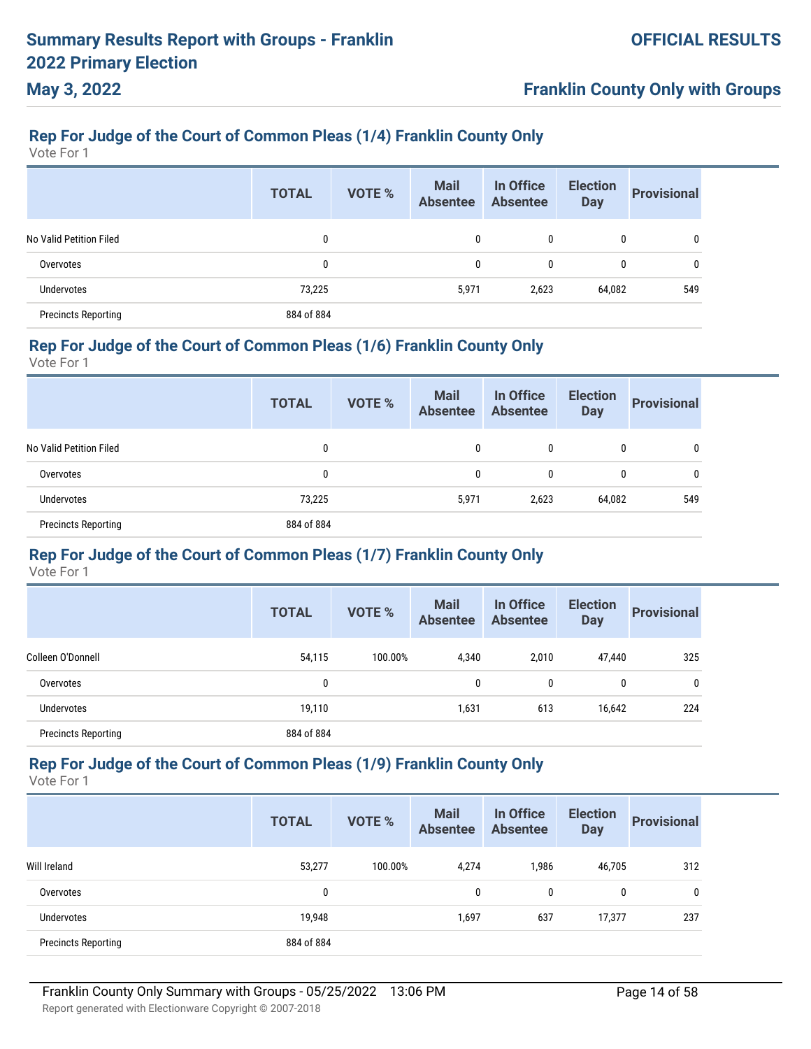## Rep For Judge of the Court of Common Pleas (1/4) Franklin County Only

Vote For 1

| | TOTAL | VOTE % | Mail Absentee | In Office Absentee | Election Day | Provisional |
|---|---|---|---|---|---|---|
| No Valid Petition Filed | 0 | | 0 | 0 | 0 | 0 |
| Overvotes | 0 | | 0 | 0 | 0 | 0 |
| Undervotes | 73,225 | | 5,971 | 2,623 | 64,082 | 549 |
| Precincts Reporting | 884 of 884 | | | | | |

## Rep For Judge of the Court of Common Pleas (1/6) Franklin County Only

Vote For 1

| | TOTAL | VOTE % | Mail Absentee | In Office Absentee | Election Day | Provisional |
|---|---|---|---|---|---|---|
| No Valid Petition Filed | 0 | | 0 | 0 | 0 | 0 |
| Overvotes | 0 | | 0 | 0 | 0 | 0 |
| Undervotes | 73,225 | | 5,971 | 2,623 | 64,082 | 549 |
| Precincts Reporting | 884 of 884 | | | | | |

## Rep For Judge of the Court of Common Pleas (1/7) Franklin County Only

Vote For 1

| | TOTAL | VOTE % | Mail Absentee | In Office Absentee | Election Day | Provisional |
|---|---|---|---|---|---|---|
| Colleen O'Donnell | 54,115 | 100.00% | 4,340 | 2,010 | 47,440 | 325 |
| Overvotes | 0 | | 0 | 0 | 0 | 0 |
| Undervotes | 19,110 | | 1,631 | 613 | 16,642 | 224 |
| Precincts Reporting | 884 of 884 | | | | | |

## Rep For Judge of the Court of Common Pleas (1/9) Franklin County Only

Vote For 1

| | TOTAL | VOTE % | Mail Absentee | In Office Absentee | Election Day | Provisional |
|---|---|---|---|---|---|---|
| Will Ireland | 53,277 | 100.00% | 4,274 | 1,986 | 46,705 | 312 |
| Overvotes | 0 | | 0 | 0 | 0 | 0 |
| Undervotes | 19,948 | | 1,697 | 637 | 17,377 | 237 |
| Precincts Reporting | 884 of 884 | | | | | |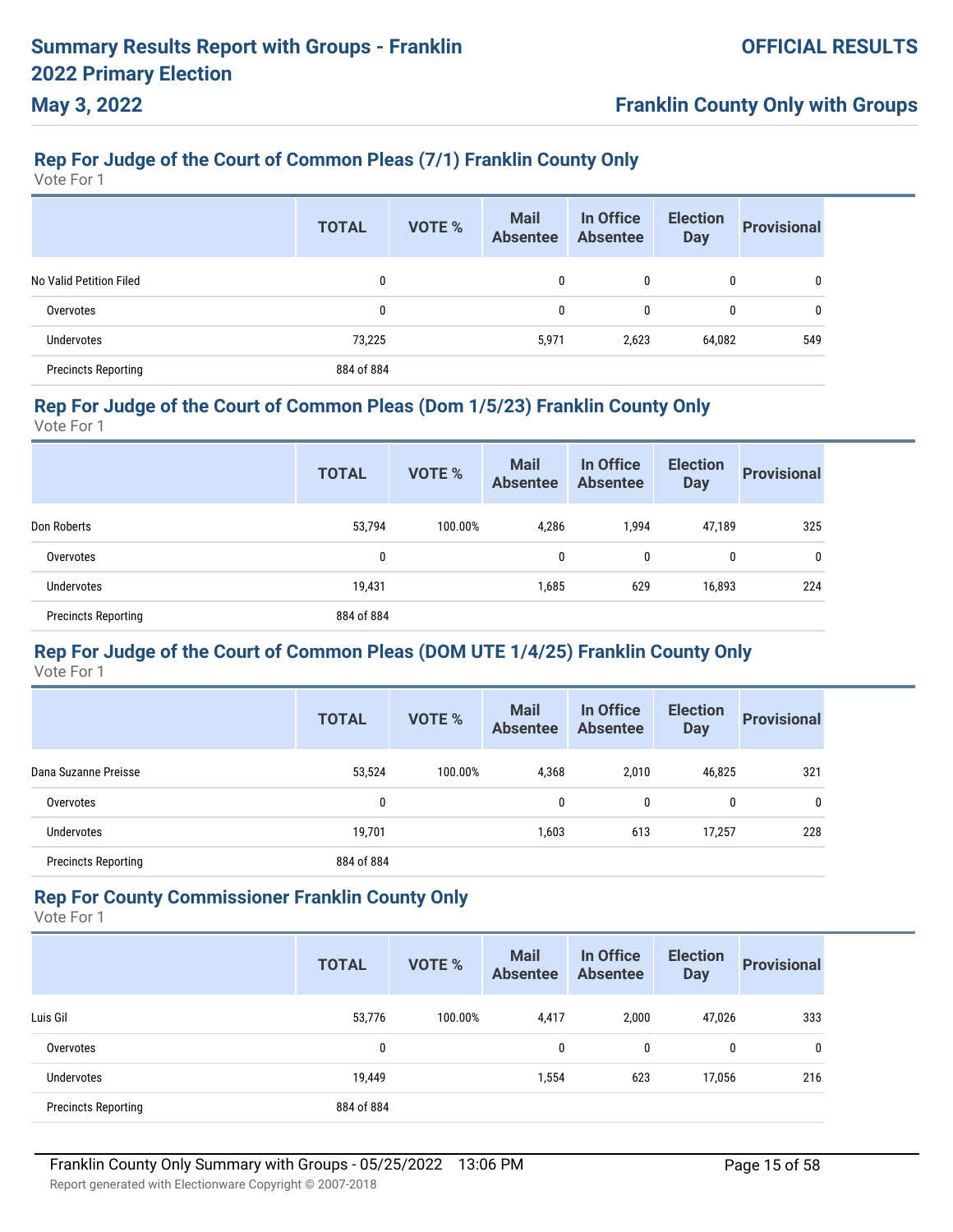## Rep For Judge of the Court of Common Pleas (7/1) Franklin County Only

Vote For 1

| | TOTAL | VOTE % | Mail Absentee | In Office Absentee | Election Day | Provisional |
|---|---|---|---|---|---|---|
| No Valid Petition Filed | 0 | | 0 | 0 | 0 | 0 |
| Overvotes | 0 | | 0 | 0 | 0 | 0 |
| Undervotes | 73,225 | | 5,971 | 2,623 | 64,082 | 549 |
| Precincts Reporting | 884 of 884 | | | | | |

## Rep For Judge of the Court of Common Pleas (Dom 1/5/23) Franklin County Only

Vote For 1

| | TOTAL | VOTE % | Mail Absentee | In Office Absentee | Election Day | Provisional |
|---|---|---|---|---|---|---|
| Don Roberts | 53,794 | 100.00% | 4,286 | 1,994 | 47,189 | 325 |
| Overvotes | 0 | | 0 | 0 | 0 | 0 |
| Undervotes | 19,431 | | 1,685 | 629 | 16,893 | 224 |
| Precincts Reporting | 884 of 884 | | | | | |

## Rep For Judge of the Court of Common Pleas (DOM UTE 1/4/25) Franklin County Only

Vote For 1

| | TOTAL | VOTE % | Mail Absentee | In Office Absentee | Election Day | Provisional |
|---|---|---|---|---|---|---|
| Dana Suzanne Preisse | 53,524 | 100.00% | 4,368 | 2,010 | 46,825 | 321 |
| Overvotes | 0 | | 0 | 0 | 0 | 0 |
| Undervotes | 19,701 | | 1,603 | 613 | 17,257 | 228 |
| Precincts Reporting | 884 of 884 | | | | | |

## Rep For County Commissioner Franklin County Only

Vote For 1

| | TOTAL | VOTE % | Mail Absentee | In Office Absentee | Election Day | Provisional |
|---|---|---|---|---|---|---|
| Luis Gil | 53,776 | 100.00% | 4,417 | 2,000 | 47,026 | 333 |
| Overvotes | 0 | | 0 | 0 | 0 | 0 |
| Undervotes | 19,449 | | 1,554 | 623 | 17,056 | 216 |
| Precincts Reporting | 884 of 884 | | | | | |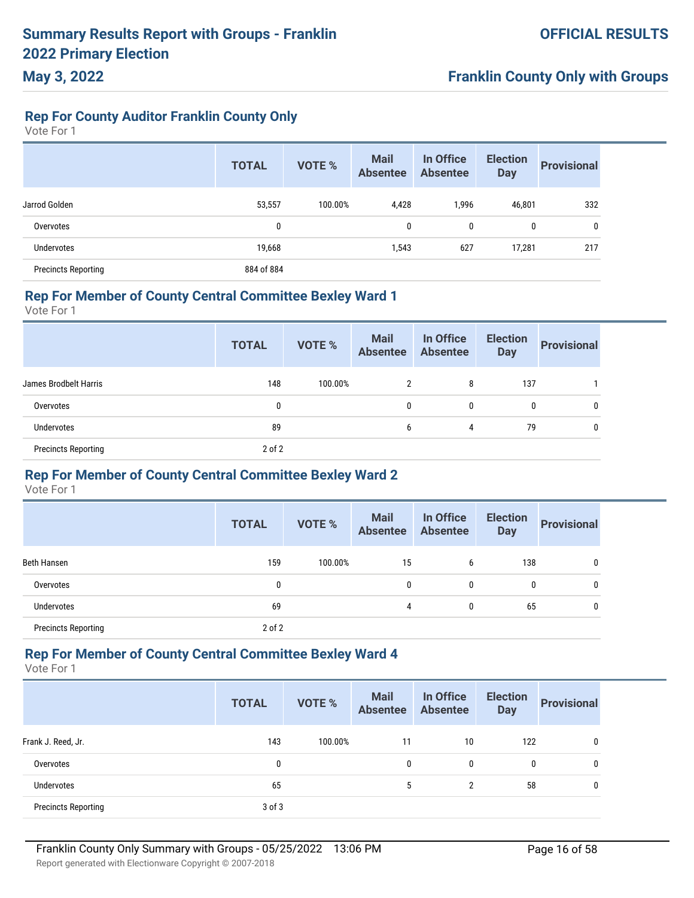## Rep For County Auditor Franklin County Only

Vote For 1

| | TOTAL | VOTE % | Mail Absentee | In Office Absentee | Election Day | Provisional |
|---|---|---|---|---|---|---|
| Jarrod Golden | 53,557 | 100.00% | 4,428 | 1,996 | 46,801 | 332 |
| Overvotes | 0 | | 0 | 0 | 0 | 0 |
| Undervotes | 19,668 | | 1,543 | 627 | 17,281 | 217 |
| Precincts Reporting | 884 of 884 | | | | | |

## Rep For Member of County Central Committee Bexley Ward 1

Vote For 1

| | TOTAL | VOTE % | Mail Absentee | In Office Absentee | Election Day | Provisional |
|---|---|---|---|---|---|---|
| James Brodbelt Harris | 148 | 100.00% | 2 | 8 | 137 | 1 |
| Overvotes | 0 | | 0 | 0 | 0 | 0 |
| Undervotes | 89 | | 6 | 4 | 79 | 0 |
| Precincts Reporting | 2 of 2 | | | | | |

## Rep For Member of County Central Committee Bexley Ward 2

Vote For 1

| | TOTAL | VOTE % | Mail Absentee | In Office Absentee | Election Day | Provisional |
|---|---|---|---|---|---|---|
| Beth Hansen | 159 | 100.00% | 15 | 6 | 138 | 0 |
| Overvotes | 0 | | 0 | 0 | 0 | 0 |
| Undervotes | 69 | | 4 | 0 | 65 | 0 |
| Precincts Reporting | 2 of 2 | | | | | |

## Rep For Member of County Central Committee Bexley Ward 4

Vote For 1

| | TOTAL | VOTE % | Mail Absentee | In Office Absentee | Election Day | Provisional |
|---|---|---|---|---|---|---|
| Frank J. Reed, Jr. | 143 | 100.00% | 11 | 10 | 122 | 0 |
| Overvotes | 0 | | 0 | 0 | 0 | 0 |
| Undervotes | 65 | | 5 | 2 | 58 | 0 |
| Precincts Reporting | 3 of 3 | | | | | |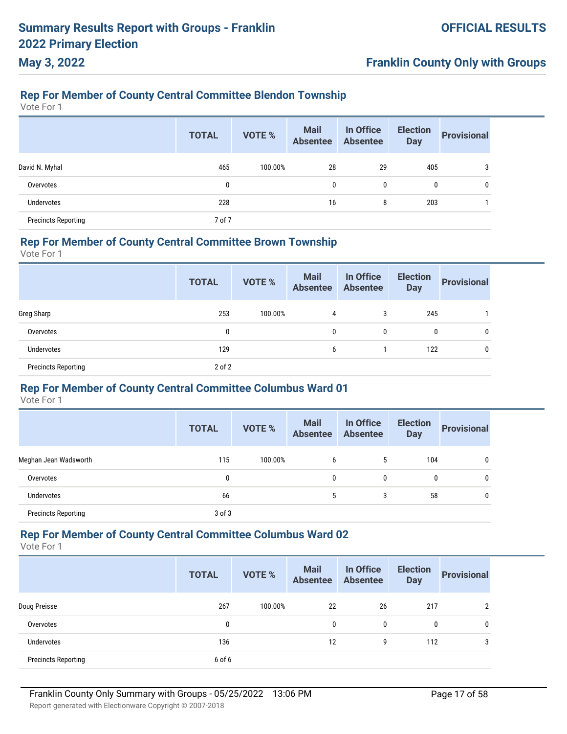## Rep For Member of County Central Committee Blendon Township

Vote For 1

| | TOTAL | VOTE % | Mail Absentee | In Office Absentee | Election Day | Provisional |
|---|---|---|---|---|---|---|
| David N. Myhal | 465 | 100.00% | 28 | 29 | 405 | 3 |
| Overvotes | 0 | | 0 | 0 | 0 | 0 |
| Undervotes | 228 | | 16 | 8 | 203 | 1 |
| Precincts Reporting | 7 of 7 | | | | | |

## Rep For Member of County Central Committee Brown Township

Vote For 1

| | TOTAL | VOTE % | Mail Absentee | In Office Absentee | Election Day | Provisional |
|---|---|---|---|---|---|---|
| Greg Sharp | 253 | 100.00% | 4 | 3 | 245 | 1 |
| Overvotes | 0 | | 0 | 0 | 0 | 0 |
| Undervotes | 129 | | 6 | 1 | 122 | 0 |
| Precincts Reporting | 2 of 2 | | | | | |

## Rep For Member of County Central Committee Columbus Ward 01

Vote For 1

| | TOTAL | VOTE % | Mail Absentee | In Office Absentee | Election Day | Provisional |
|---|---|---|---|---|---|---|
| Meghan Jean Wadsworth | 115 | 100.00% | 6 | 5 | 104 | 0 |
| Overvotes | 0 | | 0 | 0 | 0 | 0 |
| Undervotes | 66 | | 5 | 3 | 58 | 0 |
| Precincts Reporting | 3 of 3 | | | | | |

## Rep For Member of County Central Committee Columbus Ward 02

Vote For 1

| | TOTAL | VOTE % | Mail Absentee | In Office Absentee | Election Day | Provisional |
|---|---|---|---|---|---|---|
| Doug Preisse | 267 | 100.00% | 22 | 26 | 217 | 2 |
| Overvotes | 0 | | 0 | 0 | 0 | 0 |
| Undervotes | 136 | | 12 | 9 | 112 | 3 |
| Precincts Reporting | 6 of 6 | | | | | |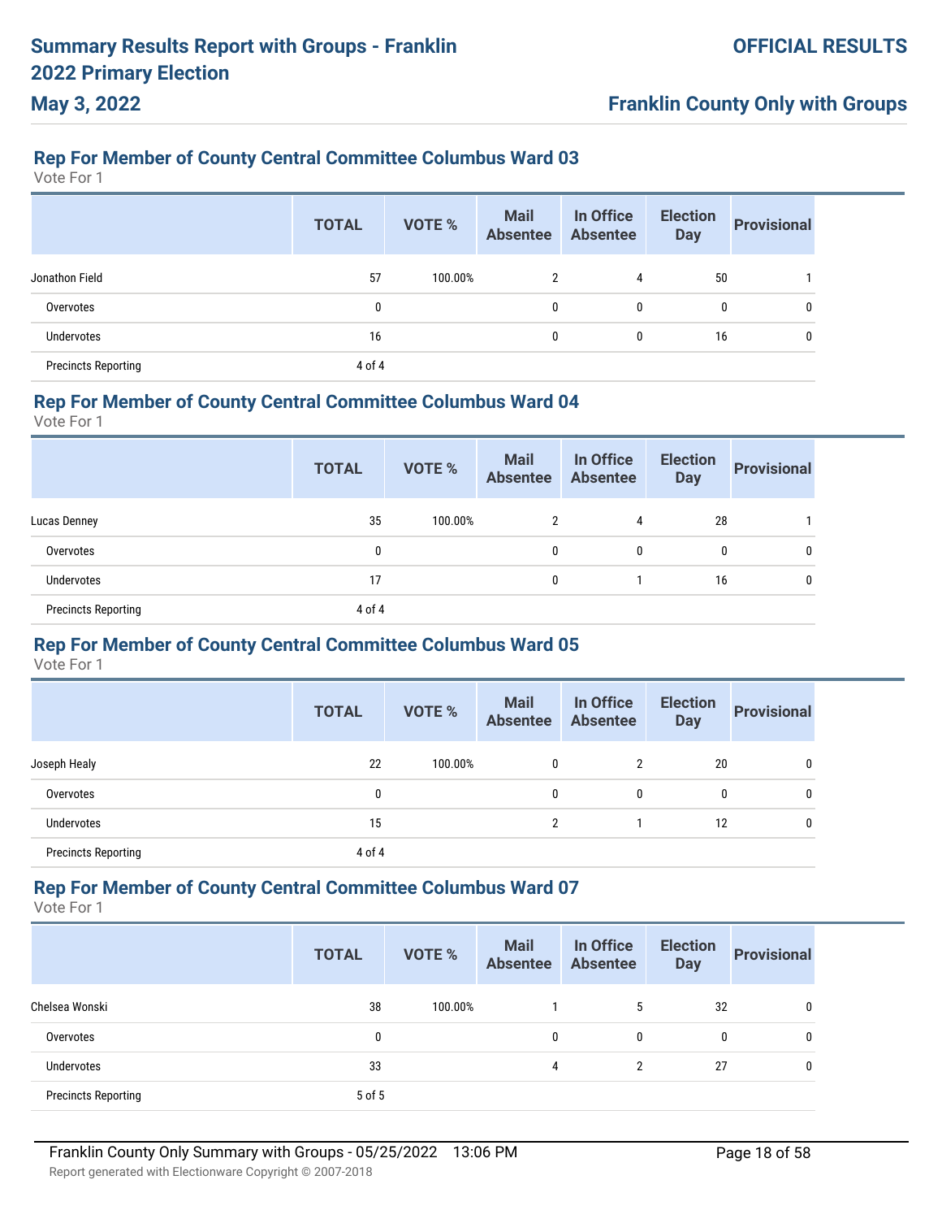## Rep For Member of County Central Committee Columbus Ward 03

Vote For 1

| | TOTAL | VOTE % | Mail Absentee | In Office Absentee | Election Day | Provisional |
|---|---|---|---|---|---|---|
| Jonathon Field | 57 | 100.00% | 2 | 4 | 50 | 1 |
| Overvotes | 0 | | 0 | 0 | 0 | 0 |
| Undervotes | 16 | | 0 | 0 | 16 | 0 |
| Precincts Reporting | 4 of 4 | | | | | |

## Rep For Member of County Central Committee Columbus Ward 04

Vote For 1

| | TOTAL | VOTE % | Mail Absentee | In Office Absentee | Election Day | Provisional |
|---|---|---|---|---|---|---|
| Lucas Denney | 35 | 100.00% | 2 | 4 | 28 | 1 |
| Overvotes | 0 | | 0 | 0 | 0 | 0 |
| Undervotes | 17 | | 0 | 1 | 16 | 0 |
| Precincts Reporting | 4 of 4 | | | | | |

## Rep For Member of County Central Committee Columbus Ward 05

Vote For 1

| | TOTAL | VOTE % | Mail Absentee | In Office Absentee | Election Day | Provisional |
|---|---|---|---|---|---|---|
| Joseph Healy | 22 | 100.00% | 0 | 2 | 20 | 0 |
| Overvotes | 0 | | 0 | 0 | 0 | 0 |
| Undervotes | 15 | | 2 | 1 | 12 | 0 |
| Precincts Reporting | 4 of 4 | | | | | |

## Rep For Member of County Central Committee Columbus Ward 07

Vote For 1

| | TOTAL | VOTE % | Mail Absentee | In Office Absentee | Election Day | Provisional |
|---|---|---|---|---|---|---|
| Chelsea Wonski | 38 | 100.00% | 1 | 5 | 32 | 0 |
| Overvotes | 0 | | 0 | 0 | 0 | 0 |
| Undervotes | 33 | | 4 | 2 | 27 | 0 |
| Precincts Reporting | 5 of 5 | | | | | |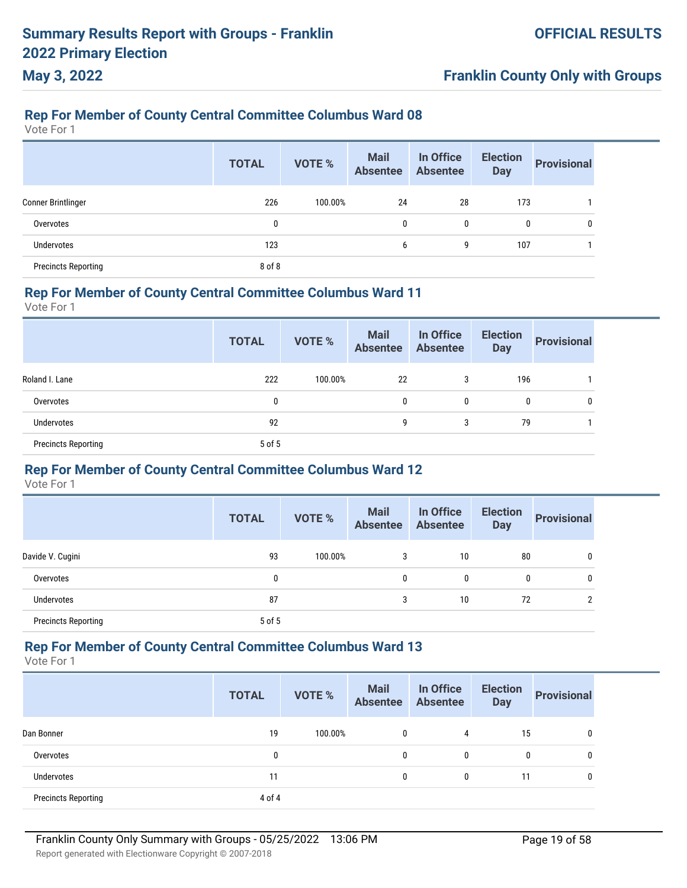## Rep For Member of County Central Committee Columbus Ward 08

Vote For 1

| | TOTAL | VOTE % | Mail Absentee | In Office Absentee | Election Day | Provisional |
|---|---|---|---|---|---|---|
| Conner Brintlinger | 226 | 100.00% | 24 | 28 | 173 | 1 |
| Overvotes | 0 | | 0 | 0 | 0 | 0 |
| Undervotes | 123 | | 6 | 9 | 107 | 1 |
| Precincts Reporting | 8 of 8 | | | | | |

## Rep For Member of County Central Committee Columbus Ward 11

Vote For 1

| | TOTAL | VOTE % | Mail Absentee | In Office Absentee | Election Day | Provisional |
|---|---|---|---|---|---|---|
| Roland I. Lane | 222 | 100.00% | 22 | 3 | 196 | 1 |
| Overvotes | 0 | | 0 | 0 | 0 | 0 |
| Undervotes | 92 | | 9 | 3 | 79 | 1 |
| Precincts Reporting | 5 of 5 | | | | | |

## Rep For Member of County Central Committee Columbus Ward 12

Vote For 1

| | TOTAL | VOTE % | Mail Absentee | In Office Absentee | Election Day | Provisional |
|---|---|---|---|---|---|---|
| Davide V. Cugini | 93 | 100.00% | 3 | 10 | 80 | 0 |
| Overvotes | 0 | | 0 | 0 | 0 | 0 |
| Undervotes | 87 | | 3 | 10 | 72 | 2 |
| Precincts Reporting | 5 of 5 | | | | | |

## Rep For Member of County Central Committee Columbus Ward 13

Vote For 1

| | TOTAL | VOTE % | Mail Absentee | In Office Absentee | Election Day | Provisional |
|---|---|---|---|---|---|---|
| Dan Bonner | 19 | 100.00% | 0 | 4 | 15 | 0 |
| Overvotes | 0 | | 0 | 0 | 0 | 0 |
| Undervotes | 11 | | 0 | 0 | 11 | 0 |
| Precincts Reporting | 4 of 4 | | | | | |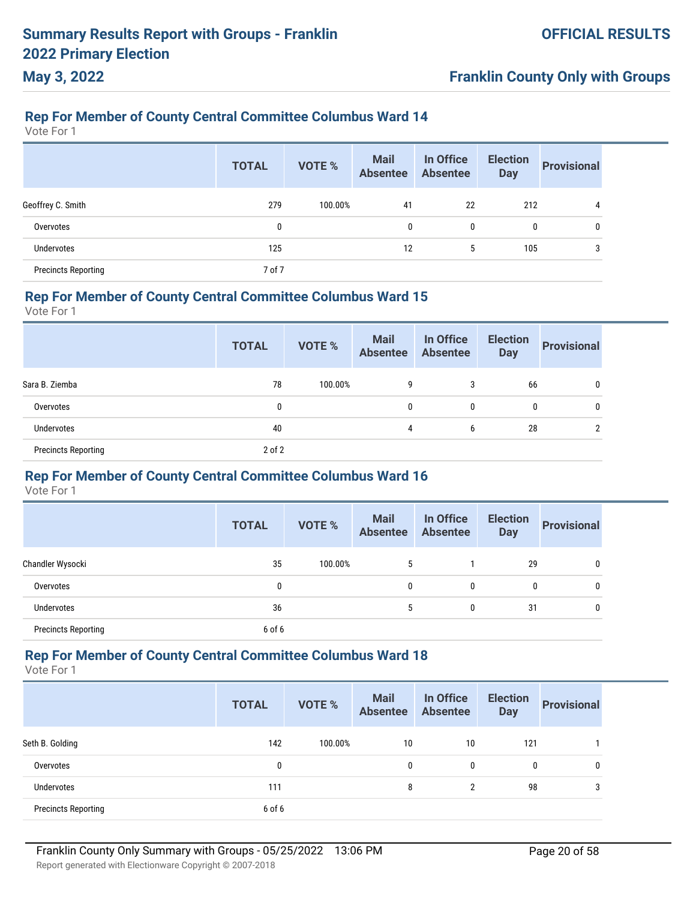## Rep For Member of County Central Committee Columbus Ward 14

Vote For 1

| | TOTAL | VOTE % | Mail Absentee | In Office Absentee | Election Day | Provisional |
|---|---|---|---|---|---|---|
| Geoffrey C. Smith | 279 | 100.00% | 41 | 22 | 212 | 4 |
| Overvotes | 0 | | 0 | 0 | 0 | 0 |
| Undervotes | 125 | | 12 | 5 | 105 | 3 |
| Precincts Reporting | 7 of 7 | | | | | |

## Rep For Member of County Central Committee Columbus Ward 15

Vote For 1

| | TOTAL | VOTE % | Mail Absentee | In Office Absentee | Election Day | Provisional |
|---|---|---|---|---|---|---|
| Sara B. Ziemba | 78 | 100.00% | 9 | 3 | 66 | 0 |
| Overvotes | 0 | | 0 | 0 | 0 | 0 |
| Undervotes | 40 | | 4 | 6 | 28 | 2 |
| Precincts Reporting | 2 of 2 | | | | | |

## Rep For Member of County Central Committee Columbus Ward 16

Vote For 1

| | TOTAL | VOTE % | Mail Absentee | In Office Absentee | Election Day | Provisional |
|---|---|---|---|---|---|---|
| Chandler Wysocki | 35 | 100.00% | 5 | 1 | 29 | 0 |
| Overvotes | 0 | | 0 | 0 | 0 | 0 |
| Undervotes | 36 | | 5 | 0 | 31 | 0 |
| Precincts Reporting | 6 of 6 | | | | | |

## Rep For Member of County Central Committee Columbus Ward 18

Vote For 1

| | TOTAL | VOTE % | Mail Absentee | In Office Absentee | Election Day | Provisional |
|---|---|---|---|---|---|---|
| Seth B. Golding | 142 | 100.00% | 10 | 10 | 121 | 1 |
| Overvotes | 0 | | 0 | 0 | 0 | 0 |
| Undervotes | 111 | | 8 | 2 | 98 | 3 |
| Precincts Reporting | 6 of 6 | | | | | |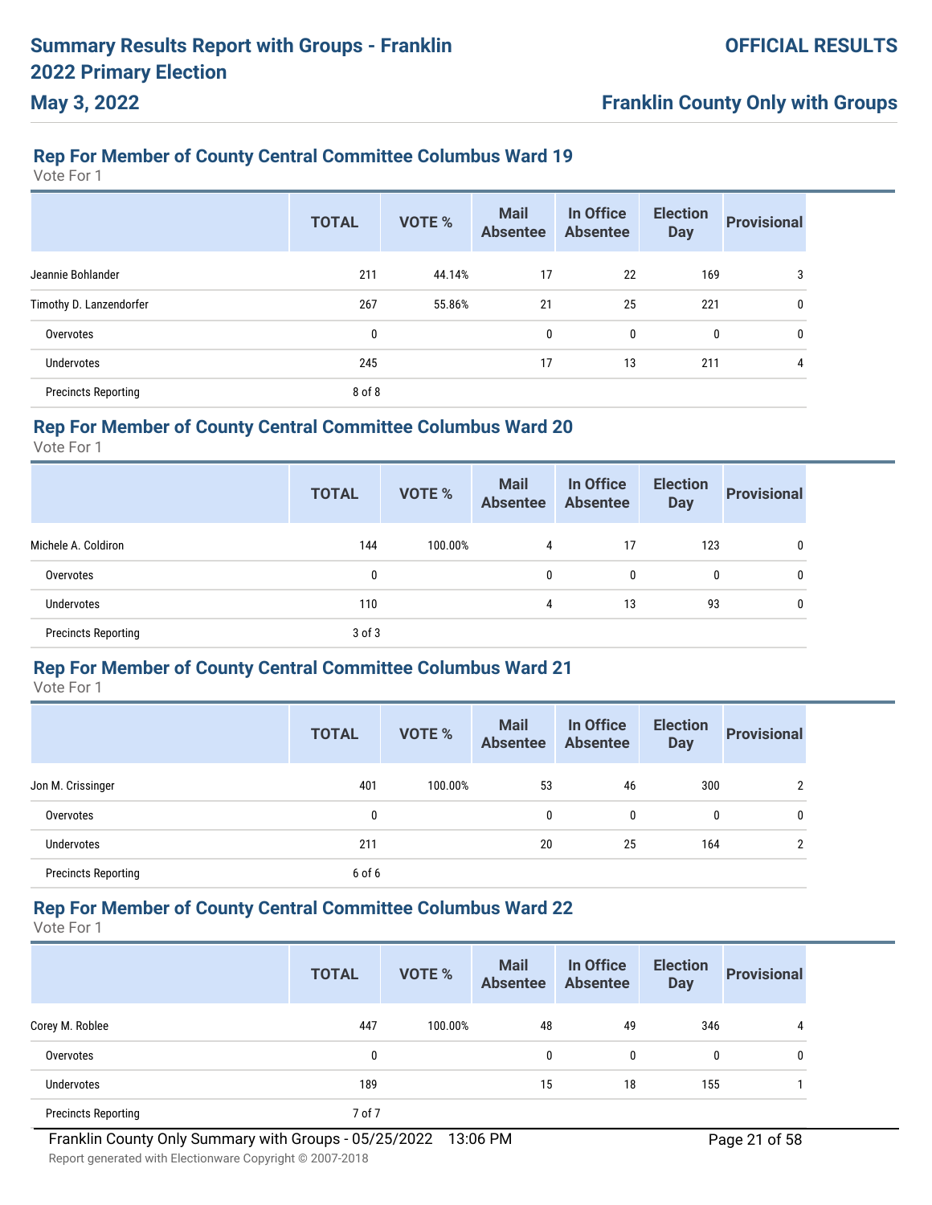# Summary Results Report with Groups - Franklin 2022 Primary Election

**May 3, 2022**

**OFFICIAL RESULTS**

**Franklin County Only with Groups**

## Rep For Member of County Central Committee Columbus Ward 19

Vote For 1

| | TOTAL | VOTE % | Mail Absentee | In Office Absentee | Election Day | Provisional |
|---|---|---|---|---|---|---|
| Jeannie Bohlander | 211 | 44.14% | 17 | 22 | 169 | 3 |
| Timothy D. Lanzendorfer | 267 | 55.86% | 21 | 25 | 221 | 0 |
| Overvotes | 0 | | 0 | 0 | 0 | 0 |
| Undervotes | 245 | | 17 | 13 | 211 | 4 |
| Precincts Reporting | 8 of 8 | | | | | |

## Rep For Member of County Central Committee Columbus Ward 20

Vote For 1

| | TOTAL | VOTE % | Mail Absentee | In Office Absentee | Election Day | Provisional |
|---|---|---|---|---|---|---|
| Michele A. Coldiron | 144 | 100.00% | 4 | 17 | 123 | 0 |
| Overvotes | 0 | | 0 | 0 | 0 | 0 |
| Undervotes | 110 | | 4 | 13 | 93 | 0 |
| Precincts Reporting | 3 of 3 | | | | | |

## Rep For Member of County Central Committee Columbus Ward 21

Vote For 1

| | TOTAL | VOTE % | Mail Absentee | In Office Absentee | Election Day | Provisional |
|---|---|---|---|---|---|---|
| Jon M. Crissinger | 401 | 100.00% | 53 | 46 | 300 | 2 |
| Overvotes | 0 | | 0 | 0 | 0 | 0 |
| Undervotes | 211 | | 20 | 25 | 164 | 2 |
| Precincts Reporting | 6 of 6 | | | | | |

## Rep For Member of County Central Committee Columbus Ward 22

Vote For 1

| | TOTAL | VOTE % | Mail Absentee | In Office Absentee | Election Day | Provisional |
|---|---|---|---|---|---|---|
| Corey M. Roblee | 447 | 100.00% | 48 | 49 | 346 | 4 |
| Overvotes | 0 | | 0 | 0 | 0 | 0 |
| Undervotes | 189 | | 15 | 18 | 155 | 1 |
| Precincts Reporting | 7 of 7 | | | | | |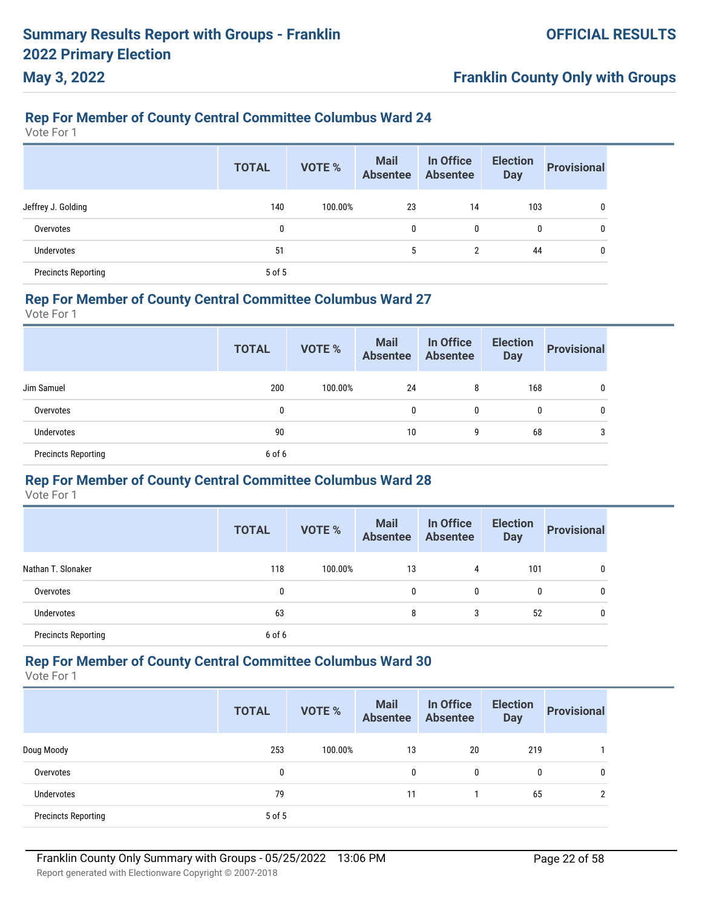# Summary Results Report with Groups - Franklin 2022 Primary Election

**May 3, 2022**

**OFFICIAL RESULTS**

**Franklin County Only with Groups**

## Rep For Member of County Central Committee Columbus Ward 24

Vote For 1

| | TOTAL | VOTE % | Mail Absentee | In Office Absentee | Election Day | Provisional |
|---|---|---|---|---|---|---|
| Jeffrey J. Golding | 140 | 100.00% | 23 | 14 | 103 | 0 |
| Overvotes | 0 | | 0 | 0 | 0 | 0 |
| Undervotes | 51 | | 5 | 2 | 44 | 0 |
| Precincts Reporting | 5 of 5 | | | | | |

## Rep For Member of County Central Committee Columbus Ward 27

Vote For 1

| | TOTAL | VOTE % | Mail Absentee | In Office Absentee | Election Day | Provisional |
|---|---|---|---|---|---|---|
| Jim Samuel | 200 | 100.00% | 24 | 8 | 168 | 0 |
| Overvotes | 0 | | 0 | 0 | 0 | 0 |
| Undervotes | 90 | | 10 | 9 | 68 | 3 |
| Precincts Reporting | 6 of 6 | | | | | |

## Rep For Member of County Central Committee Columbus Ward 28

Vote For 1

| | TOTAL | VOTE % | Mail Absentee | In Office Absentee | Election Day | Provisional |
|---|---|---|---|---|---|---|
| Nathan T. Slonaker | 118 | 100.00% | 13 | 4 | 101 | 0 |
| Overvotes | 0 | | 0 | 0 | 0 | 0 |
| Undervotes | 63 | | 8 | 3 | 52 | 0 |
| Precincts Reporting | 6 of 6 | | | | | |

## Rep For Member of County Central Committee Columbus Ward 30

Vote For 1

| | TOTAL | VOTE % | Mail Absentee | In Office Absentee | Election Day | Provisional |
|---|---|---|---|---|---|---|
| Doug Moody | 253 | 100.00% | 13 | 20 | 219 | 1 |
| Overvotes | 0 | | 0 | 0 | 0 | 0 |
| Undervotes | 79 | | 11 | 1 | 65 | 2 |
| Precincts Reporting | 5 of 5 | | | | | |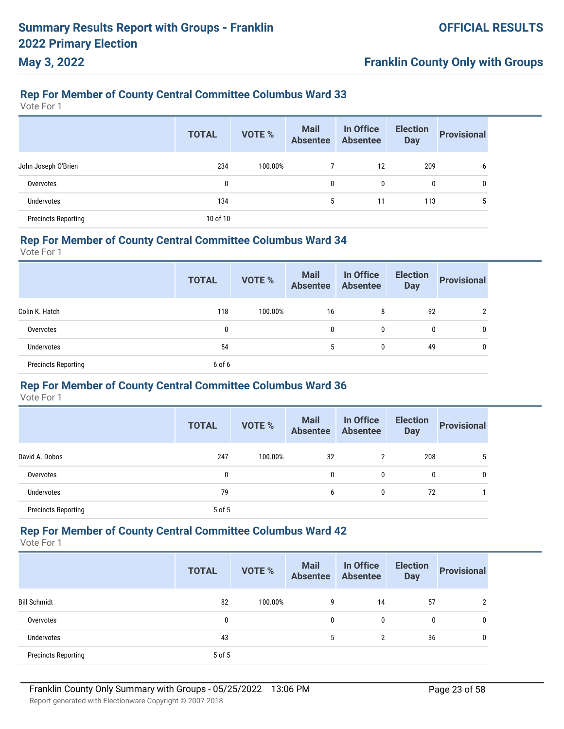## Rep For Member of County Central Committee Columbus Ward 33

Vote For 1

| | TOTAL | VOTE % | Mail Absentee | In Office Absentee | Election Day | Provisional |
|---|---|---|---|---|---|---|
| John Joseph O'Brien | 234 | 100.00% | 7 | 12 | 209 | 6 |
| Overvotes | 0 | | 0 | 0 | 0 | 0 |
| Undervotes | 134 | | 5 | 11 | 113 | 5 |
| Precincts Reporting | 10 of 10 | | | | | |

## Rep For Member of County Central Committee Columbus Ward 34

Vote For 1

| | TOTAL | VOTE % | Mail Absentee | In Office Absentee | Election Day | Provisional |
|---|---|---|---|---|---|---|
| Colin K. Hatch | 118 | 100.00% | 16 | 8 | 92 | 2 |
| Overvotes | 0 | | 0 | 0 | 0 | 0 |
| Undervotes | 54 | | 5 | 0 | 49 | 0 |
| Precincts Reporting | 6 of 6 | | | | | |

## Rep For Member of County Central Committee Columbus Ward 36

Vote For 1

| | TOTAL | VOTE % | Mail Absentee | In Office Absentee | Election Day | Provisional |
|---|---|---|---|---|---|---|
| David A. Dobos | 247 | 100.00% | 32 | 2 | 208 | 5 |
| Overvotes | 0 | | 0 | 0 | 0 | 0 |
| Undervotes | 79 | | 6 | 0 | 72 | 1 |
| Precincts Reporting | 5 of 5 | | | | | |

## Rep For Member of County Central Committee Columbus Ward 42

Vote For 1

| | TOTAL | VOTE % | Mail Absentee | In Office Absentee | Election Day | Provisional |
|---|---|---|---|---|---|---|
| Bill Schmidt | 82 | 100.00% | 9 | 14 | 57 | 2 |
| Overvotes | 0 | | 0 | 0 | 0 | 0 |
| Undervotes | 43 | | 5 | 2 | 36 | 0 |
| Precincts Reporting | 5 of 5 | | | | | |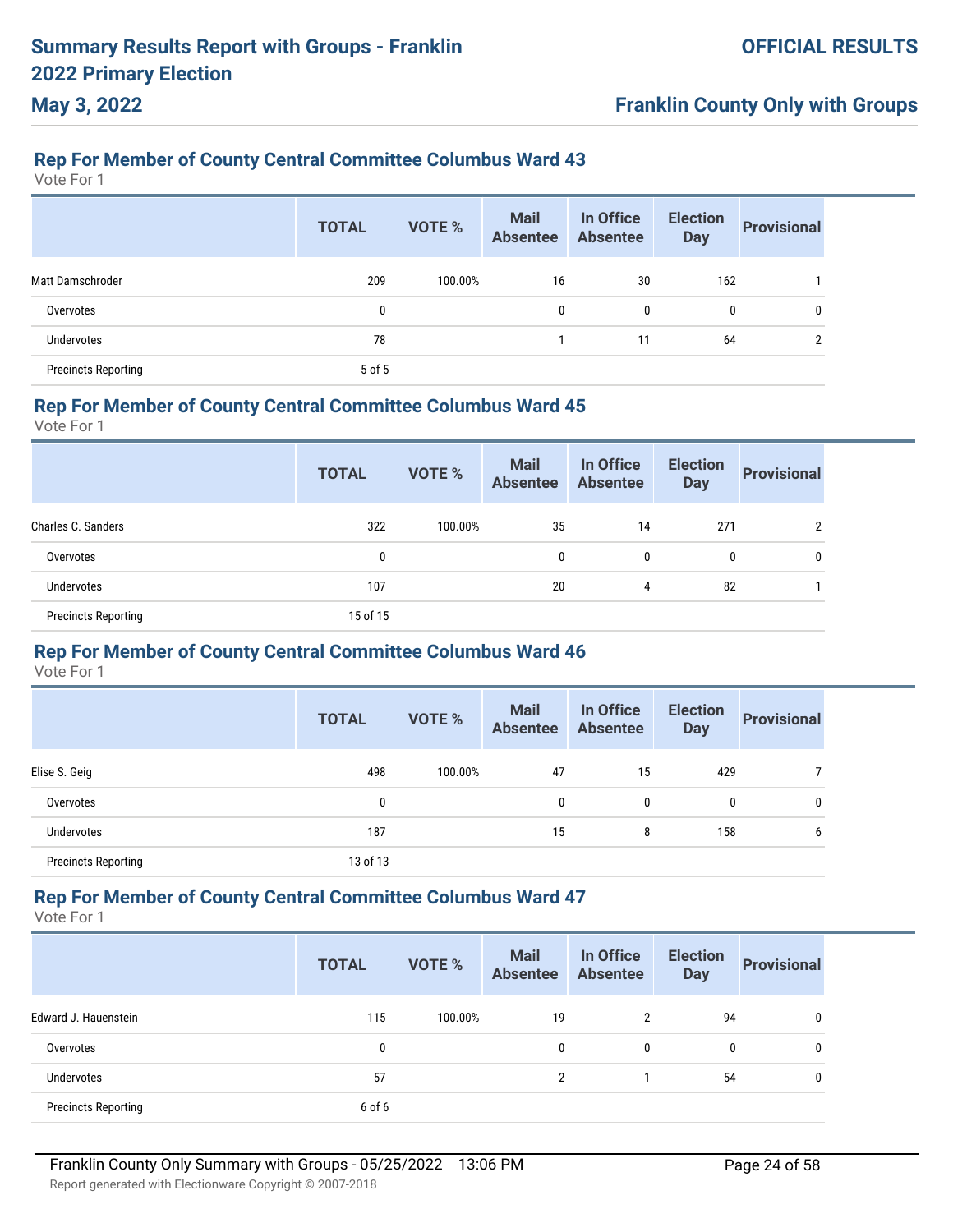# Summary Results Report with Groups - Franklin 2022 Primary Election

**May 3, 2022**

**OFFICIAL RESULTS**

**Franklin County Only with Groups**

## Rep For Member of County Central Committee Columbus Ward 43

Vote For 1

| | TOTAL | VOTE % | Mail Absentee | In Office Absentee | Election Day | Provisional |
|---|---|---|---|---|---|---|
| Matt Damschroder | 209 | 100.00% | 16 | 30 | 162 | 1 |
| Overvotes | 0 | | 0 | 0 | 0 | 0 |
| Undervotes | 78 | | 1 | 11 | 64 | 2 |
| Precincts Reporting | 5 of 5 | | | | | |

## Rep For Member of County Central Committee Columbus Ward 45

Vote For 1

| | TOTAL | VOTE % | Mail Absentee | In Office Absentee | Election Day | Provisional |
|---|---|---|---|---|---|---|
| Charles C. Sanders | 322 | 100.00% | 35 | 14 | 271 | 2 |
| Overvotes | 0 | | 0 | 0 | 0 | 0 |
| Undervotes | 107 | | 20 | 4 | 82 | 1 |
| Precincts Reporting | 15 of 15 | | | | | |

## Rep For Member of County Central Committee Columbus Ward 46

Vote For 1

| | TOTAL | VOTE % | Mail Absentee | In Office Absentee | Election Day | Provisional |
|---|---|---|---|---|---|---|
| Elise S. Geig | 498 | 100.00% | 47 | 15 | 429 | 7 |
| Overvotes | 0 | | 0 | 0 | 0 | 0 |
| Undervotes | 187 | | 15 | 8 | 158 | 6 |
| Precincts Reporting | 13 of 13 | | | | | |

## Rep For Member of County Central Committee Columbus Ward 47

Vote For 1

| | TOTAL | VOTE % | Mail Absentee | In Office Absentee | Election Day | Provisional |
|---|---|---|---|---|---|---|
| Edward J. Hauenstein | 115 | 100.00% | 19 | 2 | 94 | 0 |
| Overvotes | 0 | | 0 | 0 | 0 | 0 |
| Undervotes | 57 | | 2 | 1 | 54 | 0 |
| Precincts Reporting | 6 of 6 | | | | | |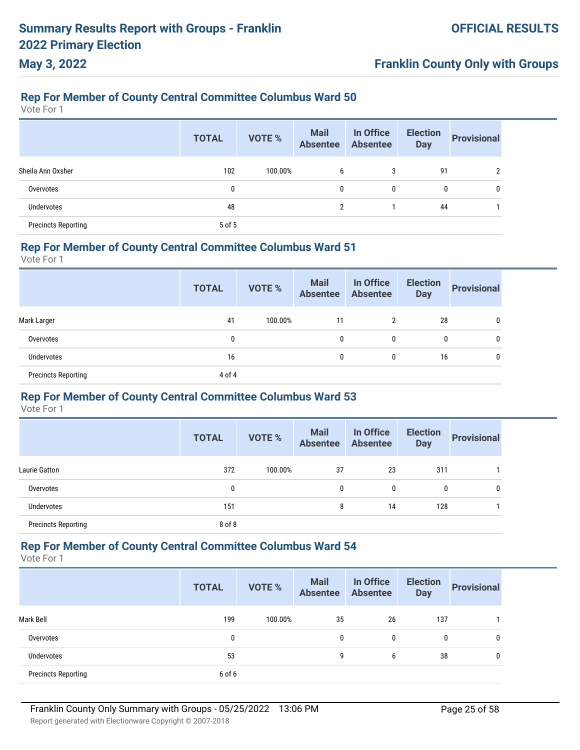## Rep For Member of County Central Committee Columbus Ward 50

Vote For 1

| | TOTAL | VOTE % | Mail Absentee | In Office Absentee | Election Day | Provisional |
|---|---|---|---|---|---|---|
| Sheila Ann Oxsher | 102 | 100.00% | 6 | 3 | 91 | 2 |
| Overvotes | 0 | | 0 | 0 | 0 | 0 |
| Undervotes | 48 | | 2 | 1 | 44 | 1 |
| Precincts Reporting | 5 of 5 | | | | | |

## Rep For Member of County Central Committee Columbus Ward 51

Vote For 1

| | TOTAL | VOTE % | Mail Absentee | In Office Absentee | Election Day | Provisional |
|---|---|---|---|---|---|---|
| Mark Larger | 41 | 100.00% | 11 | 2 | 28 | 0 |
| Overvotes | 0 | | 0 | 0 | 0 | 0 |
| Undervotes | 16 | | 0 | 0 | 16 | 0 |
| Precincts Reporting | 4 of 4 | | | | | |

## Rep For Member of County Central Committee Columbus Ward 53

Vote For 1

| | TOTAL | VOTE % | Mail Absentee | In Office Absentee | Election Day | Provisional |
|---|---|---|---|---|---|---|
| Laurie Gatton | 372 | 100.00% | 37 | 23 | 311 | 1 |
| Overvotes | 0 | | 0 | 0 | 0 | 0 |
| Undervotes | 151 | | 8 | 14 | 128 | 1 |
| Precincts Reporting | 8 of 8 | | | | | |

## Rep For Member of County Central Committee Columbus Ward 54

Vote For 1

| | TOTAL | VOTE % | Mail Absentee | In Office Absentee | Election Day | Provisional |
|---|---|---|---|---|---|---|
| Mark Bell | 199 | 100.00% | 35 | 26 | 137 | 1 |
| Overvotes | 0 | | 0 | 0 | 0 | 0 |
| Undervotes | 53 | | 9 | 6 | 38 | 0 |
| Precincts Reporting | 6 of 6 | | | | | |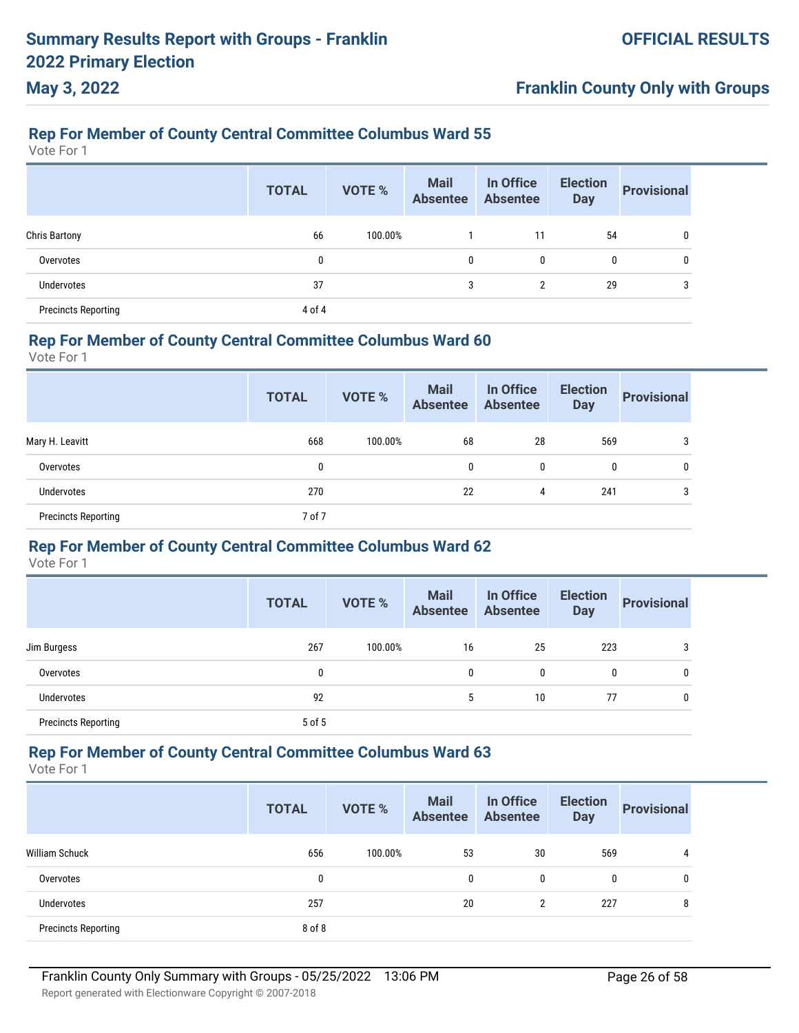# Summary Results Report with Groups - Franklin 2022 Primary Election

**May 3, 2022**

**OFFICIAL RESULTS**

**Franklin County Only with Groups**

## Rep For Member of County Central Committee Columbus Ward 55

Vote For 1

| | TOTAL | VOTE % | Mail Absentee | In Office Absentee | Election Day | Provisional |
|---|---|---|---|---|---|---|
| Chris Bartony | 66 | 100.00% | 1 | 11 | 54 | 0 |
| Overvotes | 0 | | 0 | 0 | 0 | 0 |
| Undervotes | 37 | | 3 | 2 | 29 | 3 |
| Precincts Reporting | 4 of 4 | | | | | |

## Rep For Member of County Central Committee Columbus Ward 60

Vote For 1

| | TOTAL | VOTE % | Mail Absentee | In Office Absentee | Election Day | Provisional |
|---|---|---|---|---|---|---|
| Mary H. Leavitt | 668 | 100.00% | 68 | 28 | 569 | 3 |
| Overvotes | 0 | | 0 | 0 | 0 | 0 |
| Undervotes | 270 | | 22 | 4 | 241 | 3 |
| Precincts Reporting | 7 of 7 | | | | | |

## Rep For Member of County Central Committee Columbus Ward 62

Vote For 1

| | TOTAL | VOTE % | Mail Absentee | In Office Absentee | Election Day | Provisional |
|---|---|---|---|---|---|---|
| Jim Burgess | 267 | 100.00% | 16 | 25 | 223 | 3 |
| Overvotes | 0 | | 0 | 0 | 0 | 0 |
| Undervotes | 92 | | 5 | 10 | 77 | 0 |
| Precincts Reporting | 5 of 5 | | | | | |

## Rep For Member of County Central Committee Columbus Ward 63

Vote For 1

| | TOTAL | VOTE % | Mail Absentee | In Office Absentee | Election Day | Provisional |
|---|---|---|---|---|---|---|
| William Schuck | 656 | 100.00% | 53 | 30 | 569 | 4 |
| Overvotes | 0 | | 0 | 0 | 0 | 0 |
| Undervotes | 257 | | 20 | 2 | 227 | 8 |
| Precincts Reporting | 8 of 8 | | | | | |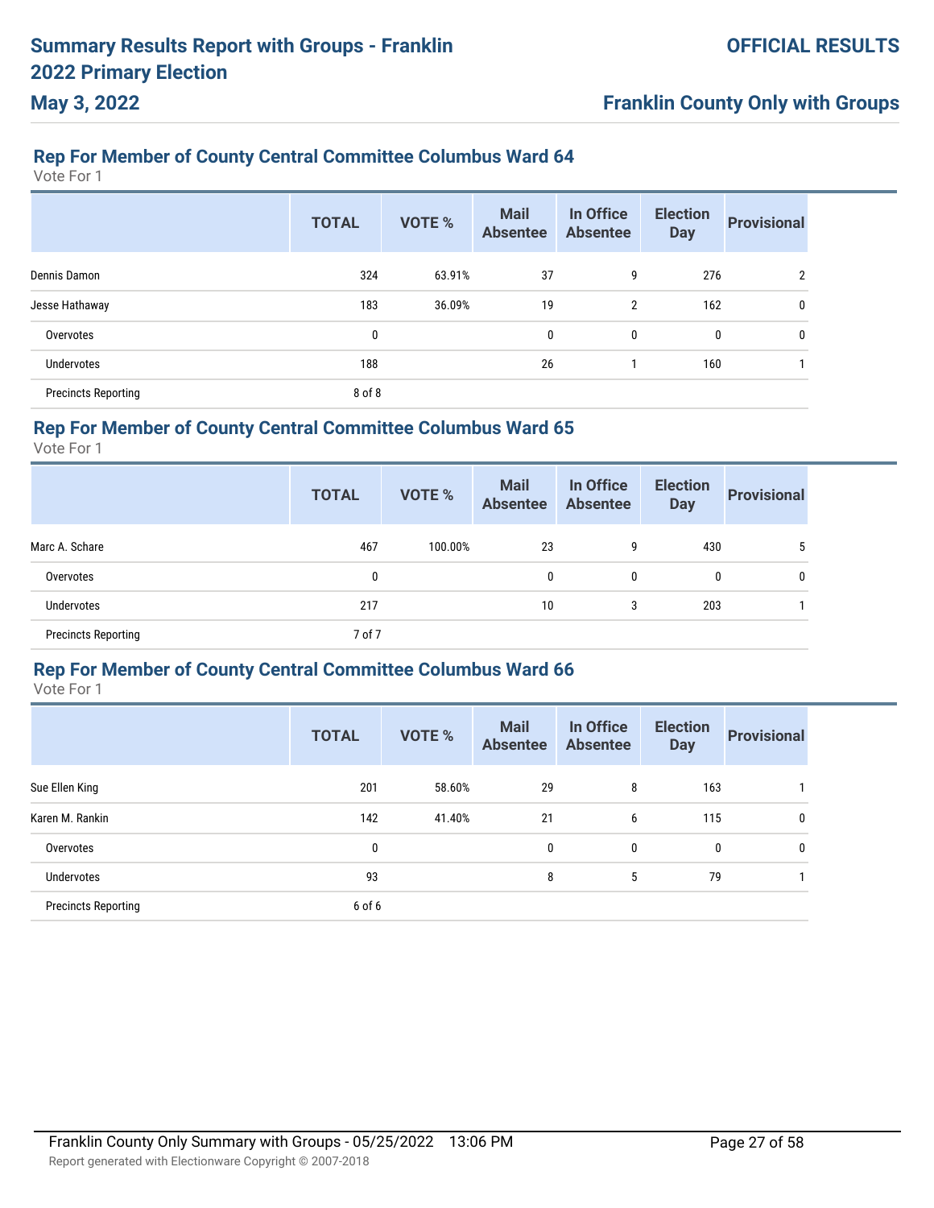# Summary Results Report with Groups - Franklin 2022 Primary Election

**May 3, 2022**

**OFFICIAL RESULTS**

**Franklin County Only with Groups**

## Rep For Member of County Central Committee Columbus Ward 64

Vote For 1

| | TOTAL | VOTE % | Mail Absentee | In Office Absentee | Election Day | Provisional |
|---|---|---|---|---|---|---|
| Dennis Damon | 324 | 63.91% | 37 | 9 | 276 | 2 |
| Jesse Hathaway | 183 | 36.09% | 19 | 2 | 162 | 0 |
| Overvotes | 0 | | 0 | 0 | 0 | 0 |
| Undervotes | 188 | | 26 | 1 | 160 | 1 |
| Precincts Reporting | 8 of 8 | | | | | |

## Rep For Member of County Central Committee Columbus Ward 65

Vote For 1

| | TOTAL | VOTE % | Mail Absentee | In Office Absentee | Election Day | Provisional |
|---|---|---|---|---|---|---|
| Marc A. Schare | 467 | 100.00% | 23 | 9 | 430 | 5 |
| Overvotes | 0 | | 0 | 0 | 0 | 0 |
| Undervotes | 217 | | 10 | 3 | 203 | 1 |
| Precincts Reporting | 7 of 7 | | | | | |

## Rep For Member of County Central Committee Columbus Ward 66

Vote For 1

| | TOTAL | VOTE % | Mail Absentee | In Office Absentee | Election Day | Provisional |
|---|---|---|---|---|---|---|
| Sue Ellen King | 201 | 58.60% | 29 | 8 | 163 | 1 |
| Karen M. Rankin | 142 | 41.40% | 21 | 6 | 115 | 0 |
| Overvotes | 0 | | 0 | 0 | 0 | 0 |
| Undervotes | 93 | | 8 | 5 | 79 | 1 |
| Precincts Reporting | 6 of 6 | | | | | |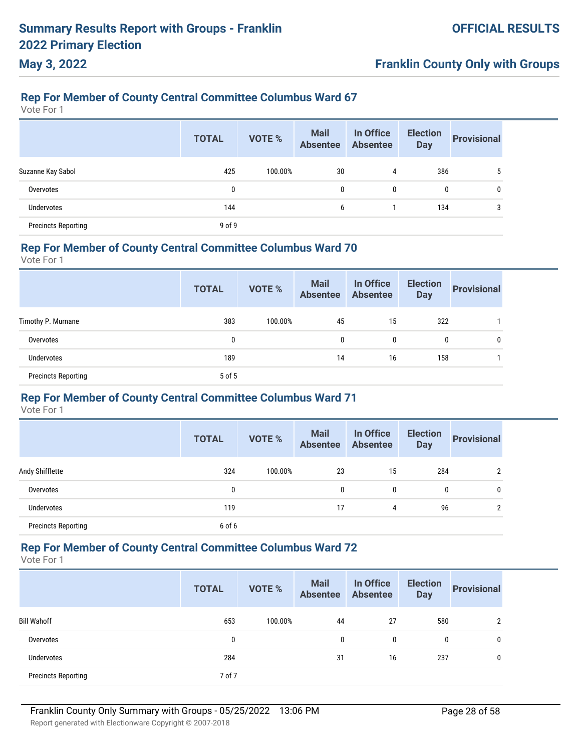## Rep For Member of County Central Committee Columbus Ward 67

Vote For 1

| | TOTAL | VOTE % | Mail Absentee | In Office Absentee | Election Day | Provisional |
|---|---|---|---|---|---|---|
| Suzanne Kay Sabol | 425 | 100.00% | 30 | 4 | 386 | 5 |
| Overvotes | 0 | | 0 | 0 | 0 | 0 |
| Undervotes | 144 | | 6 | 1 | 134 | 3 |
| Precincts Reporting | 9 of 9 | | | | | |

## Rep For Member of County Central Committee Columbus Ward 70

Vote For 1

| | TOTAL | VOTE % | Mail Absentee | In Office Absentee | Election Day | Provisional |
|---|---|---|---|---|---|---|
| Timothy P. Murnane | 383 | 100.00% | 45 | 15 | 322 | 1 |
| Overvotes | 0 | | 0 | 0 | 0 | 0 |
| Undervotes | 189 | | 14 | 16 | 158 | 1 |
| Precincts Reporting | 5 of 5 | | | | | |

## Rep For Member of County Central Committee Columbus Ward 71

Vote For 1

| | TOTAL | VOTE % | Mail Absentee | In Office Absentee | Election Day | Provisional |
|---|---|---|---|---|---|---|
| Andy Shifflette | 324 | 100.00% | 23 | 15 | 284 | 2 |
| Overvotes | 0 | | 0 | 0 | 0 | 0 |
| Undervotes | 119 | | 17 | 4 | 96 | 2 |
| Precincts Reporting | 6 of 6 | | | | | |

## Rep For Member of County Central Committee Columbus Ward 72

Vote For 1

| | TOTAL | VOTE % | Mail Absentee | In Office Absentee | Election Day | Provisional |
|---|---|---|---|---|---|---|
| Bill Wahoff | 653 | 100.00% | 44 | 27 | 580 | 2 |
| Overvotes | 0 | | 0 | 0 | 0 | 0 |
| Undervotes | 284 | | 31 | 16 | 237 | 0 |
| Precincts Reporting | 7 of 7 | | | | | |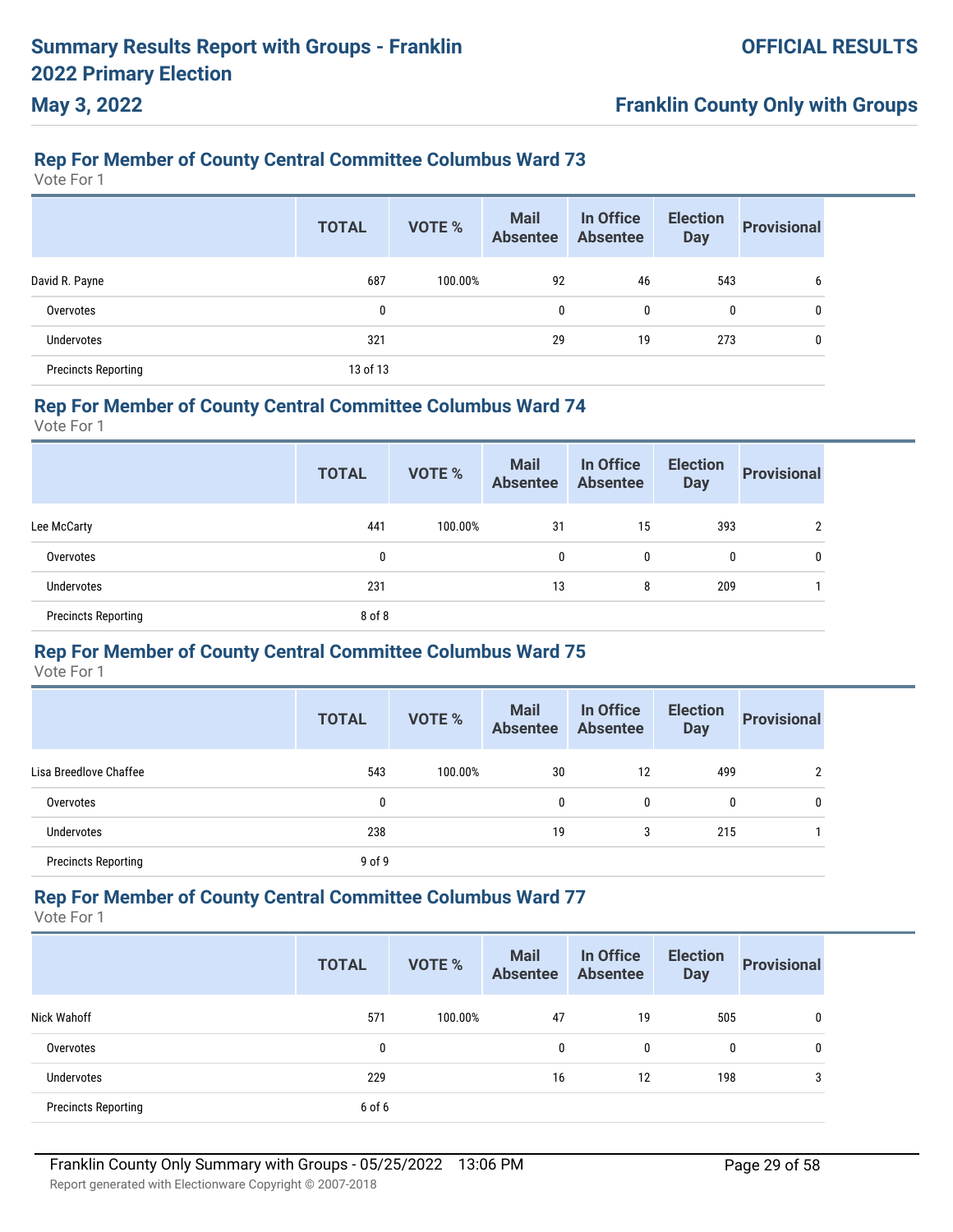## Rep For Member of County Central Committee Columbus Ward 73

Vote For 1

| | TOTAL | VOTE % | Mail Absentee | In Office Absentee | Election Day | Provisional |
|---|---|---|---|---|---|---|
| David R. Payne | 687 | 100.00% | 92 | 46 | 543 | 6 |
| Overvotes | 0 | | 0 | 0 | 0 | 0 |
| Undervotes | 321 | | 29 | 19 | 273 | 0 |
| Precincts Reporting | 13 of 13 | | | | | |

## Rep For Member of County Central Committee Columbus Ward 74

Vote For 1

| | TOTAL | VOTE % | Mail Absentee | In Office Absentee | Election Day | Provisional |
|---|---|---|---|---|---|---|
| Lee McCarty | 441 | 100.00% | 31 | 15 | 393 | 2 |
| Overvotes | 0 | | 0 | 0 | 0 | 0 |
| Undervotes | 231 | | 13 | 8 | 209 | 1 |
| Precincts Reporting | 8 of 8 | | | | | |

## Rep For Member of County Central Committee Columbus Ward 75

Vote For 1

| | TOTAL | VOTE % | Mail Absentee | In Office Absentee | Election Day | Provisional |
|---|---|---|---|---|---|---|
| Lisa Breedlove Chaffee | 543 | 100.00% | 30 | 12 | 499 | 2 |
| Overvotes | 0 | | 0 | 0 | 0 | 0 |
| Undervotes | 238 | | 19 | 3 | 215 | 1 |
| Precincts Reporting | 9 of 9 | | | | | |

## Rep For Member of County Central Committee Columbus Ward 77

Vote For 1

| | TOTAL | VOTE % | Mail Absentee | In Office Absentee | Election Day | Provisional |
|---|---|---|---|---|---|---|
| Nick Wahoff | 571 | 100.00% | 47 | 19 | 505 | 0 |
| Overvotes | 0 | | 0 | 0 | 0 | 0 |
| Undervotes | 229 | | 16 | 12 | 198 | 3 |
| Precincts Reporting | 6 of 6 | | | | | |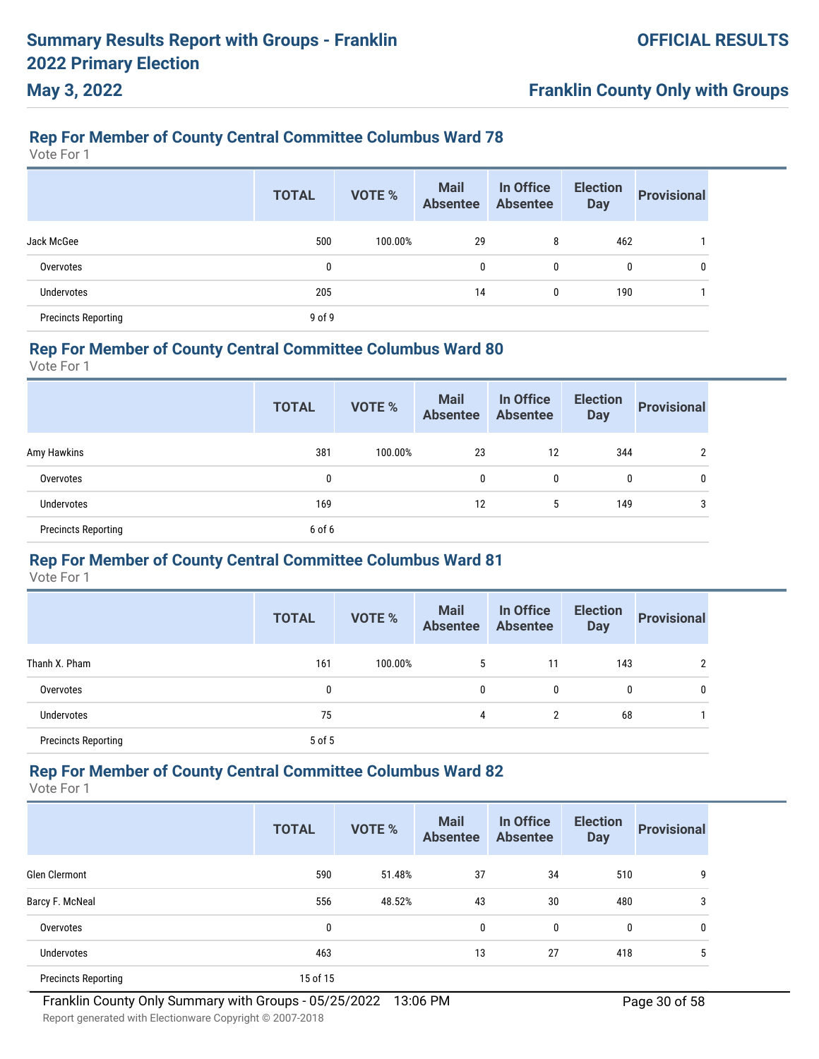## Rep For Member of County Central Committee Columbus Ward 78

Vote For 1

| | TOTAL | VOTE % | Mail Absentee | In Office Absentee | Election Day | Provisional |
|---|---|---|---|---|---|---|
| Jack McGee | 500 | 100.00% | 29 | 8 | 462 | 1 |
| Overvotes | 0 | | 0 | 0 | 0 | 0 |
| Undervotes | 205 | | 14 | 0 | 190 | 1 |
| Precincts Reporting | 9 of 9 | | | | | |

## Rep For Member of County Central Committee Columbus Ward 80

Vote For 1

| | TOTAL | VOTE % | Mail Absentee | In Office Absentee | Election Day | Provisional |
|---|---|---|---|---|---|---|
| Amy Hawkins | 381 | 100.00% | 23 | 12 | 344 | 2 |
| Overvotes | 0 | | 0 | 0 | 0 | 0 |
| Undervotes | 169 | | 12 | 5 | 149 | 3 |
| Precincts Reporting | 6 of 6 | | | | | |

## Rep For Member of County Central Committee Columbus Ward 81

Vote For 1

| | TOTAL | VOTE % | Mail Absentee | In Office Absentee | Election Day | Provisional |
|---|---|---|---|---|---|---|
| Thanh X. Pham | 161 | 100.00% | 5 | 11 | 143 | 2 |
| Overvotes | 0 | | 0 | 0 | 0 | 0 |
| Undervotes | 75 | | 4 | 2 | 68 | 1 |
| Precincts Reporting | 5 of 5 | | | | | |

## Rep For Member of County Central Committee Columbus Ward 82

Vote For 1

| | TOTAL | VOTE % | Mail Absentee | In Office Absentee | Election Day | Provisional |
|---|---|---|---|---|---|---|
| Glen Clermont | 590 | 51.48% | 37 | 34 | 510 | 9 |
| Barcy F. McNeal | 556 | 48.52% | 43 | 30 | 480 | 3 |
| Overvotes | 0 | | 0 | 0 | 0 | 0 |
| Undervotes | 463 | | 13 | 27 | 418 | 5 |
| Precincts Reporting | 15 of 15 | | | | | |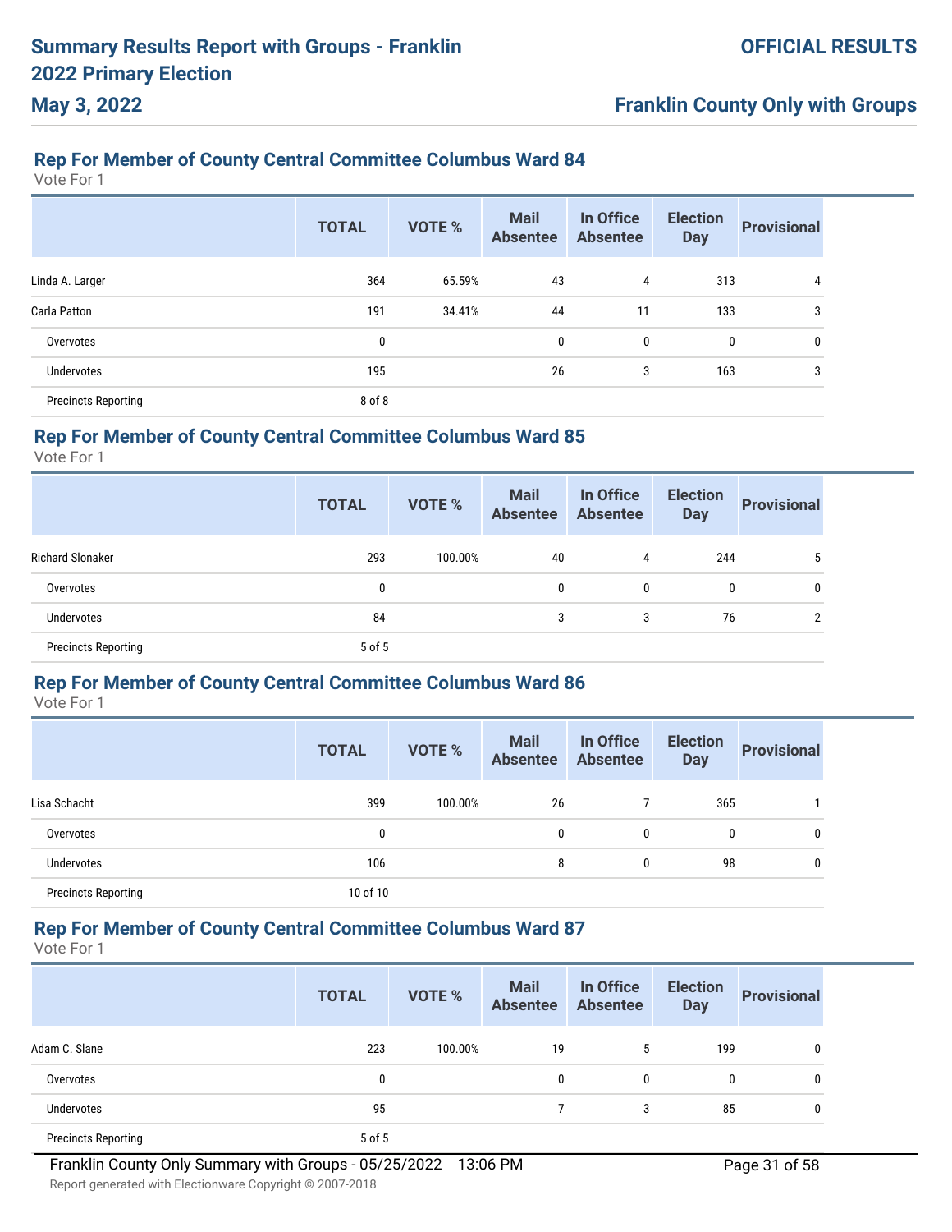# Summary Results Report with Groups - Franklin 2022 Primary Election

**May 3, 2022**

**OFFICIAL RESULTS**

**Franklin County Only with Groups**

## Rep For Member of County Central Committee Columbus Ward 84

Vote For 1

| | TOTAL | VOTE % | Mail Absentee | In Office Absentee | Election Day | Provisional |
|---|---|---|---|---|---|---|
| Linda A. Larger | 364 | 65.59% | 43 | 4 | 313 | 4 |
| Carla Patton | 191 | 34.41% | 44 | 11 | 133 | 3 |
| Overvotes | 0 | | 0 | 0 | 0 | 0 |
| Undervotes | 195 | | 26 | 3 | 163 | 3 |
| Precincts Reporting | 8 of 8 | | | | | |

## Rep For Member of County Central Committee Columbus Ward 85

Vote For 1

| | TOTAL | VOTE % | Mail Absentee | In Office Absentee | Election Day | Provisional |
|---|---|---|---|---|---|---|
| Richard Slonaker | 293 | 100.00% | 40 | 4 | 244 | 5 |
| Overvotes | 0 | | 0 | 0 | 0 | 0 |
| Undervotes | 84 | | 3 | 3 | 76 | 2 |
| Precincts Reporting | 5 of 5 | | | | | |

## Rep For Member of County Central Committee Columbus Ward 86

Vote For 1

| | TOTAL | VOTE % | Mail Absentee | In Office Absentee | Election Day | Provisional |
|---|---|---|---|---|---|---|
| Lisa Schacht | 399 | 100.00% | 26 | 7 | 365 | 1 |
| Overvotes | 0 | | 0 | 0 | 0 | 0 |
| Undervotes | 106 | | 8 | 0 | 98 | 0 |
| Precincts Reporting | 10 of 10 | | | | | |

## Rep For Member of County Central Committee Columbus Ward 87

Vote For 1

| | TOTAL | VOTE % | Mail Absentee | In Office Absentee | Election Day | Provisional |
|---|---|---|---|---|---|---|
| Adam C. Slane | 223 | 100.00% | 19 | 5 | 199 | 0 |
| Overvotes | 0 | | 0 | 0 | 0 | 0 |
| Undervotes | 95 | | 7 | 3 | 85 | 0 |
| Precincts Reporting | 5 of 5 | | | | | |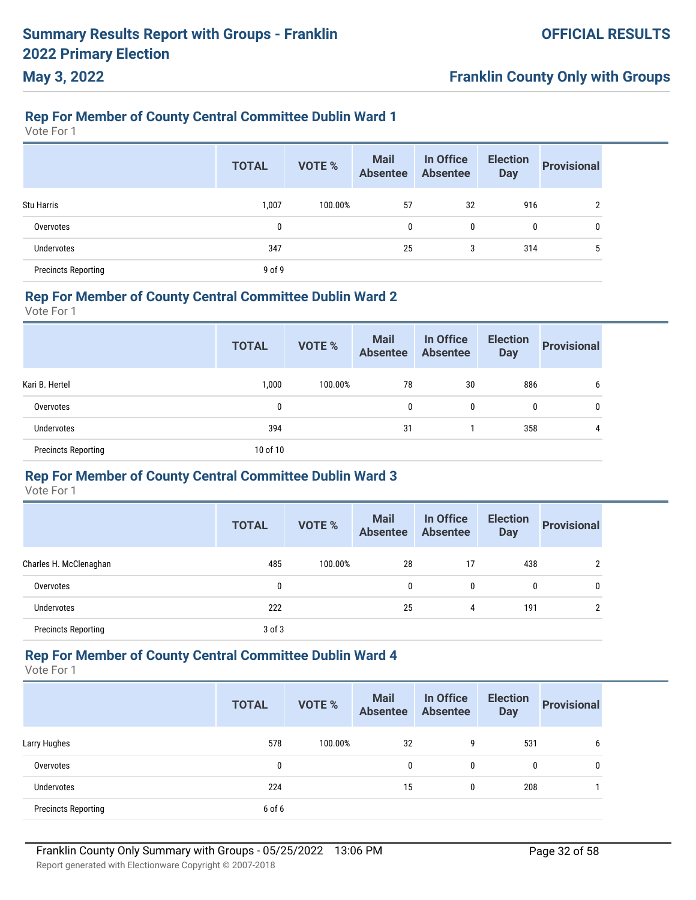# Summary Results Report with Groups - Franklin 2022 Primary Election

**May 3, 2022**

**OFFICIAL RESULTS**

**Franklin County Only with Groups**

## Rep For Member of County Central Committee Dublin Ward 1

Vote For 1

| | TOTAL | VOTE % | Mail Absentee | In Office Absentee | Election Day | Provisional |
|---|---|---|---|---|---|---|
| Stu Harris | 1,007 | 100.00% | 57 | 32 | 916 | 2 |
| Overvotes | 0 | | 0 | 0 | 0 | 0 |
| Undervotes | 347 | | 25 | 3 | 314 | 5 |
| Precincts Reporting | 9 of 9 | | | | | |

## Rep For Member of County Central Committee Dublin Ward 2

Vote For 1

| | TOTAL | VOTE % | Mail Absentee | In Office Absentee | Election Day | Provisional |
|---|---|---|---|---|---|---|
| Kari B. Hertel | 1,000 | 100.00% | 78 | 30 | 886 | 6 |
| Overvotes | 0 | | 0 | 0 | 0 | 0 |
| Undervotes | 394 | | 31 | 1 | 358 | 4 |
| Precincts Reporting | 10 of 10 | | | | | |

## Rep For Member of County Central Committee Dublin Ward 3

Vote For 1

| | TOTAL | VOTE % | Mail Absentee | In Office Absentee | Election Day | Provisional |
|---|---|---|---|---|---|---|
| Charles H. McClenaghan | 485 | 100.00% | 28 | 17 | 438 | 2 |
| Overvotes | 0 | | 0 | 0 | 0 | 0 |
| Undervotes | 222 | | 25 | 4 | 191 | 2 |
| Precincts Reporting | 3 of 3 | | | | | |

## Rep For Member of County Central Committee Dublin Ward 4

Vote For 1

| | TOTAL | VOTE % | Mail Absentee | In Office Absentee | Election Day | Provisional |
|---|---|---|---|---|---|---|
| Larry Hughes | 578 | 100.00% | 32 | 9 | 531 | 6 |
| Overvotes | 0 | | 0 | 0 | 0 | 0 |
| Undervotes | 224 | | 15 | 0 | 208 | 1 |
| Precincts Reporting | 6 of 6 | | | | | |

Franklin County Only Summary with Groups - 05/25/2022 13:06 PM

Report generated with Electionware Copyright © 2007-2018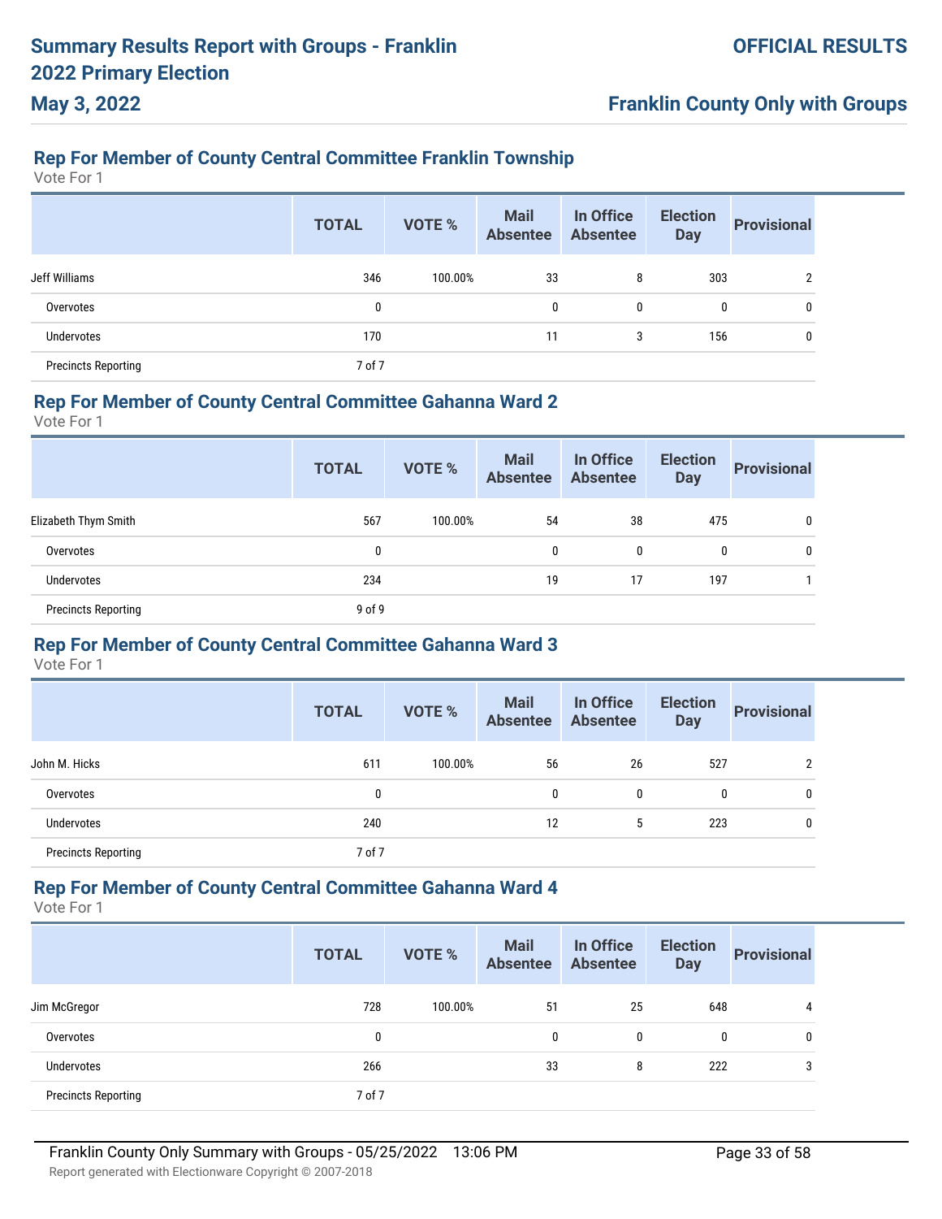## Rep For Member of County Central Committee Franklin Township

Vote For 1

| | TOTAL | VOTE % | Mail Absentee | In Office Absentee | Election Day | Provisional |
|---|---|---|---|---|---|---|
| Jeff Williams | 346 | 100.00% | 33 | 8 | 303 | 2 |
| Overvotes | 0 | | 0 | 0 | 0 | 0 |
| Undervotes | 170 | | 11 | 3 | 156 | 0 |
| Precincts Reporting | 7 of 7 | | | | | |

## Rep For Member of County Central Committee Gahanna Ward 2

Vote For 1

| | TOTAL | VOTE % | Mail Absentee | In Office Absentee | Election Day | Provisional |
|---|---|---|---|---|---|---|
| Elizabeth Thym Smith | 567 | 100.00% | 54 | 38 | 475 | 0 |
| Overvotes | 0 | | 0 | 0 | 0 | 0 |
| Undervotes | 234 | | 19 | 17 | 197 | 1 |
| Precincts Reporting | 9 of 9 | | | | | |

## Rep For Member of County Central Committee Gahanna Ward 3

Vote For 1

| | TOTAL | VOTE % | Mail Absentee | In Office Absentee | Election Day | Provisional |
|---|---|---|---|---|---|---|
| John M. Hicks | 611 | 100.00% | 56 | 26 | 527 | 2 |
| Overvotes | 0 | | 0 | 0 | 0 | 0 |
| Undervotes | 240 | | 12 | 5 | 223 | 0 |
| Precincts Reporting | 7 of 7 | | | | | |

## Rep For Member of County Central Committee Gahanna Ward 4

Vote For 1

| | TOTAL | VOTE % | Mail Absentee | In Office Absentee | Election Day | Provisional |
|---|---|---|---|---|---|---|
| Jim McGregor | 728 | 100.00% | 51 | 25 | 648 | 4 |
| Overvotes | 0 | | 0 | 0 | 0 | 0 |
| Undervotes | 266 | | 33 | 8 | 222 | 3 |
| Precincts Reporting | 7 of 7 | | | | | |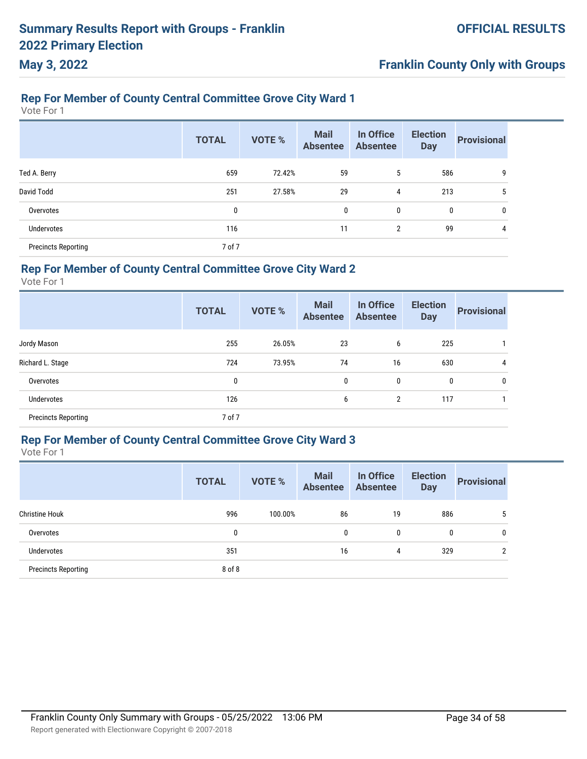# Summary Results Report with Groups - Franklin 2022 Primary Election

**May 3, 2022**

**OFFICIAL RESULTS**

**Franklin County Only with Groups**

## Rep For Member of County Central Committee Grove City Ward 1

Vote For 1

| | TOTAL | VOTE % | Mail Absentee | In Office Absentee | Election Day | Provisional |
|---|---|---|---|---|---|---|
| Ted A. Berry | 659 | 72.42% | 59 | 5 | 586 | 9 |
| David Todd | 251 | 27.58% | 29 | 4 | 213 | 5 |
| Overvotes | 0 | | 0 | 0 | 0 | 0 |
| Undervotes | 116 | | 11 | 2 | 99 | 4 |
| Precincts Reporting | 7 of 7 | | | | | |

## Rep For Member of County Central Committee Grove City Ward 2

Vote For 1

| | TOTAL | VOTE % | Mail Absentee | In Office Absentee | Election Day | Provisional |
|---|---|---|---|---|---|---|
| Jordy Mason | 255 | 26.05% | 23 | 6 | 225 | 1 |
| Richard L. Stage | 724 | 73.95% | 74 | 16 | 630 | 4 |
| Overvotes | 0 | | 0 | 0 | 0 | 0 |
| Undervotes | 126 | | 6 | 2 | 117 | 1 |
| Precincts Reporting | 7 of 7 | | | | | |

## Rep For Member of County Central Committee Grove City Ward 3

Vote For 1

| | TOTAL | VOTE % | Mail Absentee | In Office Absentee | Election Day | Provisional |
|---|---|---|---|---|---|---|
| Christine Houk | 996 | 100.00% | 86 | 19 | 886 | 5 |
| Overvotes | 0 | | 0 | 0 | 0 | 0 |
| Undervotes | 351 | | 16 | 4 | 329 | 2 |
| Precincts Reporting | 8 of 8 | | | | | |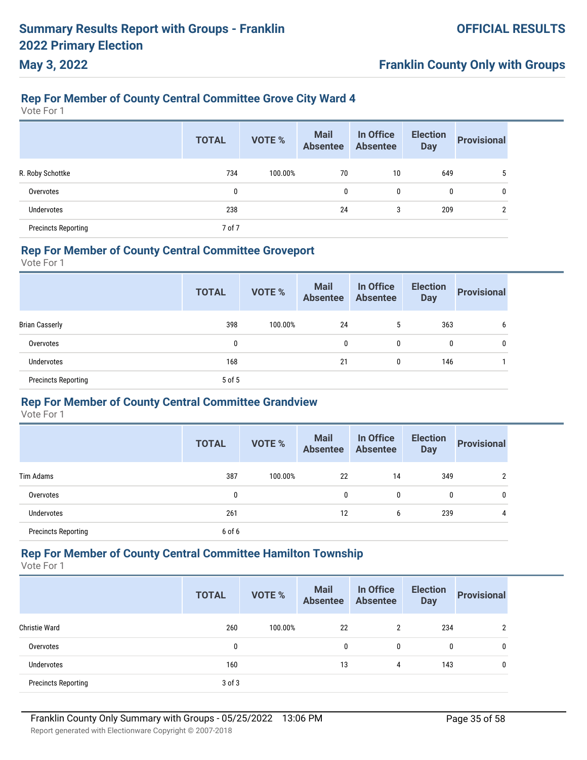## Rep For Member of County Central Committee Grove City Ward 4

Vote For 1

| | TOTAL | VOTE % | Mail Absentee | In Office Absentee | Election Day | Provisional |
|---|---|---|---|---|---|---|
| R. Roby Schottke | 734 | 100.00% | 70 | 10 | 649 | 5 |
| Overvotes | 0 | | 0 | 0 | 0 | 0 |
| Undervotes | 238 | | 24 | 3 | 209 | 2 |
| Precincts Reporting | 7 of 7 | | | | | |

## Rep For Member of County Central Committee Groveport

Vote For 1

| | TOTAL | VOTE % | Mail Absentee | In Office Absentee | Election Day | Provisional |
|---|---|---|---|---|---|---|
| Brian Casserly | 398 | 100.00% | 24 | 5 | 363 | 6 |
| Overvotes | 0 | | 0 | 0 | 0 | 0 |
| Undervotes | 168 | | 21 | 0 | 146 | 1 |
| Precincts Reporting | 5 of 5 | | | | | |

## Rep For Member of County Central Committee Grandview

Vote For 1

| | TOTAL | VOTE % | Mail Absentee | In Office Absentee | Election Day | Provisional |
|---|---|---|---|---|---|---|
| Tim Adams | 387 | 100.00% | 22 | 14 | 349 | 2 |
| Overvotes | 0 | | 0 | 0 | 0 | 0 |
| Undervotes | 261 | | 12 | 6 | 239 | 4 |
| Precincts Reporting | 6 of 6 | | | | | |

## Rep For Member of County Central Committee Hamilton Township

Vote For 1

| | TOTAL | VOTE % | Mail Absentee | In Office Absentee | Election Day | Provisional |
|---|---|---|---|---|---|---|
| Christie Ward | 260 | 100.00% | 22 | 2 | 234 | 2 |
| Overvotes | 0 | | 0 | 0 | 0 | 0 |
| Undervotes | 160 | | 13 | 4 | 143 | 0 |
| Precincts Reporting | 3 of 3 | | | | | |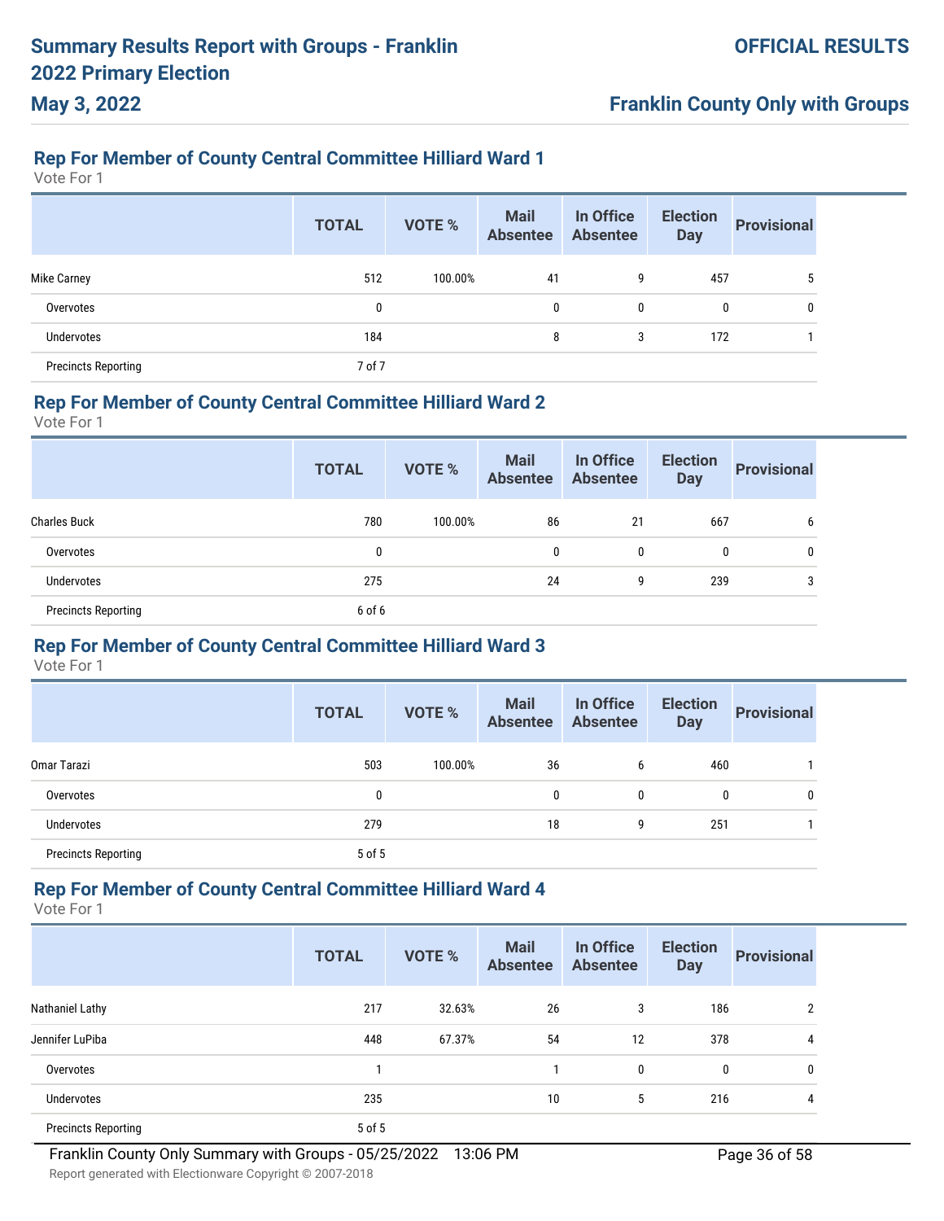## Rep For Member of County Central Committee Hilliard Ward 1

Vote For 1

| | TOTAL | VOTE % | Mail Absentee | In Office Absentee | Election Day | Provisional |
|---|---|---|---|---|---|---|
| Mike Carney | 512 | 100.00% | 41 | 9 | 457 | 5 |
| Overvotes | 0 | | 0 | 0 | 0 | 0 |
| Undervotes | 184 | | 8 | 3 | 172 | 1 |
| Precincts Reporting | 7 of 7 | | | | | |

## Rep For Member of County Central Committee Hilliard Ward 2

Vote For 1

| | TOTAL | VOTE % | Mail Absentee | In Office Absentee | Election Day | Provisional |
|---|---|---|---|---|---|---|
| Charles Buck | 780 | 100.00% | 86 | 21 | 667 | 6 |
| Overvotes | 0 | | 0 | 0 | 0 | 0 |
| Undervotes | 275 | | 24 | 9 | 239 | 3 |
| Precincts Reporting | 6 of 6 | | | | | |

## Rep For Member of County Central Committee Hilliard Ward 3

Vote For 1

| | TOTAL | VOTE % | Mail Absentee | In Office Absentee | Election Day | Provisional |
|---|---|---|---|---|---|---|
| Omar Tarazi | 503 | 100.00% | 36 | 6 | 460 | 1 |
| Overvotes | 0 | | 0 | 0 | 0 | 0 |
| Undervotes | 279 | | 18 | 9 | 251 | 1 |
| Precincts Reporting | 5 of 5 | | | | | |

## Rep For Member of County Central Committee Hilliard Ward 4

Vote For 1

| | TOTAL | VOTE % | Mail Absentee | In Office Absentee | Election Day | Provisional |
|---|---|---|---|---|---|---|
| Nathaniel Lathy | 217 | 32.63% | 26 | 3 | 186 | 2 |
| Jennifer LuPiba | 448 | 67.37% | 54 | 12 | 378 | 4 |
| Overvotes | 1 | | 1 | 0 | 0 | 0 |
| Undervotes | 235 | | 10 | 5 | 216 | 4 |
| Precincts Reporting | 5 of 5 | | | | | |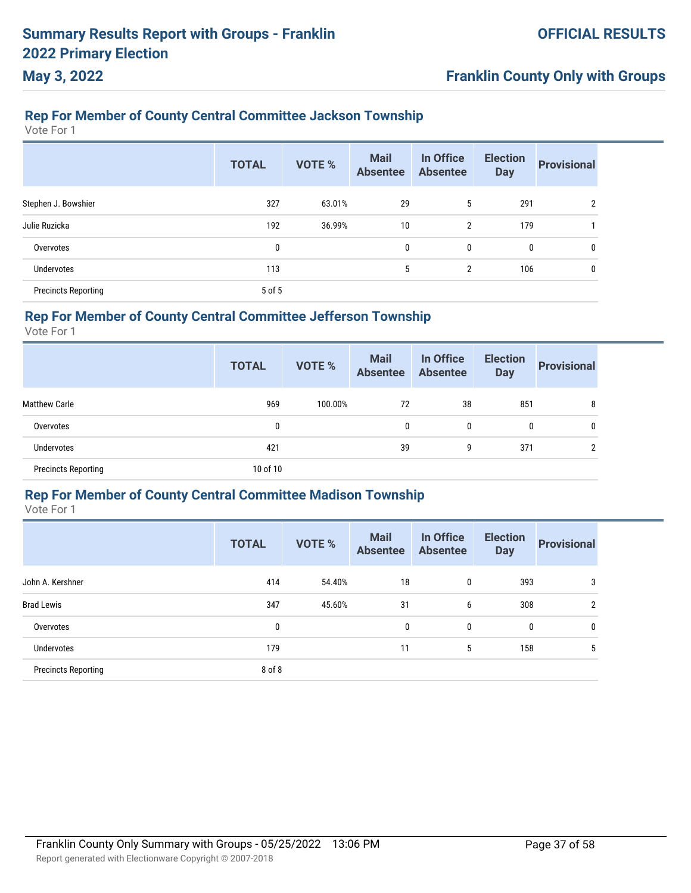## Rep For Member of County Central Committee Jackson Township

Vote For 1

| | TOTAL | VOTE % | Mail Absentee | In Office Absentee | Election Day | Provisional |
|---|---|---|---|---|---|---|
| Stephen J. Bowshier | 327 | 63.01% | 29 | 5 | 291 | 2 |
| Julie Ruzicka | 192 | 36.99% | 10 | 2 | 179 | 1 |
| Overvotes | 0 | | 0 | 0 | 0 | 0 |
| Undervotes | 113 | | 5 | 2 | 106 | 0 |
| Precincts Reporting | 5 of 5 | | | | | |

## Rep For Member of County Central Committee Jefferson Township

Vote For 1

| | TOTAL | VOTE % | Mail Absentee | In Office Absentee | Election Day | Provisional |
|---|---|---|---|---|---|---|
| Matthew Carle | 969 | 100.00% | 72 | 38 | 851 | 8 |
| Overvotes | 0 | | 0 | 0 | 0 | 0 |
| Undervotes | 421 | | 39 | 9 | 371 | 2 |
| Precincts Reporting | 10 of 10 | | | | | |

## Rep For Member of County Central Committee Madison Township

Vote For 1

| | TOTAL | VOTE % | Mail Absentee | In Office Absentee | Election Day | Provisional |
|---|---|---|---|---|---|---|
| John A. Kershner | 414 | 54.40% | 18 | 0 | 393 | 3 |
| Brad Lewis | 347 | 45.60% | 31 | 6 | 308 | 2 |
| Overvotes | 0 | | 0 | 0 | 0 | 0 |
| Undervotes | 179 | | 11 | 5 | 158 | 5 |
| Precincts Reporting | 8 of 8 | | | | | |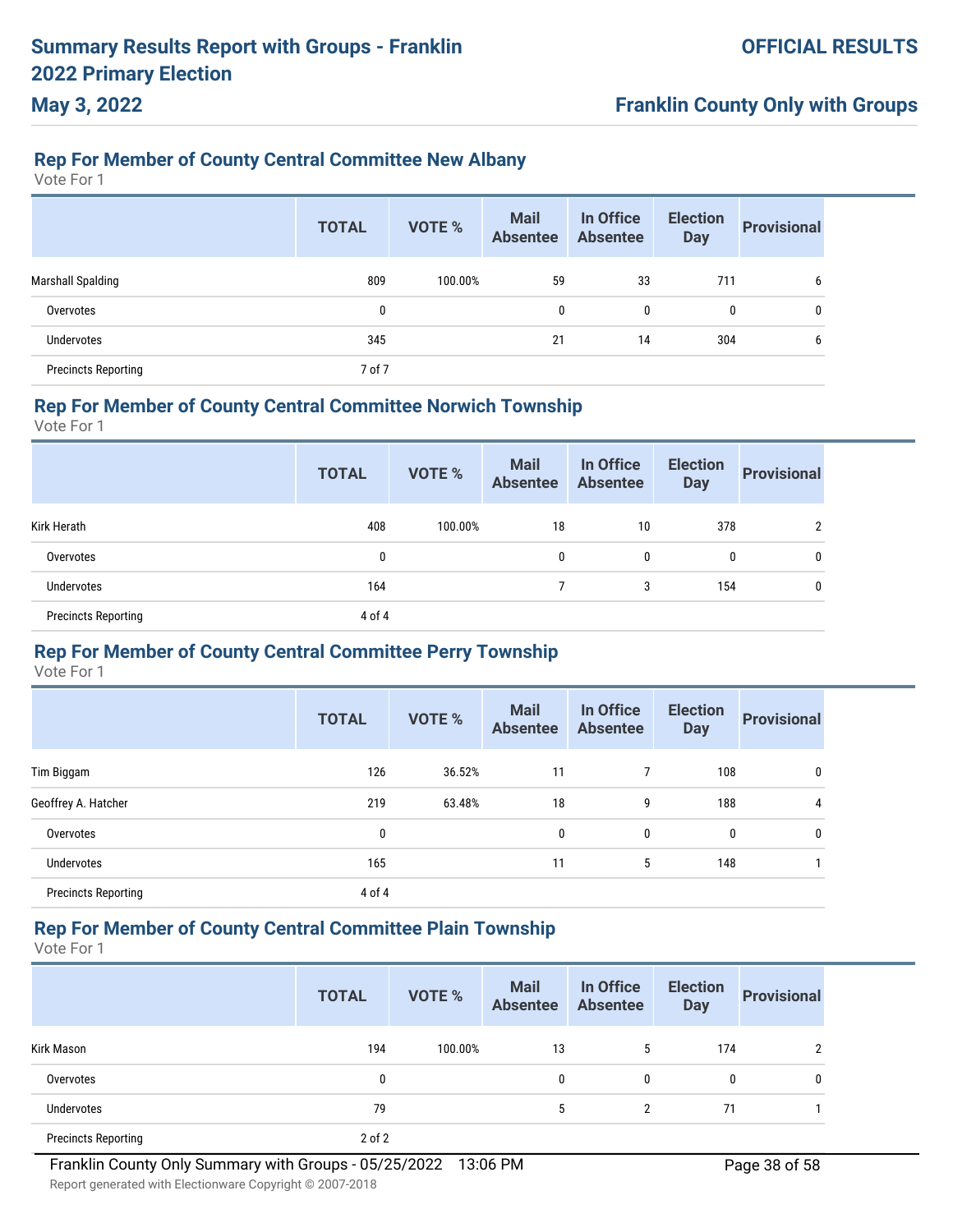## Rep For Member of County Central Committee New Albany

Vote For 1

| | TOTAL | VOTE % | Mail Absentee | In Office Absentee | Election Day | Provisional |
|---|---|---|---|---|---|---|
| Marshall Spalding | 809 | 100.00% | 59 | 33 | 711 | 6 |
| Overvotes | 0 | | 0 | 0 | 0 | 0 |
| Undervotes | 345 | | 21 | 14 | 304 | 6 |
| Precincts Reporting | 7 of 7 | | | | | |

## Rep For Member of County Central Committee Norwich Township

Vote For 1

| | TOTAL | VOTE % | Mail Absentee | In Office Absentee | Election Day | Provisional |
|---|---|---|---|---|---|---|
| Kirk Herath | 408 | 100.00% | 18 | 10 | 378 | 2 |
| Overvotes | 0 | | 0 | 0 | 0 | 0 |
| Undervotes | 164 | | 7 | 3 | 154 | 0 |
| Precincts Reporting | 4 of 4 | | | | | |

## Rep For Member of County Central Committee Perry Township

Vote For 1

| | TOTAL | VOTE % | Mail Absentee | In Office Absentee | Election Day | Provisional |
|---|---|---|---|---|---|---|
| Tim Biggam | 126 | 36.52% | 11 | 7 | 108 | 0 |
| Geoffrey A. Hatcher | 219 | 63.48% | 18 | 9 | 188 | 4 |
| Overvotes | 0 | | 0 | 0 | 0 | 0 |
| Undervotes | 165 | | 11 | 5 | 148 | 1 |
| Precincts Reporting | 4 of 4 | | | | | |

## Rep For Member of County Central Committee Plain Township

Vote For 1

| | TOTAL | VOTE % | Mail Absentee | In Office Absentee | Election Day | Provisional |
|---|---|---|---|---|---|---|
| Kirk Mason | 194 | 100.00% | 13 | 5 | 174 | 2 |
| Overvotes | 0 | | 0 | 0 | 0 | 0 |
| Undervotes | 79 | | 5 | 2 | 71 | 1 |
| Precincts Reporting | 2 of 2 | | | | | |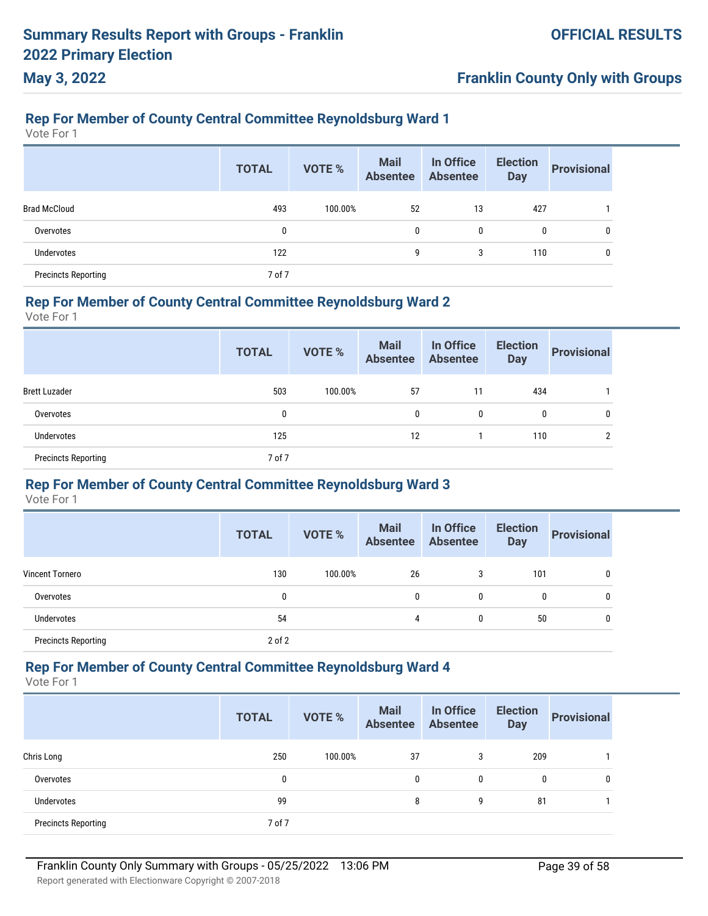# Summary Results Report with Groups - Franklin 2022 Primary Election

**May 3, 2022**

**OFFICIAL RESULTS**

**Franklin County Only with Groups**

## Rep For Member of County Central Committee Reynoldsburg Ward 1

Vote For 1

| | TOTAL | VOTE % | Mail Absentee | In Office Absentee | Election Day | Provisional |
|---|---|---|---|---|---|---|
| Brad McCloud | 493 | 100.00% | 52 | 13 | 427 | 1 |
| Overvotes | 0 | | 0 | 0 | 0 | 0 |
| Undervotes | 122 | | 9 | 3 | 110 | 0 |
| Precincts Reporting | 7 of 7 | | | | | |

## Rep For Member of County Central Committee Reynoldsburg Ward 2

Vote For 1

| | TOTAL | VOTE % | Mail Absentee | In Office Absentee | Election Day | Provisional |
|---|---|---|---|---|---|---|
| Brett Luzader | 503 | 100.00% | 57 | 11 | 434 | 1 |
| Overvotes | 0 | | 0 | 0 | 0 | 0 |
| Undervotes | 125 | | 12 | 1 | 110 | 2 |
| Precincts Reporting | 7 of 7 | | | | | |

## Rep For Member of County Central Committee Reynoldsburg Ward 3

Vote For 1

| | TOTAL | VOTE % | Mail Absentee | In Office Absentee | Election Day | Provisional |
|---|---|---|---|---|---|---|
| Vincent Tornero | 130 | 100.00% | 26 | 3 | 101 | 0 |
| Overvotes | 0 | | 0 | 0 | 0 | 0 |
| Undervotes | 54 | | 4 | 0 | 50 | 0 |
| Precincts Reporting | 2 of 2 | | | | | |

## Rep For Member of County Central Committee Reynoldsburg Ward 4

Vote For 1

| | TOTAL | VOTE % | Mail Absentee | In Office Absentee | Election Day | Provisional |
|---|---|---|---|---|---|---|
| Chris Long | 250 | 100.00% | 37 | 3 | 209 | 1 |
| Overvotes | 0 | | 0 | 0 | 0 | 0 |
| Undervotes | 99 | | 8 | 9 | 81 | 1 |
| Precincts Reporting | 7 of 7 | | | | | |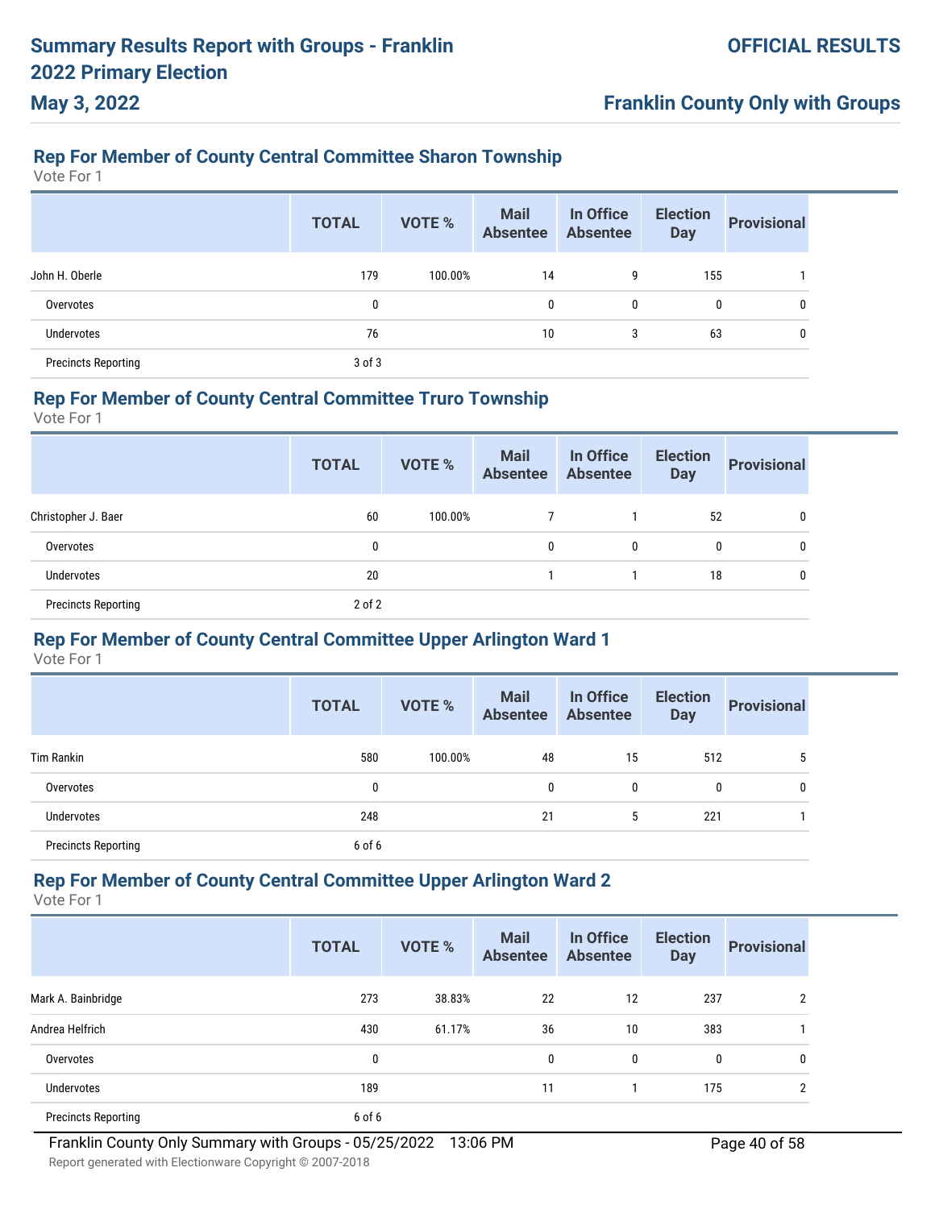# Summary Results Report with Groups - Franklin 2022 Primary Election

**May 3, 2022**

**OFFICIAL RESULTS**

**Franklin County Only with Groups**

## Rep For Member of County Central Committee Sharon Township

Vote For 1

| | TOTAL | VOTE % | Mail Absentee | In Office Absentee | Election Day | Provisional |
|---|---|---|---|---|---|---|
| John H. Oberle | 179 | 100.00% | 14 | 9 | 155 | 1 |
| Overvotes | 0 | | 0 | 0 | 0 | 0 |
| Undervotes | 76 | | 10 | 3 | 63 | 0 |
| Precincts Reporting | 3 of 3 | | | | | |

## Rep For Member of County Central Committee Truro Township

Vote For 1

| | TOTAL | VOTE % | Mail Absentee | In Office Absentee | Election Day | Provisional |
|---|---|---|---|---|---|---|
| Christopher J. Baer | 60 | 100.00% | 7 | 1 | 52 | 0 |
| Overvotes | 0 | | 0 | 0 | 0 | 0 |
| Undervotes | 20 | | 1 | 1 | 18 | 0 |
| Precincts Reporting | 2 of 2 | | | | | |

## Rep For Member of County Central Committee Upper Arlington Ward 1

Vote For 1

| | TOTAL | VOTE % | Mail Absentee | In Office Absentee | Election Day | Provisional |
|---|---|---|---|---|---|---|
| Tim Rankin | 580 | 100.00% | 48 | 15 | 512 | 5 |
| Overvotes | 0 | | 0 | 0 | 0 | 0 |
| Undervotes | 248 | | 21 | 5 | 221 | 1 |
| Precincts Reporting | 6 of 6 | | | | | |

## Rep For Member of County Central Committee Upper Arlington Ward 2

Vote For 1

| | TOTAL | VOTE % | Mail Absentee | In Office Absentee | Election Day | Provisional |
|---|---|---|---|---|---|---|
| Mark A. Bainbridge | 273 | 38.83% | 22 | 12 | 237 | 2 |
| Andrea Helfrich | 430 | 61.17% | 36 | 10 | 383 | 1 |
| Overvotes | 0 | | 0 | 0 | 0 | 0 |
| Undervotes | 189 | | 11 | 1 | 175 | 2 |
| Precincts Reporting | 6 of 6 | | | | | |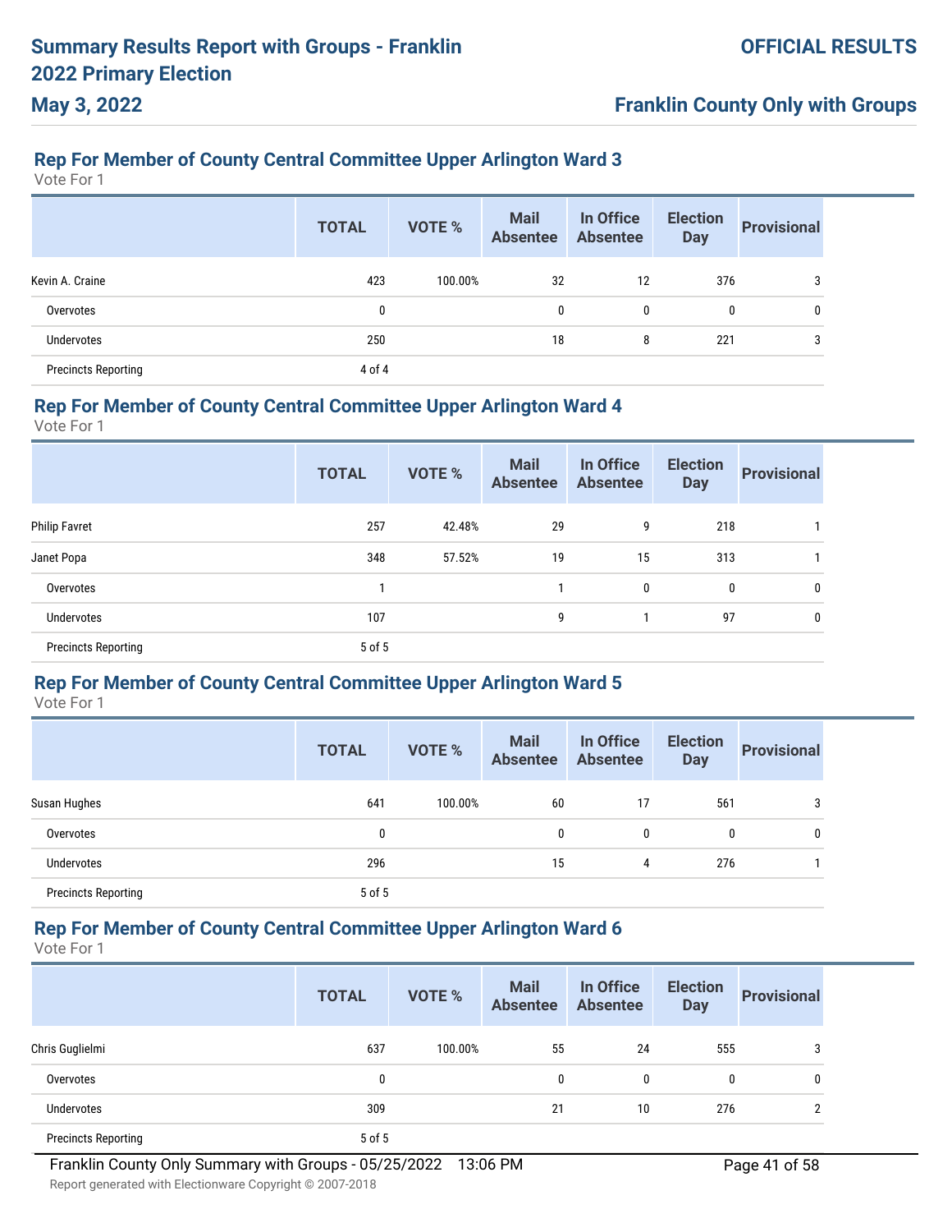## Rep For Member of County Central Committee Upper Arlington Ward 3

Vote For 1

| | TOTAL | VOTE % | Mail Absentee | In Office Absentee | Election Day | Provisional |
|---|---|---|---|---|---|---|
| Kevin A. Craine | 423 | 100.00% | 32 | 12 | 376 | 3 |
| Overvotes | 0 | | 0 | 0 | 0 | 0 |
| Undervotes | 250 | | 18 | 8 | 221 | 3 |
| Precincts Reporting | 4 of 4 | | | | | |

## Rep For Member of County Central Committee Upper Arlington Ward 4

Vote For 1

| | TOTAL | VOTE % | Mail Absentee | In Office Absentee | Election Day | Provisional |
|---|---|---|---|---|---|---|
| Philip Favret | 257 | 42.48% | 29 | 9 | 218 | 1 |
| Janet Popa | 348 | 57.52% | 19 | 15 | 313 | 1 |
| Overvotes | 1 | | 1 | 0 | 0 | 0 |
| Undervotes | 107 | | 9 | 1 | 97 | 0 |
| Precincts Reporting | 5 of 5 | | | | | |

## Rep For Member of County Central Committee Upper Arlington Ward 5

Vote For 1

| | TOTAL | VOTE % | Mail Absentee | In Office Absentee | Election Day | Provisional |
|---|---|---|---|---|---|---|
| Susan Hughes | 641 | 100.00% | 60 | 17 | 561 | 3 |
| Overvotes | 0 | | 0 | 0 | 0 | 0 |
| Undervotes | 296 | | 15 | 4 | 276 | 1 |
| Precincts Reporting | 5 of 5 | | | | | |

## Rep For Member of County Central Committee Upper Arlington Ward 6

Vote For 1

| | TOTAL | VOTE % | Mail Absentee | In Office Absentee | Election Day | Provisional |
|---|---|---|---|---|---|---|
| Chris Guglielmi | 637 | 100.00% | 55 | 24 | 555 | 3 |
| Overvotes | 0 | | 0 | 0 | 0 | 0 |
| Undervotes | 309 | | 21 | 10 | 276 | 2 |
| Precincts Reporting | 5 of 5 | | | | | |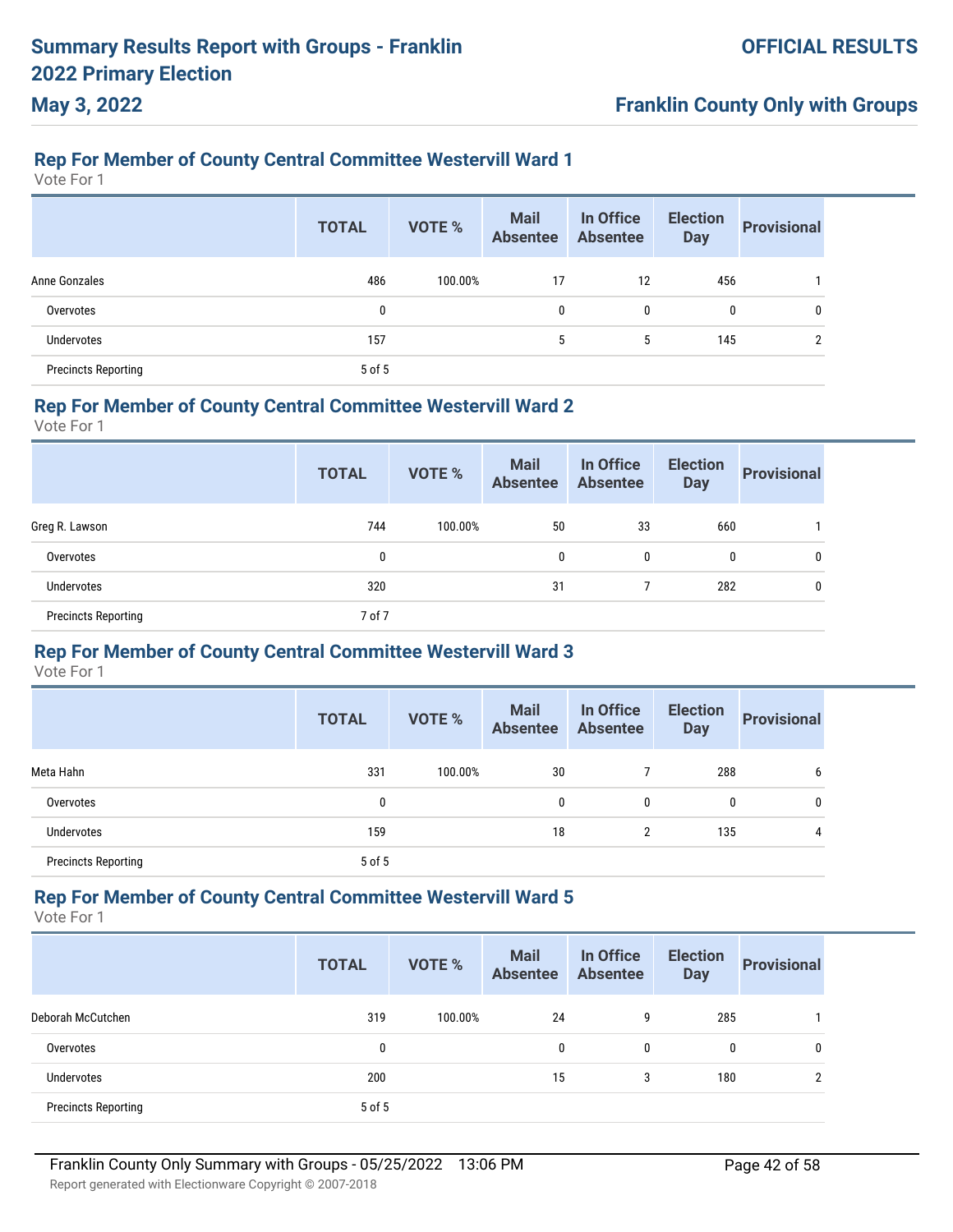# Summary Results Report with Groups - Franklin 2022 Primary Election

**May 3, 2022**

**OFFICIAL RESULTS**

**Franklin County Only with Groups**

## Rep For Member of County Central Committee Westervill Ward 1

Vote For 1

| | TOTAL | VOTE % | Mail Absentee | In Office Absentee | Election Day | Provisional |
|---|---|---|---|---|---|---|
| Anne Gonzales | 486 | 100.00% | 17 | 12 | 456 | 1 |
| Overvotes | 0 | | 0 | 0 | 0 | 0 |
| Undervotes | 157 | | 5 | 5 | 145 | 2 |
| Precincts Reporting | 5 of 5 | | | | | |

## Rep For Member of County Central Committee Westervill Ward 2

Vote For 1

| | TOTAL | VOTE % | Mail Absentee | In Office Absentee | Election Day | Provisional |
|---|---|---|---|---|---|---|
| Greg R. Lawson | 744 | 100.00% | 50 | 33 | 660 | 1 |
| Overvotes | 0 | | 0 | 0 | 0 | 0 |
| Undervotes | 320 | | 31 | 7 | 282 | 0 |
| Precincts Reporting | 7 of 7 | | | | | |

## Rep For Member of County Central Committee Westervill Ward 3

Vote For 1

| | TOTAL | VOTE % | Mail Absentee | In Office Absentee | Election Day | Provisional |
|---|---|---|---|---|---|---|
| Meta Hahn | 331 | 100.00% | 30 | 7 | 288 | 6 |
| Overvotes | 0 | | 0 | 0 | 0 | 0 |
| Undervotes | 159 | | 18 | 2 | 135 | 4 |
| Precincts Reporting | 5 of 5 | | | | | |

## Rep For Member of County Central Committee Westervill Ward 5

Vote For 1

| | TOTAL | VOTE % | Mail Absentee | In Office Absentee | Election Day | Provisional |
|---|---|---|---|---|---|---|
| Deborah McCutchen | 319 | 100.00% | 24 | 9 | 285 | 1 |
| Overvotes | 0 | | 0 | 0 | 0 | 0 |
| Undervotes | 200 | | 15 | 3 | 180 | 2 |
| Precincts Reporting | 5 of 5 | | | | | |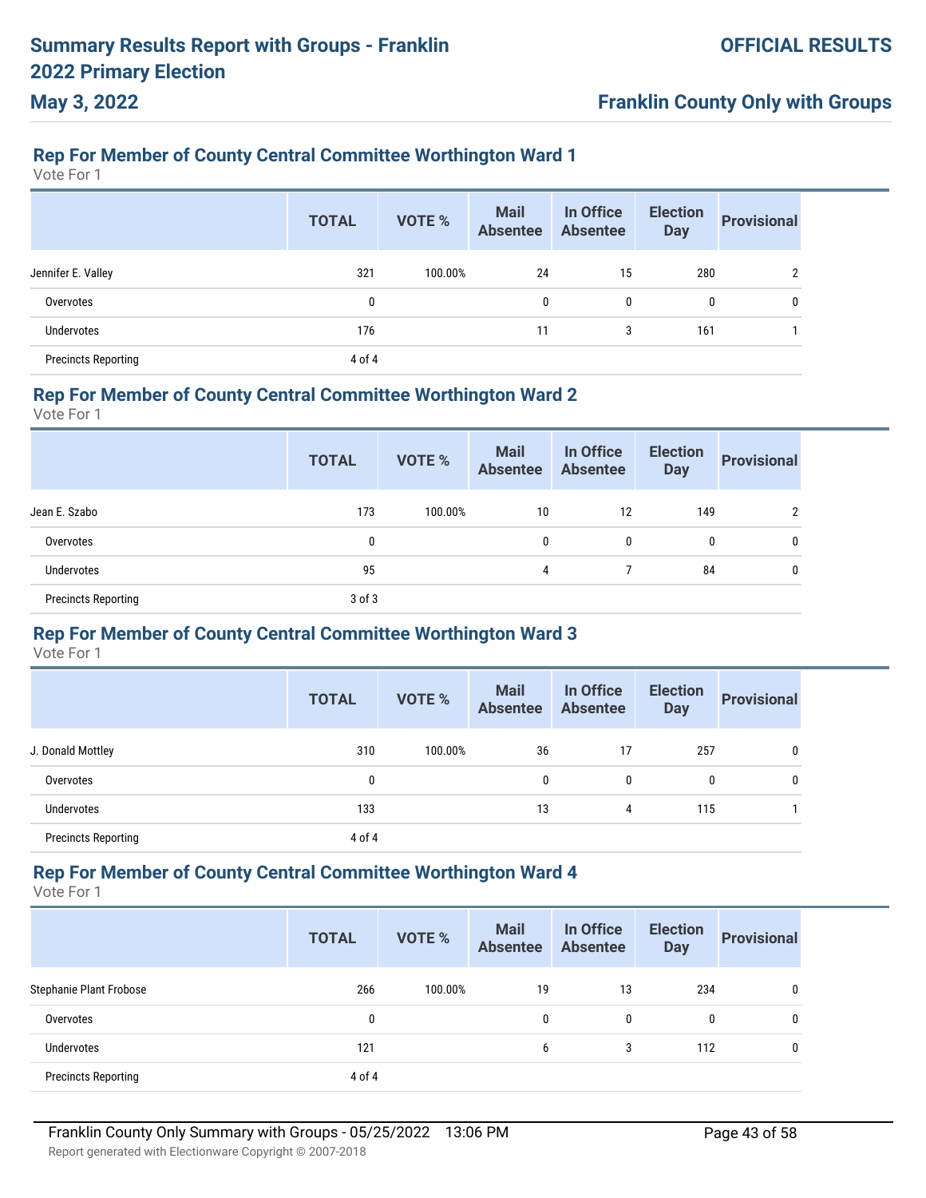## Rep For Member of County Central Committee Worthington Ward 1

Vote For 1

| | TOTAL | VOTE % | Mail Absentee | In Office Absentee | Election Day | Provisional |
|---|---|---|---|---|---|---|
| Jennifer E. Valley | 321 | 100.00% | 24 | 15 | 280 | 2 |
| Overvotes | 0 | | 0 | 0 | 0 | 0 |
| Undervotes | 176 | | 11 | 3 | 161 | 1 |
| Precincts Reporting | 4 of 4 | | | | | |

## Rep For Member of County Central Committee Worthington Ward 2

Vote For 1

| | TOTAL | VOTE % | Mail Absentee | In Office Absentee | Election Day | Provisional |
|---|---|---|---|---|---|---|
| Jean E. Szabo | 173 | 100.00% | 10 | 12 | 149 | 2 |
| Overvotes | 0 | | 0 | 0 | 0 | 0 |
| Undervotes | 95 | | 4 | 7 | 84 | 0 |
| Precincts Reporting | 3 of 3 | | | | | |

## Rep For Member of County Central Committee Worthington Ward 3

Vote For 1

| | TOTAL | VOTE % | Mail Absentee | In Office Absentee | Election Day | Provisional |
|---|---|---|---|---|---|---|
| J. Donald Mottley | 310 | 100.00% | 36 | 17 | 257 | 0 |
| Overvotes | 0 | | 0 | 0 | 0 | 0 |
| Undervotes | 133 | | 13 | 4 | 115 | 1 |
| Precincts Reporting | 4 of 4 | | | | | |

## Rep For Member of County Central Committee Worthington Ward 4

Vote For 1

| | TOTAL | VOTE % | Mail Absentee | In Office Absentee | Election Day | Provisional |
|---|---|---|---|---|---|---|
| Stephanie Plant Frobose | 266 | 100.00% | 19 | 13 | 234 | 0 |
| Overvotes | 0 | | 0 | 0 | 0 | 0 |
| Undervotes | 121 | | 6 | 3 | 112 | 0 |
| Precincts Reporting | 4 of 4 | | | | | |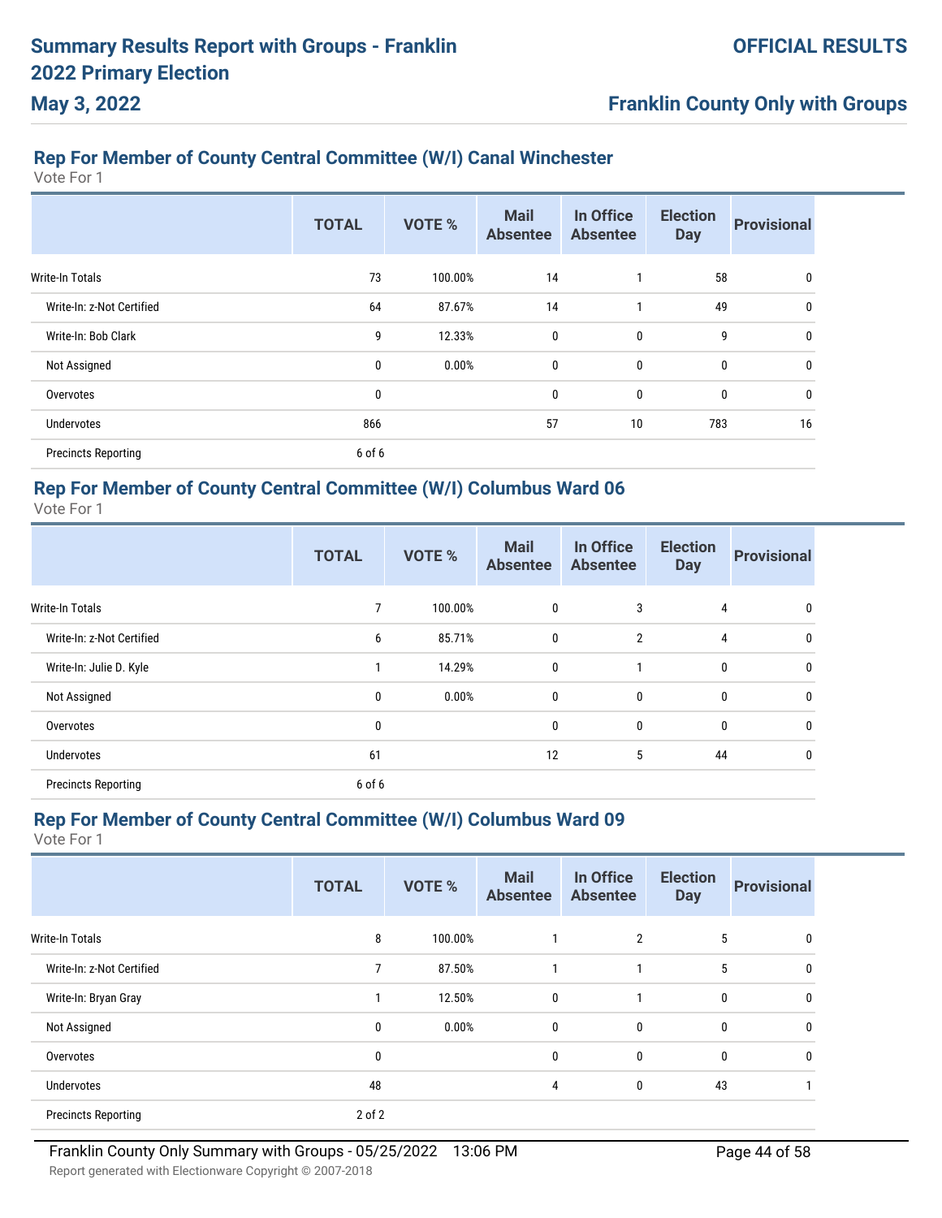## Rep For Member of County Central Committee (W/I) Canal Winchester

Vote For 1

| | TOTAL | VOTE % | Mail Absentee | In Office Absentee | Election Day | Provisional |
|---|---|---|---|---|---|---|
| Write-In Totals | 73 | 100.00% | 14 | 1 | 58 | 0 |
| Write-In: z-Not Certified | 64 | 87.67% | 14 | 1 | 49 | 0 |
| Write-In: Bob Clark | 9 | 12.33% | 0 | 0 | 9 | 0 |
| Not Assigned | 0 | 0.00% | 0 | 0 | 0 | 0 |
| Overvotes | 0 | | 0 | 0 | 0 | 0 |
| Undervotes | 866 | | 57 | 10 | 783 | 16 |
| Precincts Reporting | 6 of 6 | | | | | |

## Rep For Member of County Central Committee (W/I) Columbus Ward 06

Vote For 1

| | TOTAL | VOTE % | Mail Absentee | In Office Absentee | Election Day | Provisional |
|---|---|---|---|---|---|---|
| Write-In Totals | 7 | 100.00% | 0 | 3 | 4 | 0 |
| Write-In: z-Not Certified | 6 | 85.71% | 0 | 2 | 4 | 0 |
| Write-In: Julie D. Kyle | 1 | 14.29% | 0 | 1 | 0 | 0 |
| Not Assigned | 0 | 0.00% | 0 | 0 | 0 | 0 |
| Overvotes | 0 | | 0 | 0 | 0 | 0 |
| Undervotes | 61 | | 12 | 5 | 44 | 0 |
| Precincts Reporting | 6 of 6 | | | | | |

## Rep For Member of County Central Committee (W/I) Columbus Ward 09

Vote For 1

| | TOTAL | VOTE % | Mail Absentee | In Office Absentee | Election Day | Provisional |
|---|---|---|---|---|---|---|
| Write-In Totals | 8 | 100.00% | 1 | 2 | 5 | 0 |
| Write-In: z-Not Certified | 7 | 87.50% | 1 | 1 | 5 | 0 |
| Write-In: Bryan Gray | 1 | 12.50% | 0 | 1 | 0 | 0 |
| Not Assigned | 0 | 0.00% | 0 | 0 | 0 | 0 |
| Overvotes | 0 | | 0 | 0 | 0 | 0 |
| Undervotes | 48 | | 4 | 0 | 43 | 1 |
| Precincts Reporting | 2 of 2 | | | | | |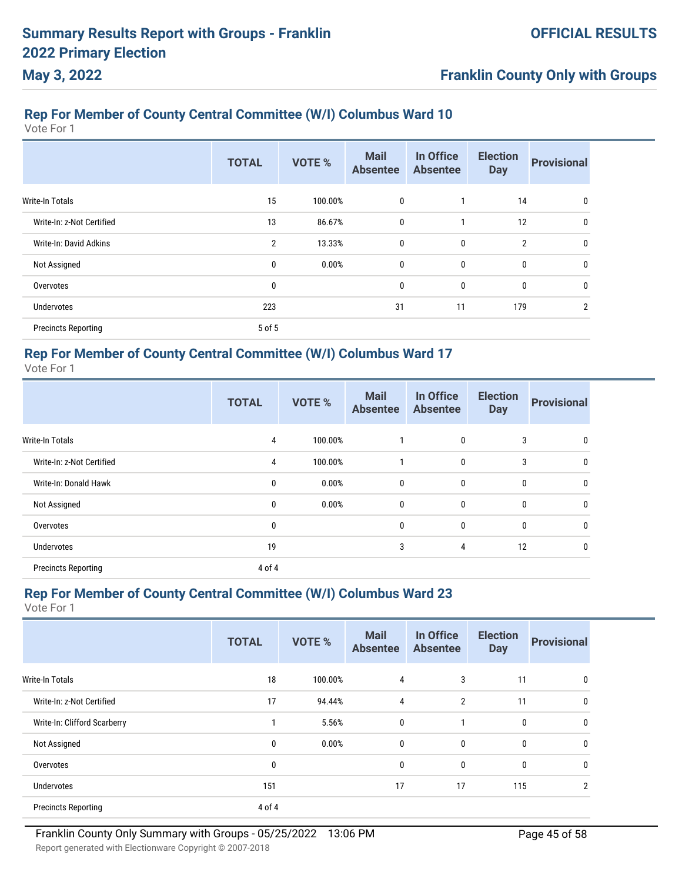# Summary Results Report with Groups - Franklin 2022 Primary Election

**May 3, 2022**

**OFFICIAL RESULTS**

**Franklin County Only with Groups**

## Rep For Member of County Central Committee (W/I) Columbus Ward 10

Vote For 1

| | TOTAL | VOTE % | Mail Absentee | In Office Absentee | Election Day | Provisional |
|---|---|---|---|---|---|---|
| Write-In Totals | 15 | 100.00% | 0 | 1 | 14 | 0 |
| Write-In: z-Not Certified | 13 | 86.67% | 0 | 1 | 12 | 0 |
| Write-In: David Adkins | 2 | 13.33% | 0 | 0 | 2 | 0 |
| Not Assigned | 0 | 0.00% | 0 | 0 | 0 | 0 |
| Overvotes | 0 | | 0 | 0 | 0 | 0 |
| Undervotes | 223 | | 31 | 11 | 179 | 2 |
| Precincts Reporting | 5 of 5 | | | | | |

## Rep For Member of County Central Committee (W/I) Columbus Ward 17

Vote For 1

| | TOTAL | VOTE % | Mail Absentee | In Office Absentee | Election Day | Provisional |
|---|---|---|---|---|---|---|
| Write-In Totals | 4 | 100.00% | 1 | 0 | 3 | 0 |
| Write-In: z-Not Certified | 4 | 100.00% | 1 | 0 | 3 | 0 |
| Write-In: Donald Hawk | 0 | 0.00% | 0 | 0 | 0 | 0 |
| Not Assigned | 0 | 0.00% | 0 | 0 | 0 | 0 |
| Overvotes | 0 | | 0 | 0 | 0 | 0 |
| Undervotes | 19 | | 3 | 4 | 12 | 0 |
| Precincts Reporting | 4 of 4 | | | | | |

## Rep For Member of County Central Committee (W/I) Columbus Ward 23

Vote For 1

| | TOTAL | VOTE % | Mail Absentee | In Office Absentee | Election Day | Provisional |
|---|---|---|---|---|---|---|
| Write-In Totals | 18 | 100.00% | 4 | 3 | 11 | 0 |
| Write-In: z-Not Certified | 17 | 94.44% | 4 | 2 | 11 | 0 |
| Write-In: Clifford Scarberry | 1 | 5.56% | 0 | 1 | 0 | 0 |
| Not Assigned | 0 | 0.00% | 0 | 0 | 0 | 0 |
| Overvotes | 0 | | 0 | 0 | 0 | 0 |
| Undervotes | 151 | | 17 | 17 | 115 | 2 |
| Precincts Reporting | 4 of 4 | | | | | |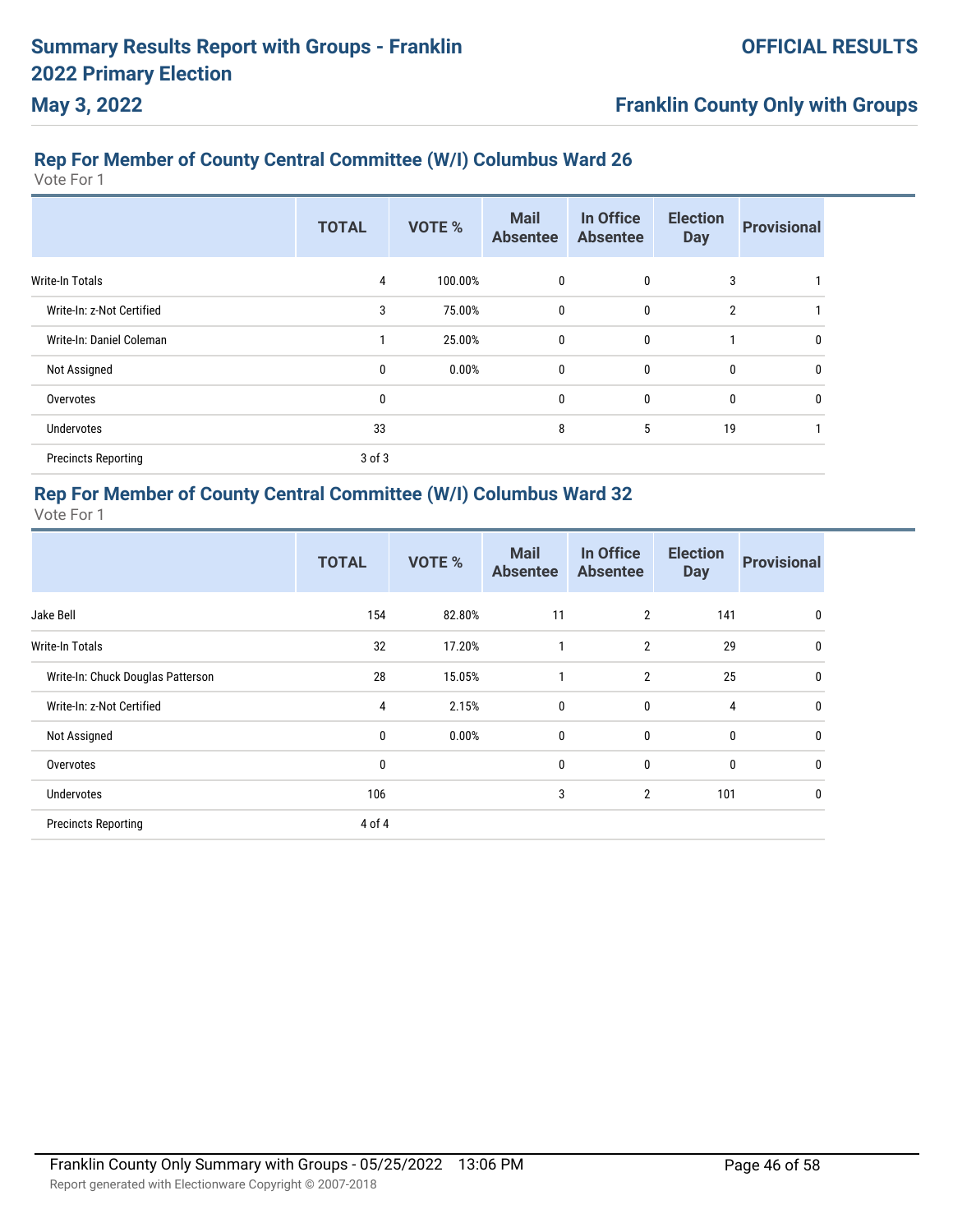## Rep For Member of County Central Committee (W/I) Columbus Ward 26

Vote For 1

| | TOTAL | VOTE % | Mail Absentee | In Office Absentee | Election Day | Provisional |
|---|---|---|---|---|---|---|
| Write-In Totals | 4 | 100.00% | 0 | 0 | 3 | 1 |
| Write-In: z-Not Certified | 3 | 75.00% | 0 | 0 | 2 | 1 |
| Write-In: Daniel Coleman | 1 | 25.00% | 0 | 0 | 1 | 0 |
| Not Assigned | 0 | 0.00% | 0 | 0 | 0 | 0 |
| Overvotes | 0 | | 0 | 0 | 0 | 0 |
| Undervotes | 33 | | 8 | 5 | 19 | 1 |
| Precincts Reporting | 3 of 3 | | | | | |

## Rep For Member of County Central Committee (W/I) Columbus Ward 32

Vote For 1

| | TOTAL | VOTE % | Mail Absentee | In Office Absentee | Election Day | Provisional |
|---|---|---|---|---|---|---|
| Jake Bell | 154 | 82.80% | 11 | 2 | 141 | 0 |
| Write-In Totals | 32 | 17.20% | 1 | 2 | 29 | 0 |
| Write-In: Chuck Douglas Patterson | 28 | 15.05% | 1 | 2 | 25 | 0 |
| Write-In: z-Not Certified | 4 | 2.15% | 0 | 0 | 4 | 0 |
| Not Assigned | 0 | 0.00% | 0 | 0 | 0 | 0 |
| Overvotes | 0 | | 0 | 0 | 0 | 0 |
| Undervotes | 106 | | 3 | 2 | 101 | 0 |
| Precincts Reporting | 4 of 4 | | | | | |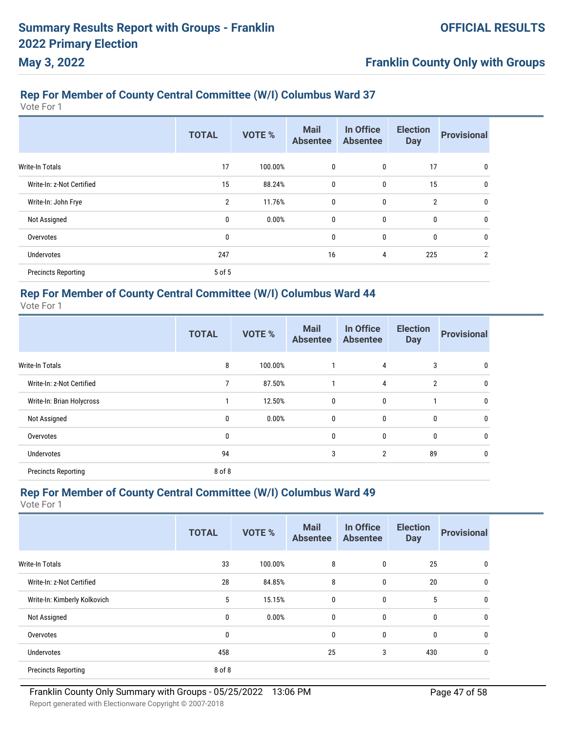## Rep For Member of County Central Committee (W/I) Columbus Ward 37

Vote For 1

| | TOTAL | VOTE % | Mail Absentee | In Office Absentee | Election Day | Provisional |
|---|---|---|---|---|---|---|
| Write-In Totals | 17 | 100.00% | 0 | 0 | 17 | 0 |
| Write-In: z-Not Certified | 15 | 88.24% | 0 | 0 | 15 | 0 |
| Write-In: John Frye | 2 | 11.76% | 0 | 0 | 2 | 0 |
| Not Assigned | 0 | 0.00% | 0 | 0 | 0 | 0 |
| Overvotes | 0 | | 0 | 0 | 0 | 0 |
| Undervotes | 247 | | 16 | 4 | 225 | 2 |
| Precincts Reporting | 5 of 5 | | | | | |

## Rep For Member of County Central Committee (W/I) Columbus Ward 44

Vote For 1

| | TOTAL | VOTE % | Mail Absentee | In Office Absentee | Election Day | Provisional |
|---|---|---|---|---|---|---|
| Write-In Totals | 8 | 100.00% | 1 | 4 | 3 | 0 |
| Write-In: z-Not Certified | 7 | 87.50% | 1 | 4 | 2 | 0 |
| Write-In: Brian Holycross | 1 | 12.50% | 0 | 0 | 1 | 0 |
| Not Assigned | 0 | 0.00% | 0 | 0 | 0 | 0 |
| Overvotes | 0 | | 0 | 0 | 0 | 0 |
| Undervotes | 94 | | 3 | 2 | 89 | 0 |
| Precincts Reporting | 8 of 8 | | | | | |

## Rep For Member of County Central Committee (W/I) Columbus Ward 49

Vote For 1

| | TOTAL | VOTE % | Mail Absentee | In Office Absentee | Election Day | Provisional |
|---|---|---|---|---|---|---|
| Write-In Totals | 33 | 100.00% | 8 | 0 | 25 | 0 |
| Write-In: z-Not Certified | 28 | 84.85% | 8 | 0 | 20 | 0 |
| Write-In: Kimberly Kolkovich | 5 | 15.15% | 0 | 0 | 5 | 0 |
| Not Assigned | 0 | 0.00% | 0 | 0 | 0 | 0 |
| Overvotes | 0 | | 0 | 0 | 0 | 0 |
| Undervotes | 458 | | 25 | 3 | 430 | 0 |
| Precincts Reporting | 8 of 8 | | | | | |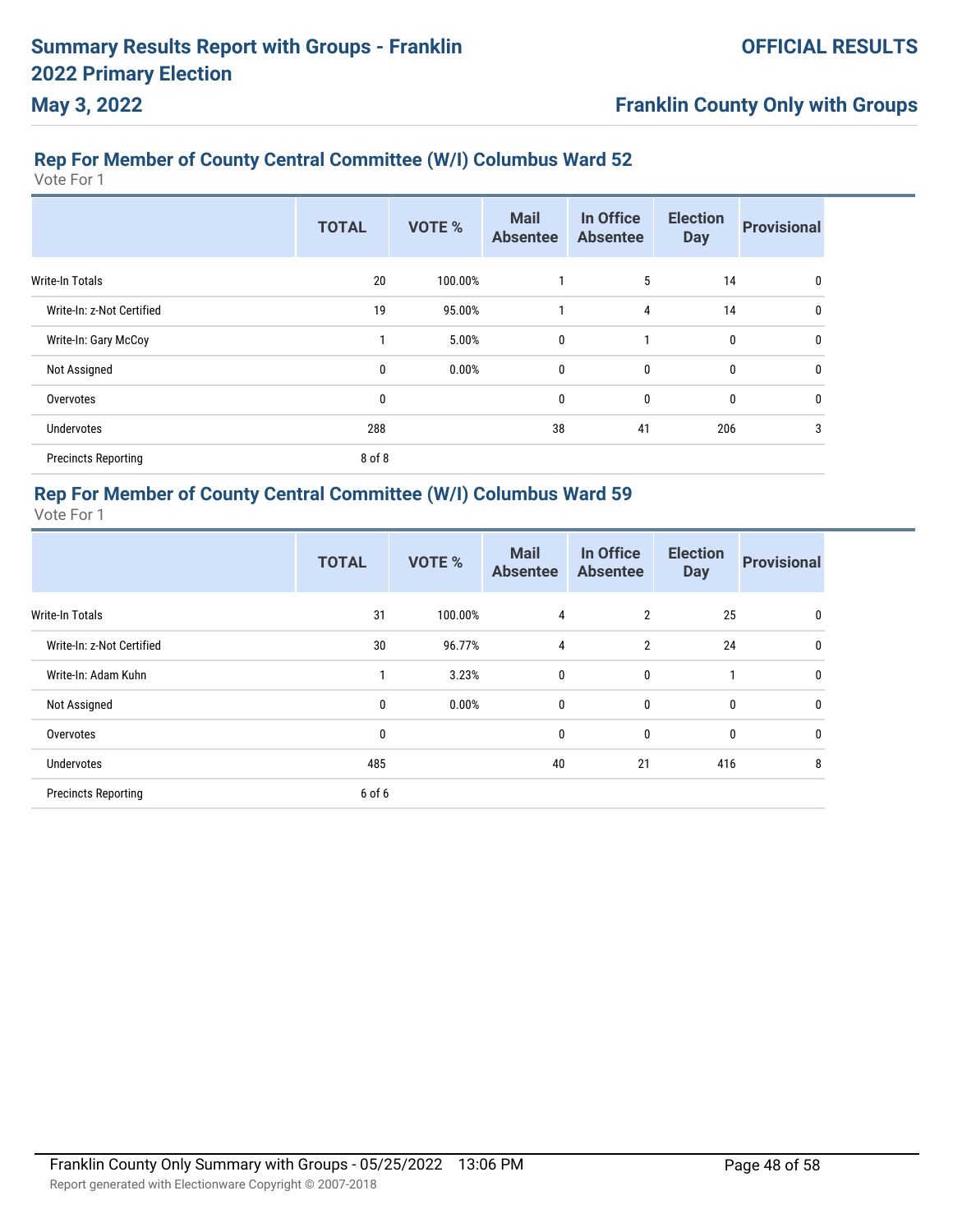# Summary Results Report with Groups - Franklin 2022 Primary Election

**May 3, 2022**

**OFFICIAL RESULTS**

**Franklin County Only with Groups**

## Rep For Member of County Central Committee (W/I) Columbus Ward 52

Vote For 1

| | TOTAL | VOTE % | Mail Absentee | In Office Absentee | Election Day | Provisional |
|---|---|---|---|---|---|---|
| Write-In Totals | 20 | 100.00% | 1 | 5 | 14 | 0 |
| Write-In: z-Not Certified | 19 | 95.00% | 1 | 4 | 14 | 0 |
| Write-In: Gary McCoy | 1 | 5.00% | 0 | 1 | 0 | 0 |
| Not Assigned | 0 | 0.00% | 0 | 0 | 0 | 0 |
| Overvotes | 0 | | 0 | 0 | 0 | 0 |
| Undervotes | 288 | | 38 | 41 | 206 | 3 |
| Precincts Reporting | 8 of 8 | | | | | |

## Rep For Member of County Central Committee (W/I) Columbus Ward 59

Vote For 1

| | TOTAL | VOTE % | Mail Absentee | In Office Absentee | Election Day | Provisional |
|---|---|---|---|---|---|---|
| Write-In Totals | 31 | 100.00% | 4 | 2 | 25 | 0 |
| Write-In: z-Not Certified | 30 | 96.77% | 4 | 2 | 24 | 0 |
| Write-In: Adam Kuhn | 1 | 3.23% | 0 | 0 | 1 | 0 |
| Not Assigned | 0 | 0.00% | 0 | 0 | 0 | 0 |
| Overvotes | 0 | | 0 | 0 | 0 | 0 |
| Undervotes | 485 | | 40 | 21 | 416 | 8 |
| Precincts Reporting | 6 of 6 | | | | | |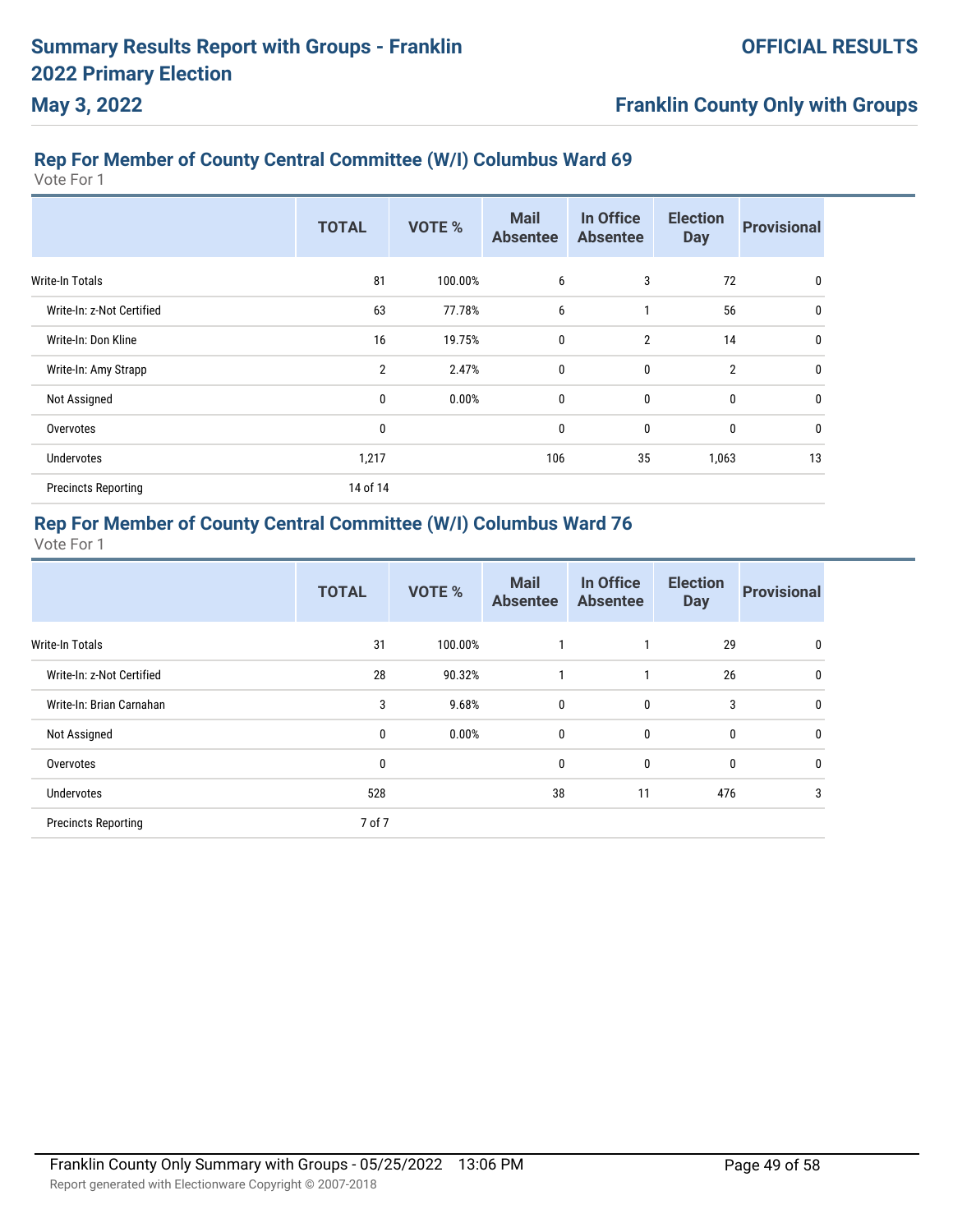## Rep For Member of County Central Committee (W/I) Columbus Ward 69

Vote For 1

| | TOTAL | VOTE % | Mail Absentee | In Office Absentee | Election Day | Provisional |
|---|---|---|---|---|---|---|
| Write-In Totals | 81 | 100.00% | 6 | 3 | 72 | 0 |
| Write-In: z-Not Certified | 63 | 77.78% | 6 | 1 | 56 | 0 |
| Write-In: Don Kline | 16 | 19.75% | 0 | 2 | 14 | 0 |
| Write-In: Amy Strapp | 2 | 2.47% | 0 | 0 | 2 | 0 |
| Not Assigned | 0 | 0.00% | 0 | 0 | 0 | 0 |
| Overvotes | 0 | | 0 | 0 | 0 | 0 |
| Undervotes | 1,217 | | 106 | 35 | 1,063 | 13 |
| Precincts Reporting | 14 of 14 | | | | | |

## Rep For Member of County Central Committee (W/I) Columbus Ward 76

Vote For 1

| | TOTAL | VOTE % | Mail Absentee | In Office Absentee | Election Day | Provisional |
|---|---|---|---|---|---|---|
| Write-In Totals | 31 | 100.00% | 1 | 1 | 29 | 0 |
| Write-In: z-Not Certified | 28 | 90.32% | 1 | 1 | 26 | 0 |
| Write-In: Brian Carnahan | 3 | 9.68% | 0 | 0 | 3 | 0 |
| Not Assigned | 0 | 0.00% | 0 | 0 | 0 | 0 |
| Overvotes | 0 | | 0 | 0 | 0 | 0 |
| Undervotes | 528 | | 38 | 11 | 476 | 3 |
| Precincts Reporting | 7 of 7 | | | | | |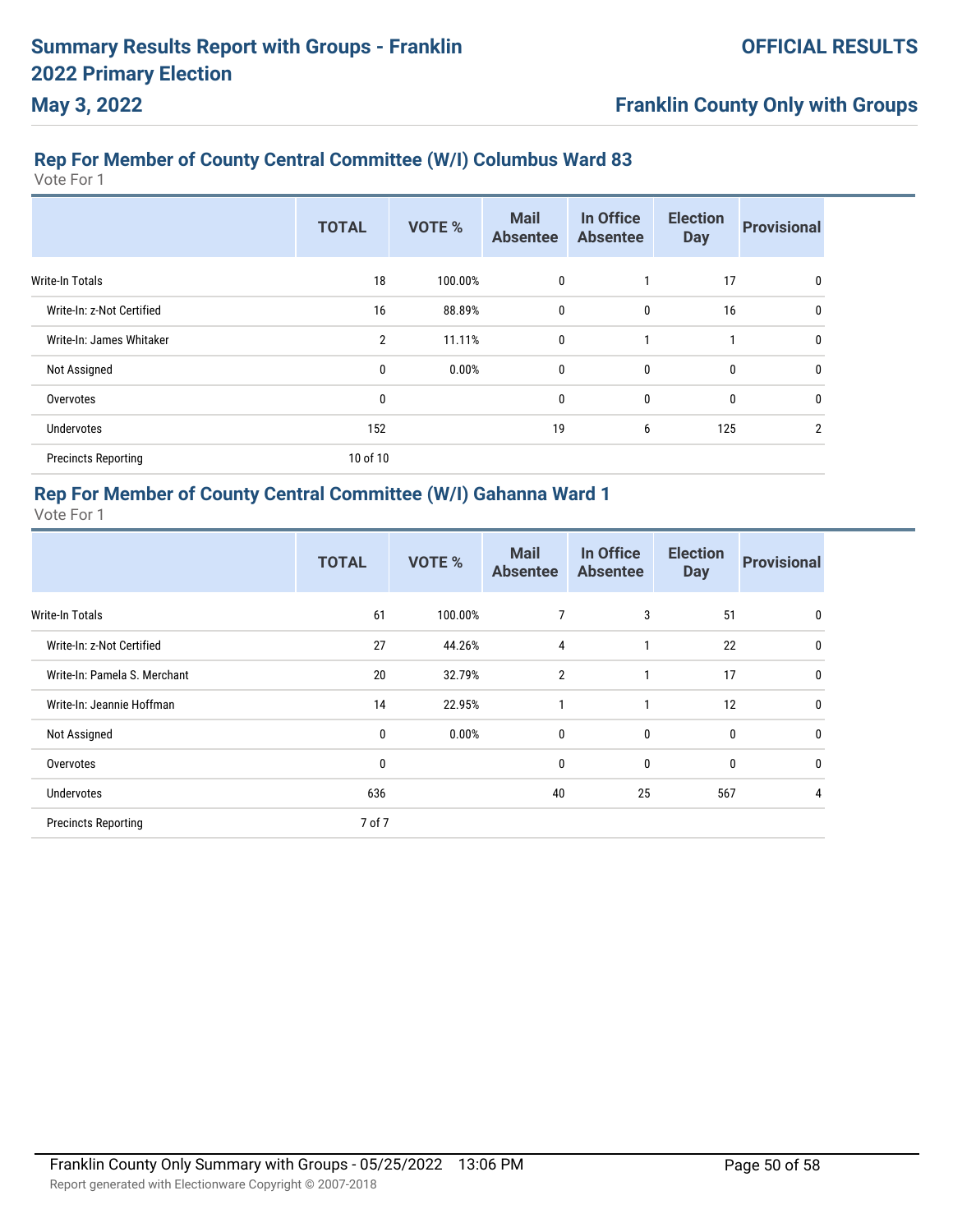## Rep For Member of County Central Committee (W/I) Columbus Ward 83

Vote For 1

| | TOTAL | VOTE % | Mail Absentee | In Office Absentee | Election Day | Provisional |
|---|---|---|---|---|---|---|
| Write-In Totals | 18 | 100.00% | 0 | 1 | 17 | 0 |
| Write-In: z-Not Certified | 16 | 88.89% | 0 | 0 | 16 | 0 |
| Write-In: James Whitaker | 2 | 11.11% | 0 | 1 | 1 | 0 |
| Not Assigned | 0 | 0.00% | 0 | 0 | 0 | 0 |
| Overvotes | 0 | | 0 | 0 | 0 | 0 |
| Undervotes | 152 | | 19 | 6 | 125 | 2 |
| Precincts Reporting | 10 of 10 | | | | | |

## Rep For Member of County Central Committee (W/I) Gahanna Ward 1

Vote For 1

| | TOTAL | VOTE % | Mail Absentee | In Office Absentee | Election Day | Provisional |
|---|---|---|---|---|---|---|
| Write-In Totals | 61 | 100.00% | 7 | 3 | 51 | 0 |
| Write-In: z-Not Certified | 27 | 44.26% | 4 | 1 | 22 | 0 |
| Write-In: Pamela S. Merchant | 20 | 32.79% | 2 | 1 | 17 | 0 |
| Write-In: Jeannie Hoffman | 14 | 22.95% | 1 | 1 | 12 | 0 |
| Not Assigned | 0 | 0.00% | 0 | 0 | 0 | 0 |
| Overvotes | 0 | | 0 | 0 | 0 | 0 |
| Undervotes | 636 | | 40 | 25 | 567 | 4 |
| Precincts Reporting | 7 of 7 | | | | | |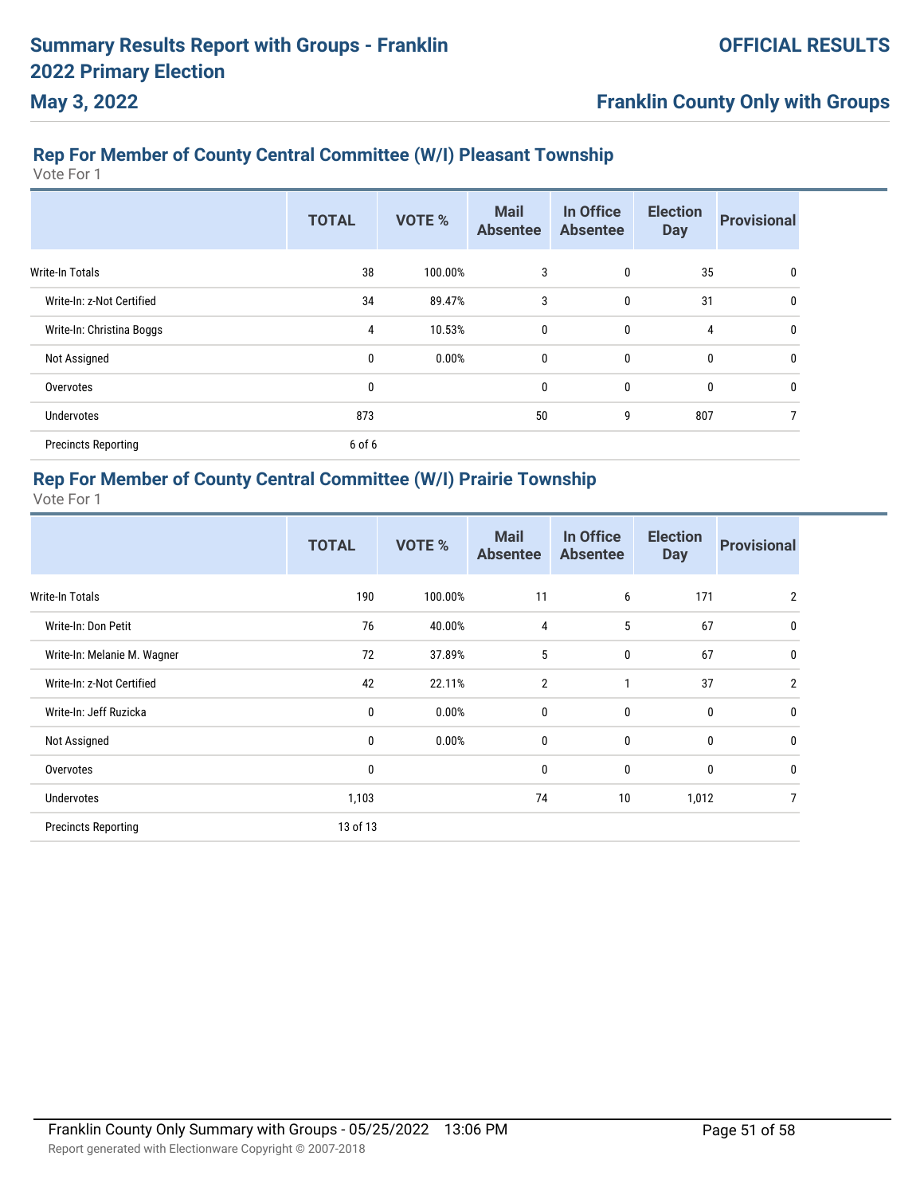## Rep For Member of County Central Committee (W/I) Pleasant Township

Vote For 1

| | TOTAL | VOTE % | Mail Absentee | In Office Absentee | Election Day | Provisional |
|---|---|---|---|---|---|---|
| Write-In Totals | 38 | 100.00% | 3 | 0 | 35 | 0 |
| Write-In: z-Not Certified | 34 | 89.47% | 3 | 0 | 31 | 0 |
| Write-In: Christina Boggs | 4 | 10.53% | 0 | 0 | 4 | 0 |
| Not Assigned | 0 | 0.00% | 0 | 0 | 0 | 0 |
| Overvotes | 0 | | 0 | 0 | 0 | 0 |
| Undervotes | 873 | | 50 | 9 | 807 | 7 |
| Precincts Reporting | 6 of 6 | | | | | |

## Rep For Member of County Central Committee (W/I) Prairie Township

Vote For 1

| | TOTAL | VOTE % | Mail Absentee | In Office Absentee | Election Day | Provisional |
|---|---|---|---|---|---|---|
| Write-In Totals | 190 | 100.00% | 11 | 6 | 171 | 2 |
| Write-In: Don Petit | 76 | 40.00% | 4 | 5 | 67 | 0 |
| Write-In: Melanie M. Wagner | 72 | 37.89% | 5 | 0 | 67 | 0 |
| Write-In: z-Not Certified | 42 | 22.11% | 2 | 1 | 37 | 2 |
| Write-In: Jeff Ruzicka | 0 | 0.00% | 0 | 0 | 0 | 0 |
| Not Assigned | 0 | 0.00% | 0 | 0 | 0 | 0 |
| Overvotes | 0 | | 0 | 0 | 0 | 0 |
| Undervotes | 1,103 | | 74 | 10 | 1,012 | 7 |
| Precincts Reporting | 13 of 13 | | | | | |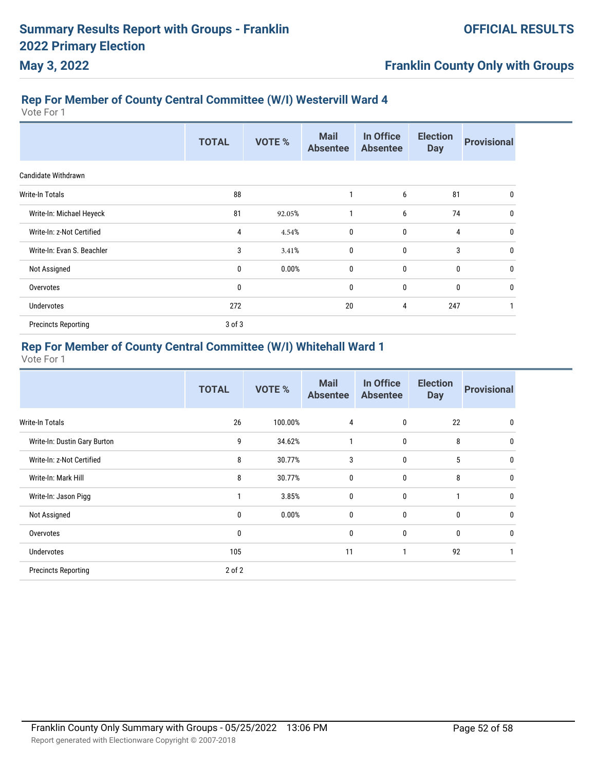## Rep For Member of County Central Committee (W/I) Westervill Ward 4

Vote For 1

| | TOTAL | VOTE % | Mail Absentee | In Office Absentee | Election Day | Provisional |
|---|---|---|---|---|---|---|
| Candidate Withdrawn | | | | | | |
| Write-In Totals | 88 | | 1 | 6 | 81 | 0 |
| Write-In: Michael Heyeck | 81 | 92.05% | 1 | 6 | 74 | 0 |
| Write-In: z-Not Certified | 4 | 4.54% | 0 | 0 | 4 | 0 |
| Write-In: Evan S. Beachler | 3 | 3.41% | 0 | 0 | 3 | 0 |
| Not Assigned | 0 | 0.00% | 0 | 0 | 0 | 0 |
| Overvotes | 0 | | 0 | 0 | 0 | 0 |
| Undervotes | 272 | | 20 | 4 | 247 | 1 |
| Precincts Reporting | 3 of 3 | | | | | |

## Rep For Member of County Central Committee (W/I) Whitehall Ward 1

Vote For 1

| | TOTAL | VOTE % | Mail Absentee | In Office Absentee | Election Day | Provisional |
|---|---|---|---|---|---|---|
| Write-In Totals | 26 | 100.00% | 4 | 0 | 22 | 0 |
| Write-In: Dustin Gary Burton | 9 | 34.62% | 1 | 0 | 8 | 0 |
| Write-In: z-Not Certified | 8 | 30.77% | 3 | 0 | 5 | 0 |
| Write-In: Mark Hill | 8 | 30.77% | 0 | 0 | 8 | 0 |
| Write-In: Jason Pigg | 1 | 3.85% | 0 | 0 | 1 | 0 |
| Not Assigned | 0 | 0.00% | 0 | 0 | 0 | 0 |
| Overvotes | 0 | | 0 | 0 | 0 | 0 |
| Undervotes | 105 | | 11 | 1 | 92 | 1 |
| Precincts Reporting | 2 of 2 | | | | | |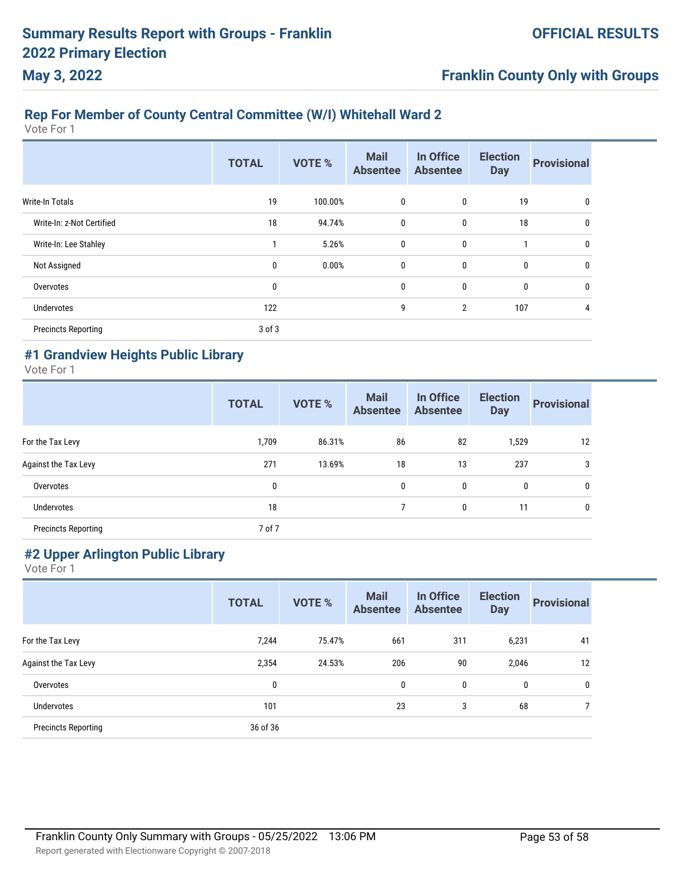## Rep For Member of County Central Committee (W/I) Whitehall Ward 2

Vote For 1

| | TOTAL | VOTE % | Mail Absentee | In Office Absentee | Election Day | Provisional |
|---|---|---|---|---|---|---|
| Write-In Totals | 19 | 100.00% | 0 | 0 | 19 | 0 |
| Write-In: z-Not Certified | 18 | 94.74% | 0 | 0 | 18 | 0 |
| Write-In: Lee Stahley | 1 | 5.26% | 0 | 0 | 1 | 0 |
| Not Assigned | 0 | 0.00% | 0 | 0 | 0 | 0 |
| Overvotes | 0 | | 0 | 0 | 0 | 0 |
| Undervotes | 122 | | 9 | 2 | 107 | 4 |
| Precincts Reporting | 3 of 3 | | | | | |

## #1 Grandview Heights Public Library

Vote For 1

| | TOTAL | VOTE % | Mail Absentee | In Office Absentee | Election Day | Provisional |
|---|---|---|---|---|---|---|
| For the Tax Levy | 1,709 | 86.31% | 86 | 82 | 1,529 | 12 |
| Against the Tax Levy | 271 | 13.69% | 18 | 13 | 237 | 3 |
| Overvotes | 0 | | 0 | 0 | 0 | 0 |
| Undervotes | 18 | | 7 | 0 | 11 | 0 |
| Precincts Reporting | 7 of 7 | | | | | |

## #2 Upper Arlington Public Library

Vote For 1

| | TOTAL | VOTE % | Mail Absentee | In Office Absentee | Election Day | Provisional |
|---|---|---|---|---|---|---|
| For the Tax Levy | 7,244 | 75.47% | 661 | 311 | 6,231 | 41 |
| Against the Tax Levy | 2,354 | 24.53% | 206 | 90 | 2,046 | 12 |
| Overvotes | 0 | | 0 | 0 | 0 | 0 |
| Undervotes | 101 | | 23 | 3 | 68 | 7 |
| Precincts Reporting | 36 of 36 | | | | | |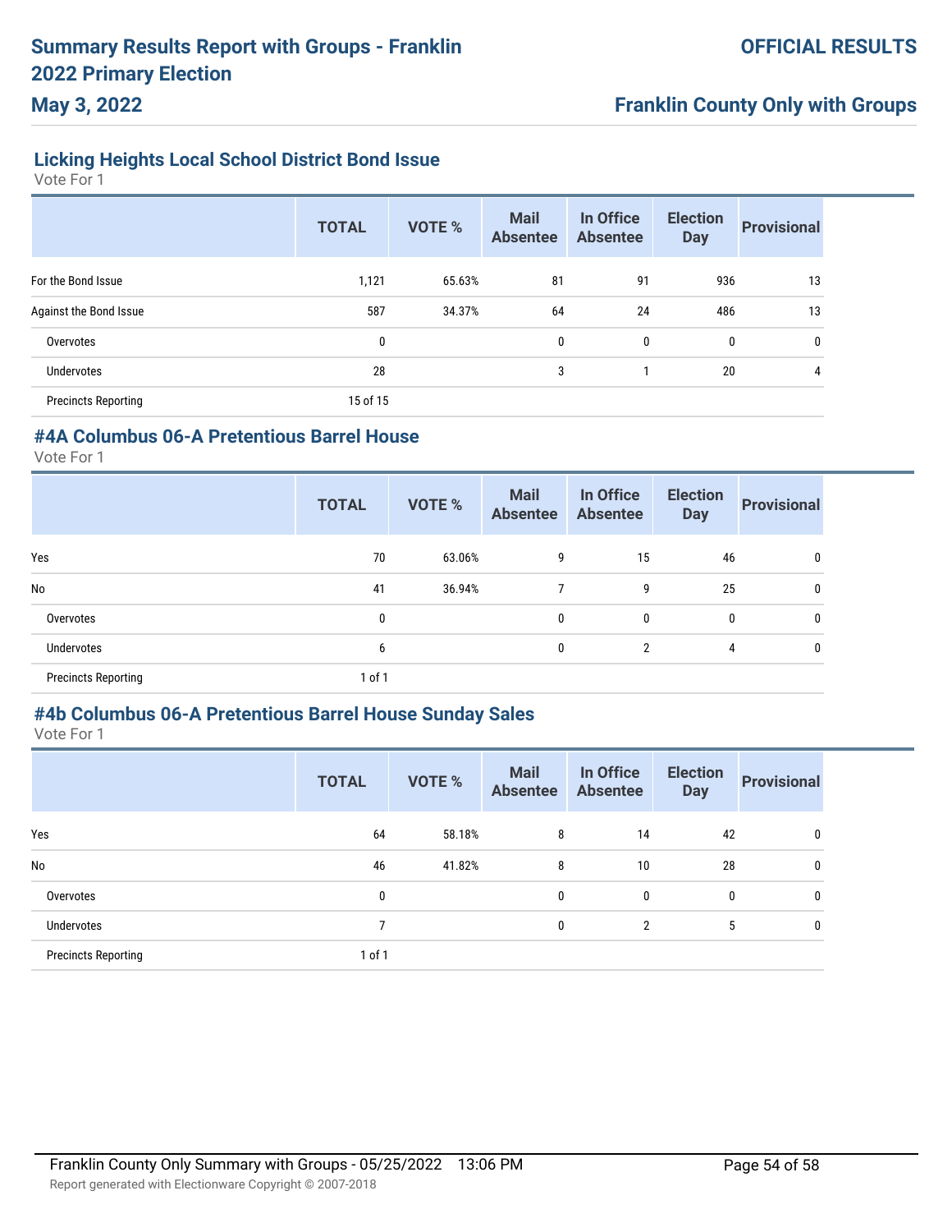## Licking Heights Local School District Bond Issue

Vote For 1

| | TOTAL | VOTE % | Mail Absentee | In Office Absentee | Election Day | Provisional |
|---|---|---|---|---|---|---|
| For the Bond Issue | 1,121 | 65.63% | 81 | 91 | 936 | 13 |
| Against the Bond Issue | 587 | 34.37% | 64 | 24 | 486 | 13 |
| Overvotes | 0 | | 0 | 0 | 0 | 0 |
| Undervotes | 28 | | 3 | 1 | 20 | 4 |
| Precincts Reporting | 15 of 15 | | | | | |

## #4A Columbus 06-A Pretentious Barrel House

Vote For 1

| | TOTAL | VOTE % | Mail Absentee | In Office Absentee | Election Day | Provisional |
|---|---|---|---|---|---|---|
| Yes | 70 | 63.06% | 9 | 15 | 46 | 0 |
| No | 41 | 36.94% | 7 | 9 | 25 | 0 |
| Overvotes | 0 | | 0 | 0 | 0 | 0 |
| Undervotes | 6 | | 0 | 2 | 4 | 0 |
| Precincts Reporting | 1 of 1 | | | | | |

## #4b Columbus 06-A Pretentious Barrel House Sunday Sales

Vote For 1

| | TOTAL | VOTE % | Mail Absentee | In Office Absentee | Election Day | Provisional |
|---|---|---|---|---|---|---|
| Yes | 64 | 58.18% | 8 | 14 | 42 | 0 |
| No | 46 | 41.82% | 8 | 10 | 28 | 0 |
| Overvotes | 0 | | 0 | 0 | 0 | 0 |
| Undervotes | 7 | | 0 | 2 | 5 | 0 |
| Precincts Reporting | 1 of 1 | | | | | |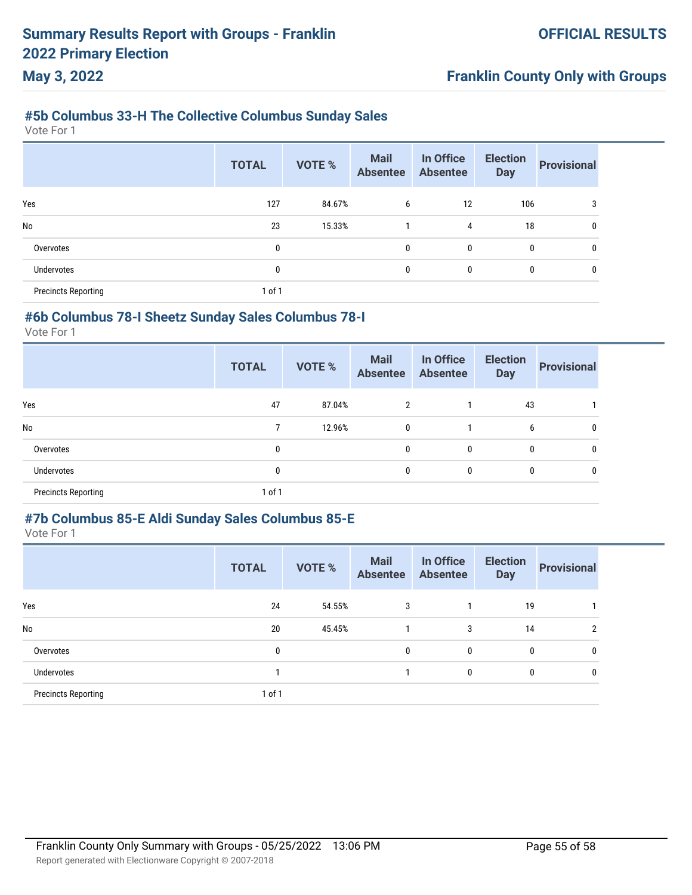### #5b Columbus 33-H The Collective Columbus Sunday Sales

Vote For 1

| | TOTAL | VOTE % | Mail Absentee | In Office Absentee | Election Day | Provisional |
|---|---|---|---|---|---|---|
| Yes | 127 | 84.67% | 6 | 12 | 106 | 3 |
| No | 23 | 15.33% | 1 | 4 | 18 | 0 |
| Overvotes | 0 | | 0 | 0 | 0 | 0 |
| Undervotes | 0 | | 0 | 0 | 0 | 0 |
| Precincts Reporting | 1 of 1 | | | | | |

### #6b Columbus 78-I Sheetz Sunday Sales Columbus 78-I

Vote For 1

| | TOTAL | VOTE % | Mail Absentee | In Office Absentee | Election Day | Provisional |
|---|---|---|---|---|---|---|
| Yes | 47 | 87.04% | 2 | 1 | 43 | 1 |
| No | 7 | 12.96% | 0 | 1 | 6 | 0 |
| Overvotes | 0 | | 0 | 0 | 0 | 0 |
| Undervotes | 0 | | 0 | 0 | 0 | 0 |
| Precincts Reporting | 1 of 1 | | | | | |

### #7b Columbus 85-E Aldi Sunday Sales Columbus 85-E

Vote For 1

| | TOTAL | VOTE % | Mail Absentee | In Office Absentee | Election Day | Provisional |
|---|---|---|---|---|---|---|
| Yes | 24 | 54.55% | 3 | 1 | 19 | 1 |
| No | 20 | 45.45% | 1 | 3 | 14 | 2 |
| Overvotes | 0 | | 0 | 0 | 0 | 0 |
| Undervotes | 1 | | 1 | 0 | 0 | 0 |
| Precincts Reporting | 1 of 1 | | | | | |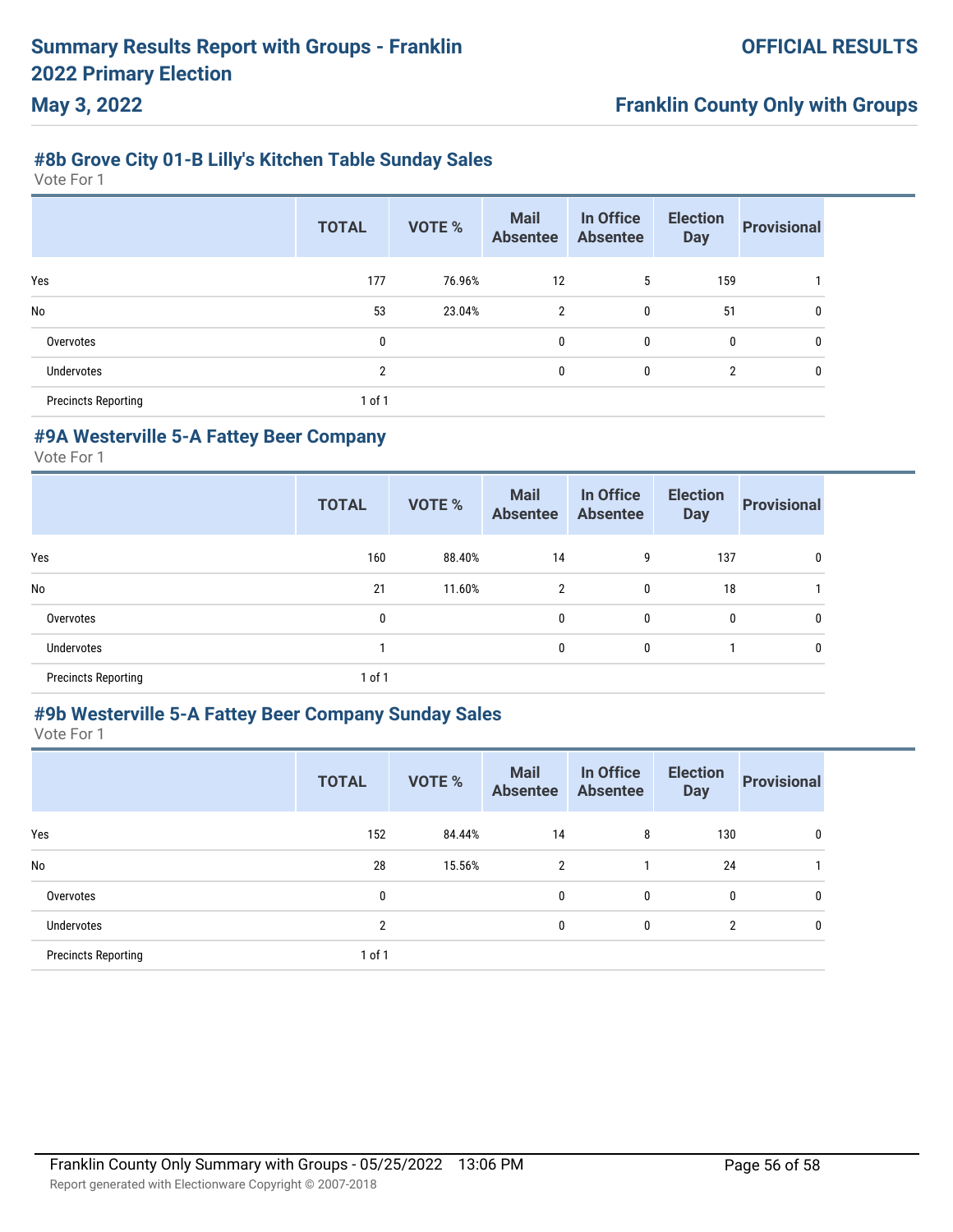# Summary Results Report with Groups - Franklin 2022 Primary Election

**May 3, 2022**

**OFFICIAL RESULTS**

**Franklin County Only with Groups**

### #8b Grove City 01-B Lilly's Kitchen Table Sunday Sales

Vote For 1

| | TOTAL | VOTE % | Mail Absentee | In Office Absentee | Election Day | Provisional |
|---|---|---|---|---|---|---|
| Yes | 177 | 76.96% | 12 | 5 | 159 | 1 |
| No | 53 | 23.04% | 2 | 0 | 51 | 0 |
| Overvotes | 0 | | 0 | 0 | 0 | 0 |
| Undervotes | 2 | | 0 | 0 | 2 | 0 |
| Precincts Reporting | 1 of 1 | | | | | |

### #9A Westerville 5-A Fattey Beer Company

Vote For 1

| | TOTAL | VOTE % | Mail Absentee | In Office Absentee | Election Day | Provisional |
|---|---|---|---|---|---|---|
| Yes | 160 | 88.40% | 14 | 9 | 137 | 0 |
| No | 21 | 11.60% | 2 | 0 | 18 | 1 |
| Overvotes | 0 | | 0 | 0 | 0 | 0 |
| Undervotes | 1 | | 0 | 0 | 1 | 0 |
| Precincts Reporting | 1 of 1 | | | | | |

### #9b Westerville 5-A Fattey Beer Company Sunday Sales

Vote For 1

| | TOTAL | VOTE % | Mail Absentee | In Office Absentee | Election Day | Provisional |
|---|---|---|---|---|---|---|
| Yes | 152 | 84.44% | 14 | 8 | 130 | 0 |
| No | 28 | 15.56% | 2 | 1 | 24 | 1 |
| Overvotes | 0 | | 0 | 0 | 0 | 0 |
| Undervotes | 2 | | 0 | 0 | 2 | 0 |
| Precincts Reporting | 1 of 1 | | | | | |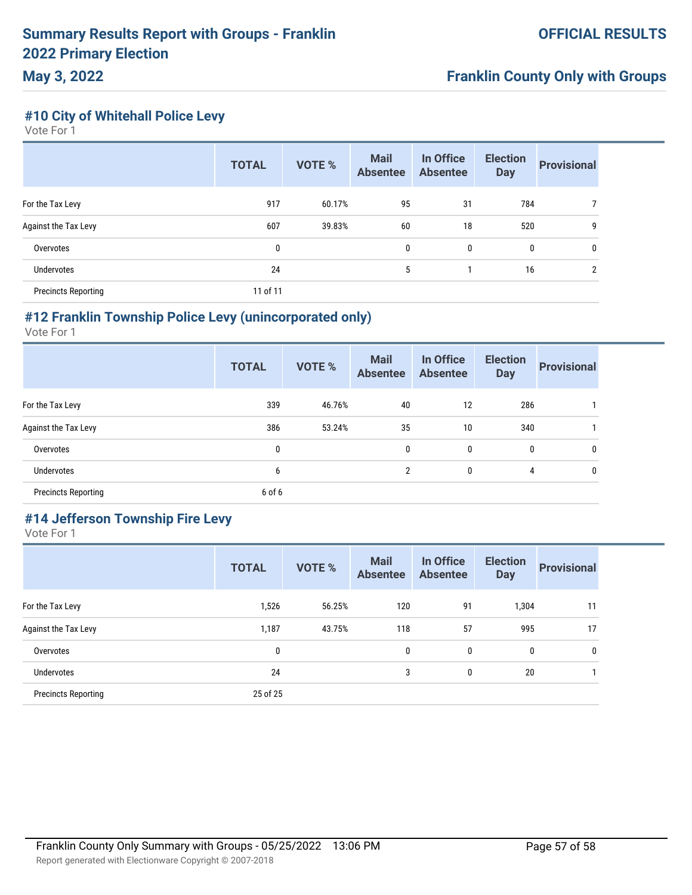# Summary Results Report with Groups - Franklin 2022 Primary Election

**May 3, 2022**

**OFFICIAL RESULTS**

**Franklin County Only with Groups**

## #10 City of Whitehall Police Levy

Vote For 1

| | TOTAL | VOTE % | Mail Absentee | In Office Absentee | Election Day | Provisional |
|---|---|---|---|---|---|---|
| For the Tax Levy | 917 | 60.17% | 95 | 31 | 784 | 7 |
| Against the Tax Levy | 607 | 39.83% | 60 | 18 | 520 | 9 |
| Overvotes | 0 | | 0 | 0 | 0 | 0 |
| Undervotes | 24 | | 5 | 1 | 16 | 2 |
| Precincts Reporting | 11 of 11 | | | | | |

## #12 Franklin Township Police Levy (unincorporated only)

Vote For 1

| | TOTAL | VOTE % | Mail Absentee | In Office Absentee | Election Day | Provisional |
|---|---|---|---|---|---|---|
| For the Tax Levy | 339 | 46.76% | 40 | 12 | 286 | 1 |
| Against the Tax Levy | 386 | 53.24% | 35 | 10 | 340 | 1 |
| Overvotes | 0 | | 0 | 0 | 0 | 0 |
| Undervotes | 6 | | 2 | 0 | 4 | 0 |
| Precincts Reporting | 6 of 6 | | | | | |

## #14 Jefferson Township Fire Levy

Vote For 1

| | TOTAL | VOTE % | Mail Absentee | In Office Absentee | Election Day | Provisional |
|---|---|---|---|---|---|---|
| For the Tax Levy | 1,526 | 56.25% | 120 | 91 | 1,304 | 11 |
| Against the Tax Levy | 1,187 | 43.75% | 118 | 57 | 995 | 17 |
| Overvotes | 0 | | 0 | 0 | 0 | 0 |
| Undervotes | 24 | | 3 | 0 | 20 | 1 |
| Precincts Reporting | 25 of 25 | | | | | |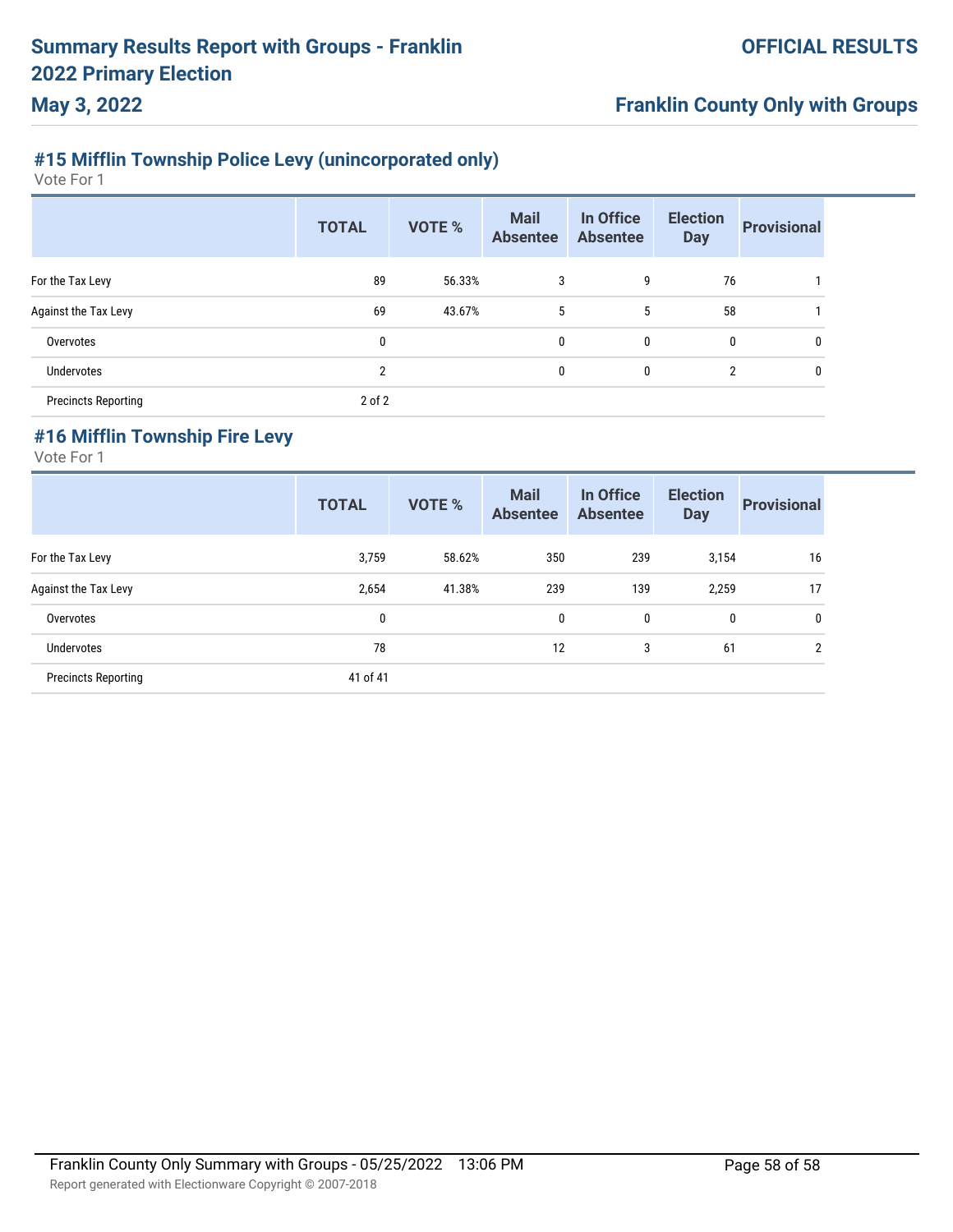### #15 Mifflin Township Police Levy (unincorporated only)

Vote For 1

| | TOTAL | VOTE % | Mail Absentee | In Office Absentee | Election Day | Provisional |
|---|---|---|---|---|---|---|
| For the Tax Levy | 89 | 56.33% | 3 | 9 | 76 | 1 |
| Against the Tax Levy | 69 | 43.67% | 5 | 5 | 58 | 1 |
| Overvotes | 0 | | 0 | 0 | 0 | 0 |
| Undervotes | 2 | | 0 | 0 | 2 | 0 |
| Precincts Reporting | 2 of 2 | | | | | |

### #16 Mifflin Township Fire Levy

Vote For 1

| | TOTAL | VOTE % | Mail Absentee | In Office Absentee | Election Day | Provisional |
|---|---|---|---|---|---|---|
| For the Tax Levy | 3,759 | 58.62% | 350 | 239 | 3,154 | 16 |
| Against the Tax Levy | 2,654 | 41.38% | 239 | 139 | 2,259 | 17 |
| Overvotes | 0 | | 0 | 0 | 0 | 0 |
| Undervotes | 78 | | 12 | 3 | 61 | 2 |
| Precincts Reporting | 41 of 41 | | | | | |